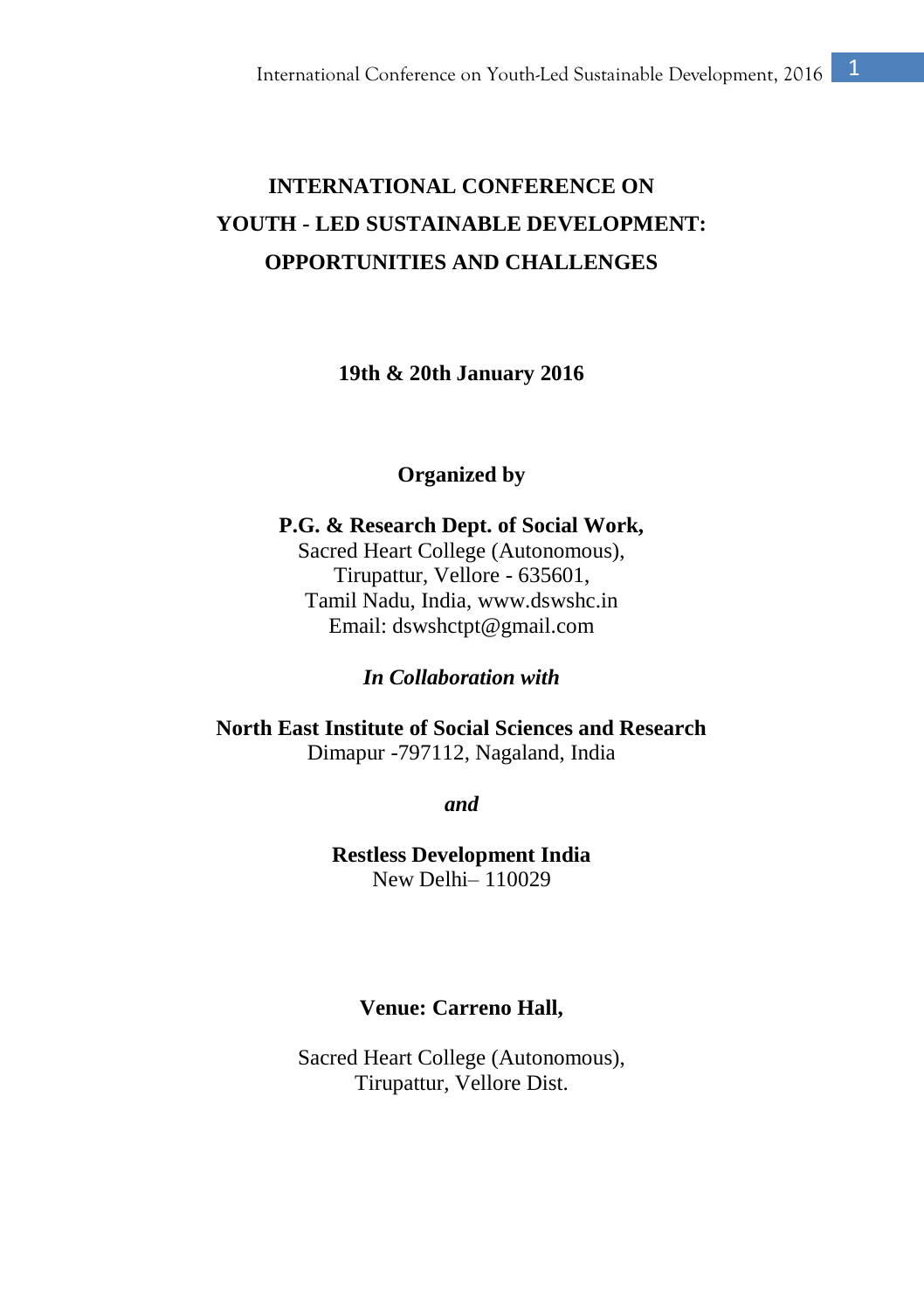# INTERNATIONAL CONFERENCE ON YOUTH - LED SUSTAINABLE DEVELOPMENT: OPPORTUNITIES AND CHALLENGES

**19th & 20th January 2016**

**Organized by**

**P.G. & Research Dept. of Social Work,**
Sacred Heart College (Autonomous),
Tirupattur, Vellore - 635601,
Tamil Nadu, India, www.dswshc.in
Email: dswshctpt@gmail.com

***In Collaboration with***

**North East Institute of Social Sciences and Research**
Dimapur -797112, Nagaland, India

***and***

**Restless Development India**
New Delhi– 110029

**Venue: Carreno Hall,**

Sacred Heart College (Autonomous),
Tirupattur, Vellore Dist.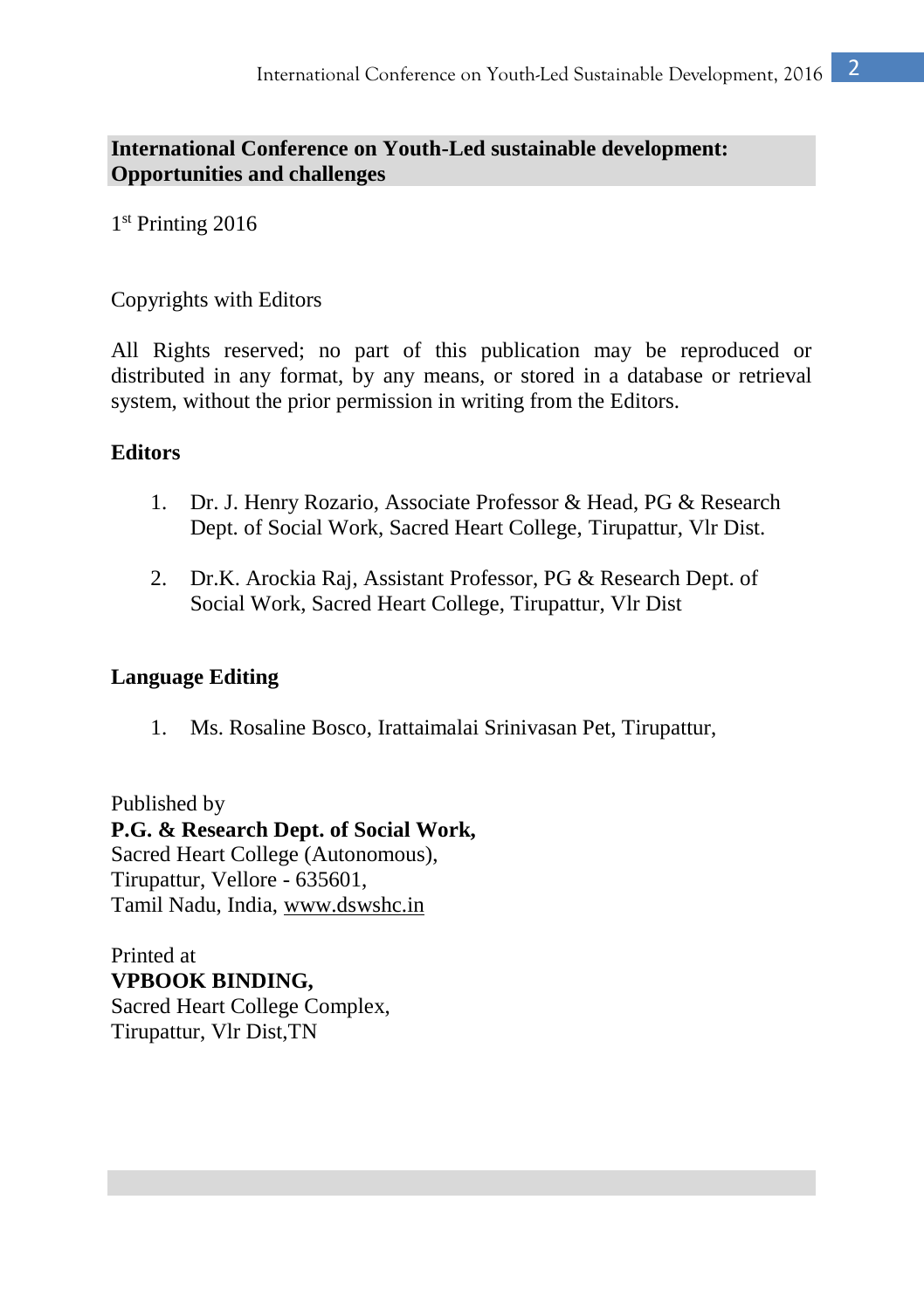**International Conference on Youth-Led sustainable development: Opportunities and challenges**

1st Printing 2016

Copyrights with Editors

All Rights reserved; no part of this publication may be reproduced or distributed in any format, by any means, or stored in a database or retrieval system, without the prior permission in writing from the Editors.

**Editors**

1. Dr. J. Henry Rozario, Associate Professor & Head, PG & Research Dept. of Social Work, Sacred Heart College, Tirupattur, Vlr Dist.

2. Dr.K. Arockia Raj, Assistant Professor, PG & Research Dept. of Social Work, Sacred Heart College, Tirupattur, Vlr Dist

**Language Editing**

1. Ms. Rosaline Bosco, Irattaimalai Srinivasan Pet, Tirupattur,

Published by
**P.G. & Research Dept. of Social Work,**
Sacred Heart College (Autonomous),
Tirupattur, Vellore - 635601,
Tamil Nadu, India, www.dswshc.in

Printed at
**VPBOOK BINDING,**
Sacred Heart College Complex,
Tirupattur, Vlr Dist,TN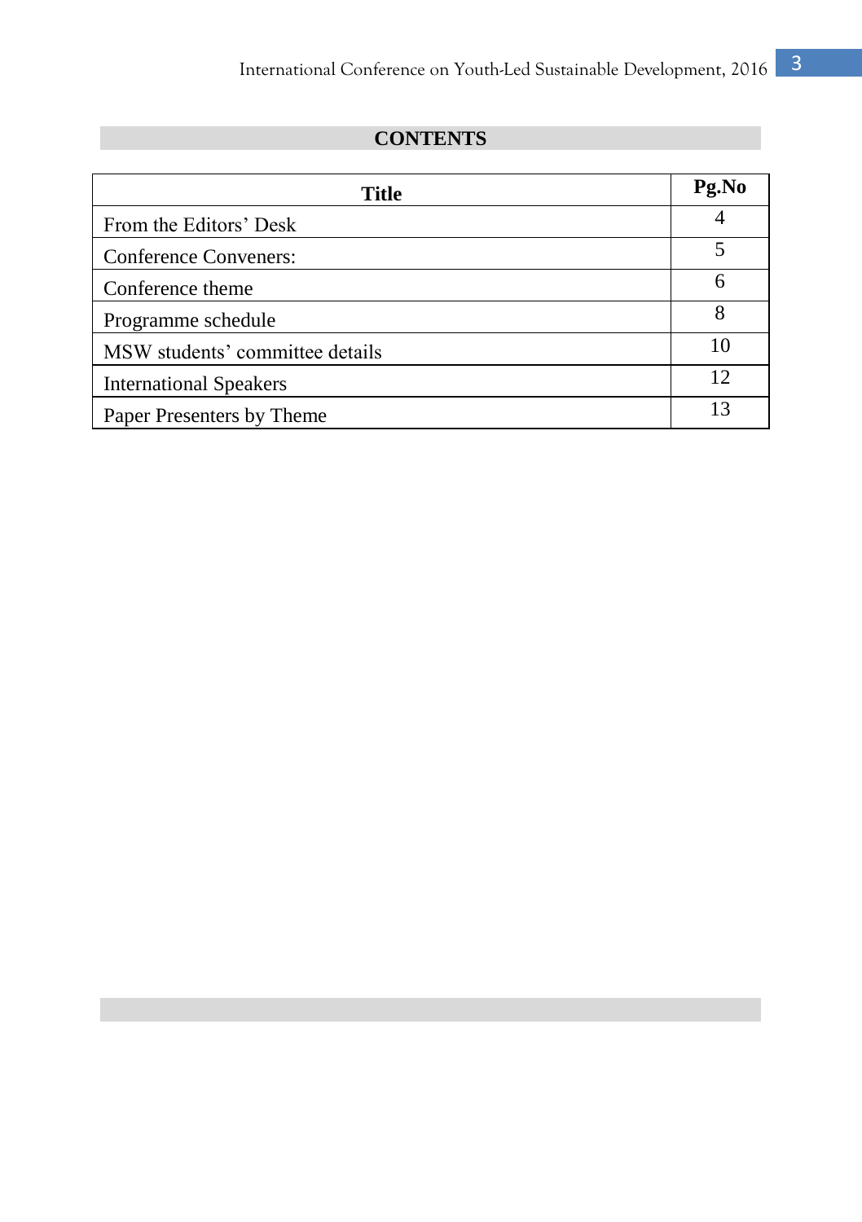# CONTENTS

| Title | Pg.No |
|---|---|
| From the Editors' Desk | 4 |
| Conference Conveners: | 5 |
| Conference theme | 6 |
| Programme schedule | 8 |
| MSW students' committee details | 10 |
| International Speakers | 12 |
| Paper Presenters by Theme | 13 |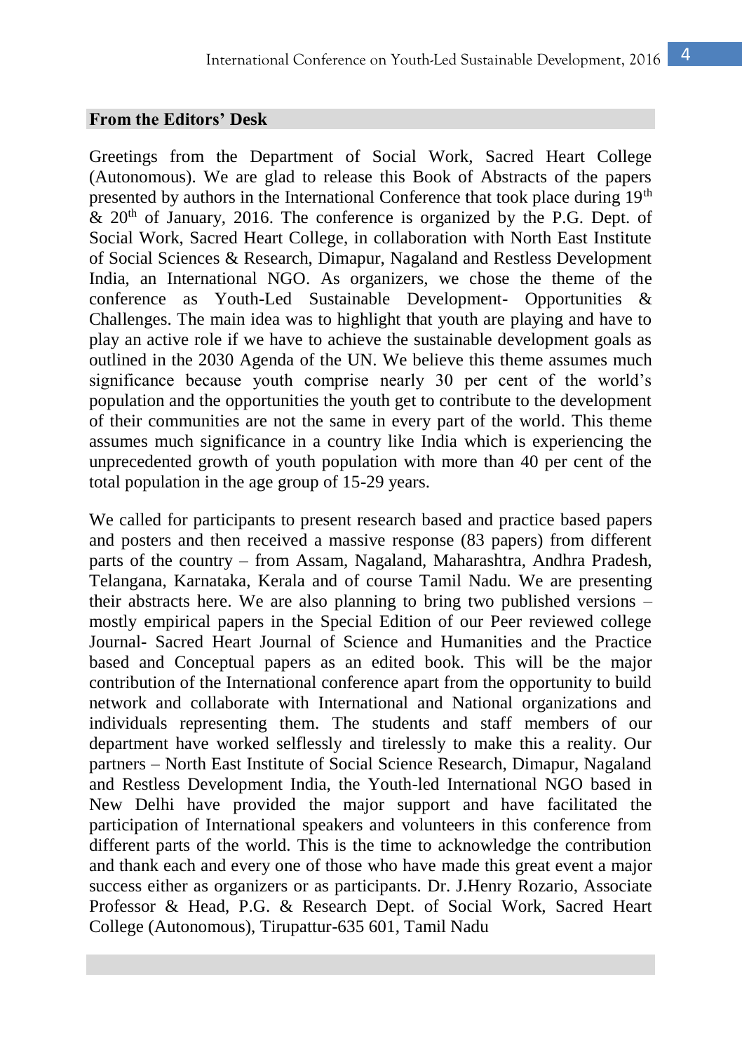## From the Editors' Desk

Greetings from the Department of Social Work, Sacred Heart College (Autonomous). We are glad to release this Book of Abstracts of the papers presented by authors in the International Conference that took place during 19th & 20th of January, 2016. The conference is organized by the P.G. Dept. of Social Work, Sacred Heart College, in collaboration with North East Institute of Social Sciences & Research, Dimapur, Nagaland and Restless Development India, an International NGO. As organizers, we chose the theme of the conference as Youth-Led Sustainable Development- Opportunities & Challenges. The main idea was to highlight that youth are playing and have to play an active role if we have to achieve the sustainable development goals as outlined in the 2030 Agenda of the UN. We believe this theme assumes much significance because youth comprise nearly 30 per cent of the world's population and the opportunities the youth get to contribute to the development of their communities are not the same in every part of the world. This theme assumes much significance in a country like India which is experiencing the unprecedented growth of youth population with more than 40 per cent of the total population in the age group of 15-29 years.

We called for participants to present research based and practice based papers and posters and then received a massive response (83 papers) from different parts of the country – from Assam, Nagaland, Maharashtra, Andhra Pradesh, Telangana, Karnataka, Kerala and of course Tamil Nadu. We are presenting their abstracts here. We are also planning to bring two published versions – mostly empirical papers in the Special Edition of our Peer reviewed college Journal- Sacred Heart Journal of Science and Humanities and the Practice based and Conceptual papers as an edited book. This will be the major contribution of the International conference apart from the opportunity to build network and collaborate with International and National organizations and individuals representing them. The students and staff members of our department have worked selflessly and tirelessly to make this a reality. Our partners – North East Institute of Social Science Research, Dimapur, Nagaland and Restless Development India, the Youth-led International NGO based in New Delhi have provided the major support and have facilitated the participation of International speakers and volunteers in this conference from different parts of the world. This is the time to acknowledge the contribution and thank each and every one of those who have made this great event a major success either as organizers or as participants. Dr. J.Henry Rozario, Associate Professor & Head, P.G. & Research Dept. of Social Work, Sacred Heart College (Autonomous), Tirupattur-635 601, Tamil Nadu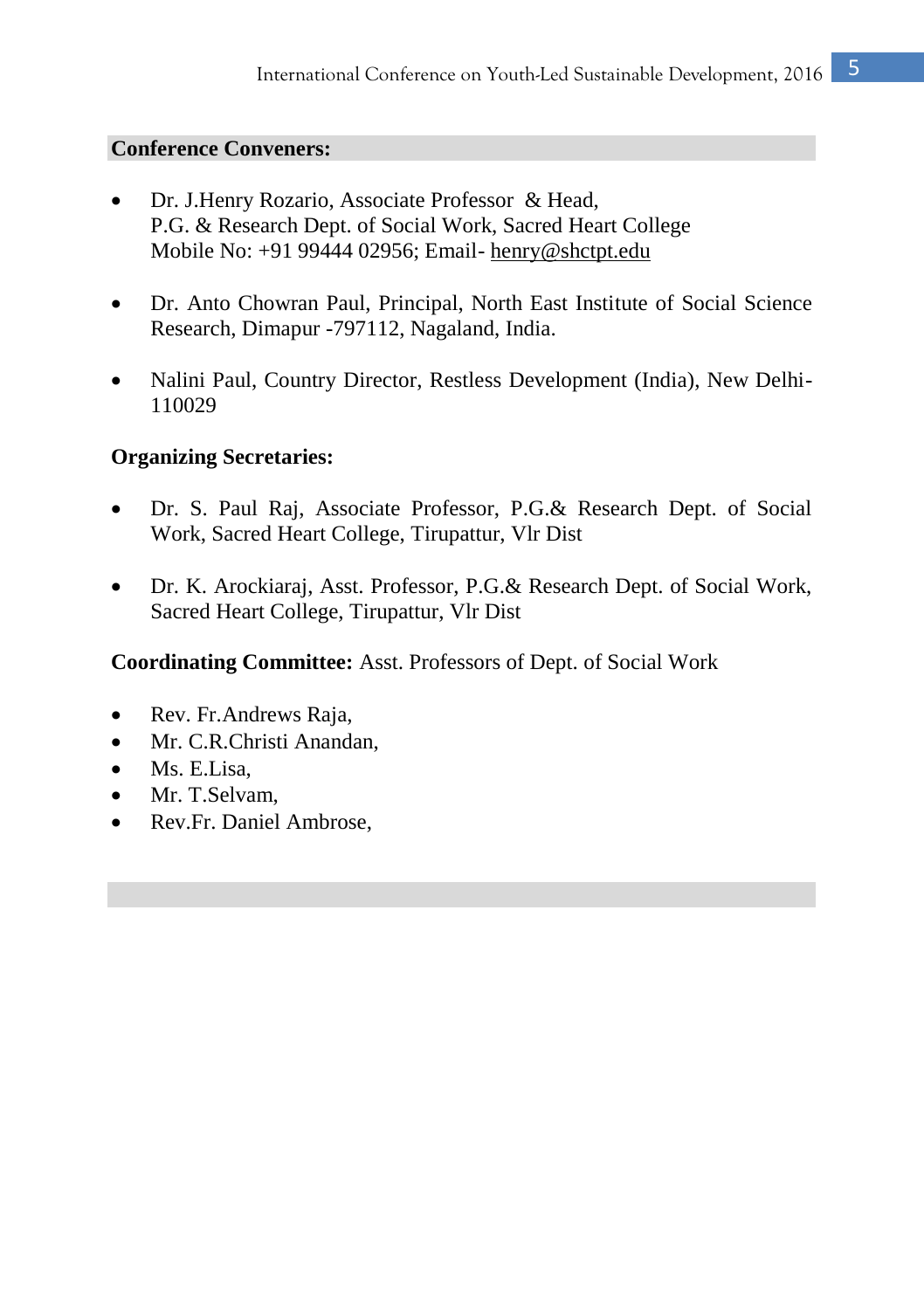## Conference Conveners:

- Dr. J.Henry Rozario, Associate Professor & Head,
  P.G. & Research Dept. of Social Work, Sacred Heart College
  Mobile No: +91 99444 02956; Email- henry@shctpt.edu

- Dr. Anto Chowran Paul, Principal, North East Institute of Social Science Research, Dimapur -797112, Nagaland, India.

- Nalini Paul, Country Director, Restless Development (India), New Delhi-110029

**Organizing Secretaries:**

- Dr. S. Paul Raj, Associate Professor, P.G.& Research Dept. of Social Work, Sacred Heart College, Tirupattur, Vlr Dist

- Dr. K. Arockiaraj, Asst. Professor, P.G.& Research Dept. of Social Work, Sacred Heart College, Tirupattur, Vlr Dist

**Coordinating Committee:** Asst. Professors of Dept. of Social Work

- Rev. Fr.Andrews Raja,
- Mr. C.R.Christi Anandan,
- Ms. E.Lisa,
- Mr. T.Selvam,
- Rev.Fr. Daniel Ambrose,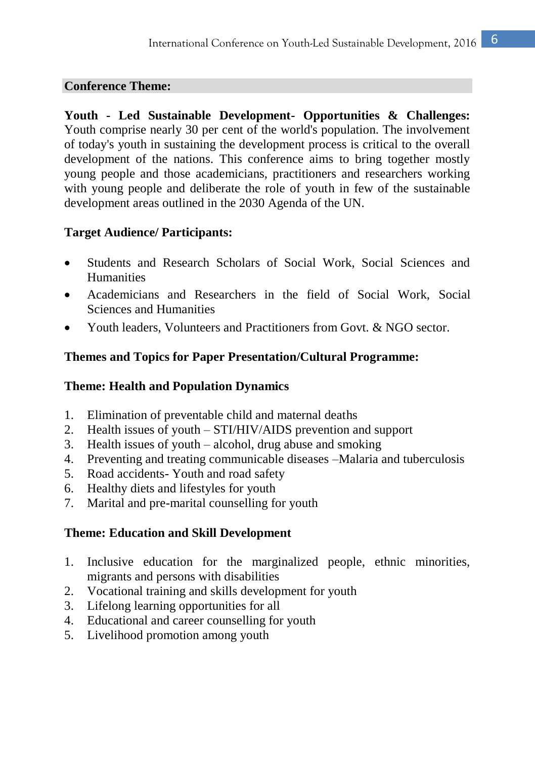## Conference Theme:

**Youth - Led Sustainable Development- Opportunities & Challenges:** Youth comprise nearly 30 per cent of the world's population. The involvement of today's youth in sustaining the development process is critical to the overall development of the nations. This conference aims to bring together mostly young people and those academicians, practitioners and researchers working with young people and deliberate the role of youth in few of the sustainable development areas outlined in the 2030 Agenda of the UN.

### Target Audience/ Participants:

- Students and Research Scholars of Social Work, Social Sciences and Humanities
- Academicians and Researchers in the field of Social Work, Social Sciences and Humanities
- Youth leaders, Volunteers and Practitioners from Govt. & NGO sector.

### Themes and Topics for Paper Presentation/Cultural Programme:

### Theme: Health and Population Dynamics

1. Elimination of preventable child and maternal deaths
2. Health issues of youth – STI/HIV/AIDS prevention and support
3. Health issues of youth – alcohol, drug abuse and smoking
4. Preventing and treating communicable diseases –Malaria and tuberculosis
5. Road accidents- Youth and road safety
6. Healthy diets and lifestyles for youth
7. Marital and pre-marital counselling for youth

### Theme: Education and Skill Development

1. Inclusive education for the marginalized people, ethnic minorities, migrants and persons with disabilities
2. Vocational training and skills development for youth
3. Lifelong learning opportunities for all
4. Educational and career counselling for youth
5. Livelihood promotion among youth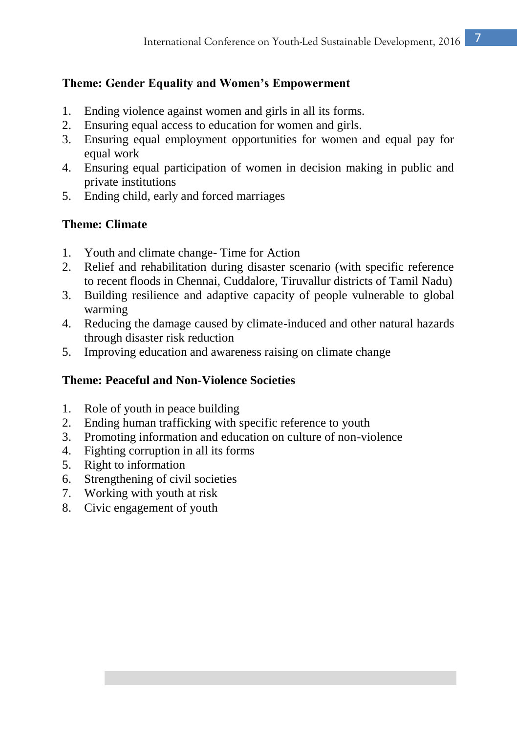**Theme: Gender Equality and Women's Empowerment**

1. Ending violence against women and girls in all its forms.
2. Ensuring equal access to education for women and girls.
3. Ensuring equal employment opportunities for women and equal pay for equal work
4. Ensuring equal participation of women in decision making in public and private institutions
5. Ending child, early and forced marriages

**Theme: Climate**

1. Youth and climate change- Time for Action
2. Relief and rehabilitation during disaster scenario (with specific reference to recent floods in Chennai, Cuddalore, Tiruvallur districts of Tamil Nadu)
3. Building resilience and adaptive capacity of people vulnerable to global warming
4. Reducing the damage caused by climate-induced and other natural hazards through disaster risk reduction
5. Improving education and awareness raising on climate change

**Theme: Peaceful and Non-Violence Societies**

1. Role of youth in peace building
2. Ending human trafficking with specific reference to youth
3. Promoting information and education on culture of non-violence
4. Fighting corruption in all its forms
5. Right to information
6. Strengthening of civil societies
7. Working with youth at risk
8. Civic engagement of youth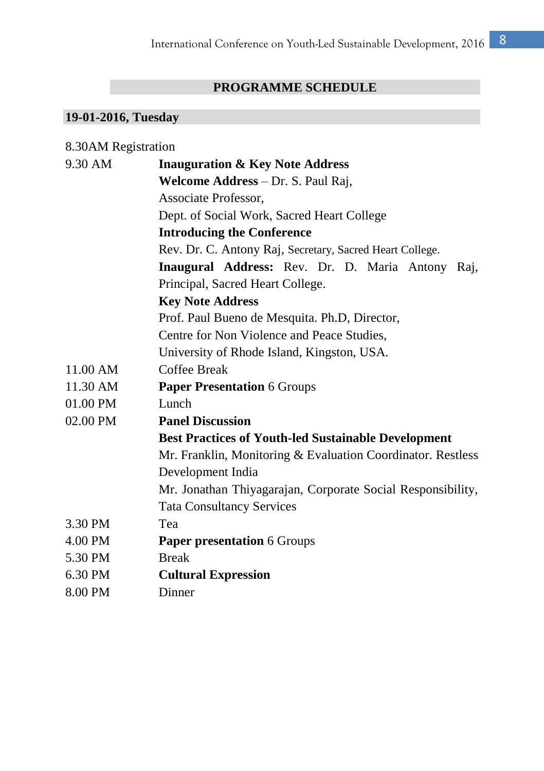## PROGRAMME SCHEDULE

### 19-01-2016, Tuesday

8.30AM Registration

| | |
|---|---|
| 9.30 AM | **Inauguration & Key Note Address** |
| | **Welcome Address** – Dr. S. Paul Raj, Associate Professor, Dept. of Social Work, Sacred Heart College |
| | **Introducing the Conference** |
| | Rev. Dr. C. Antony Raj, Secretary, Sacred Heart College. |
| | **Inaugural Address:** Rev. Dr. D. Maria Antony Raj, Principal, Sacred Heart College. |
| | **Key Note Address** |
| | Prof. Paul Bueno de Mesquita. Ph.D, Director, Centre for Non Violence and Peace Studies, University of Rhode Island, Kingston, USA. |
| 11.00 AM | Coffee Break |
| 11.30 AM | **Paper Presentation** 6 Groups |
| 01.00 PM | Lunch |
| 02.00 PM | **Panel Discussion** |
| | **Best Practices of Youth-led Sustainable Development** |
| | Mr. Franklin, Monitoring & Evaluation Coordinator. Restless Development India |
| | Mr. Jonathan Thiyagarajan, Corporate Social Responsibility, Tata Consultancy Services |
| 3.30 PM | Tea |
| 4.00 PM | **Paper presentation** 6 Groups |
| 5.30 PM | Break |
| 6.30 PM | **Cultural Expression** |
| 8.00 PM | Dinner |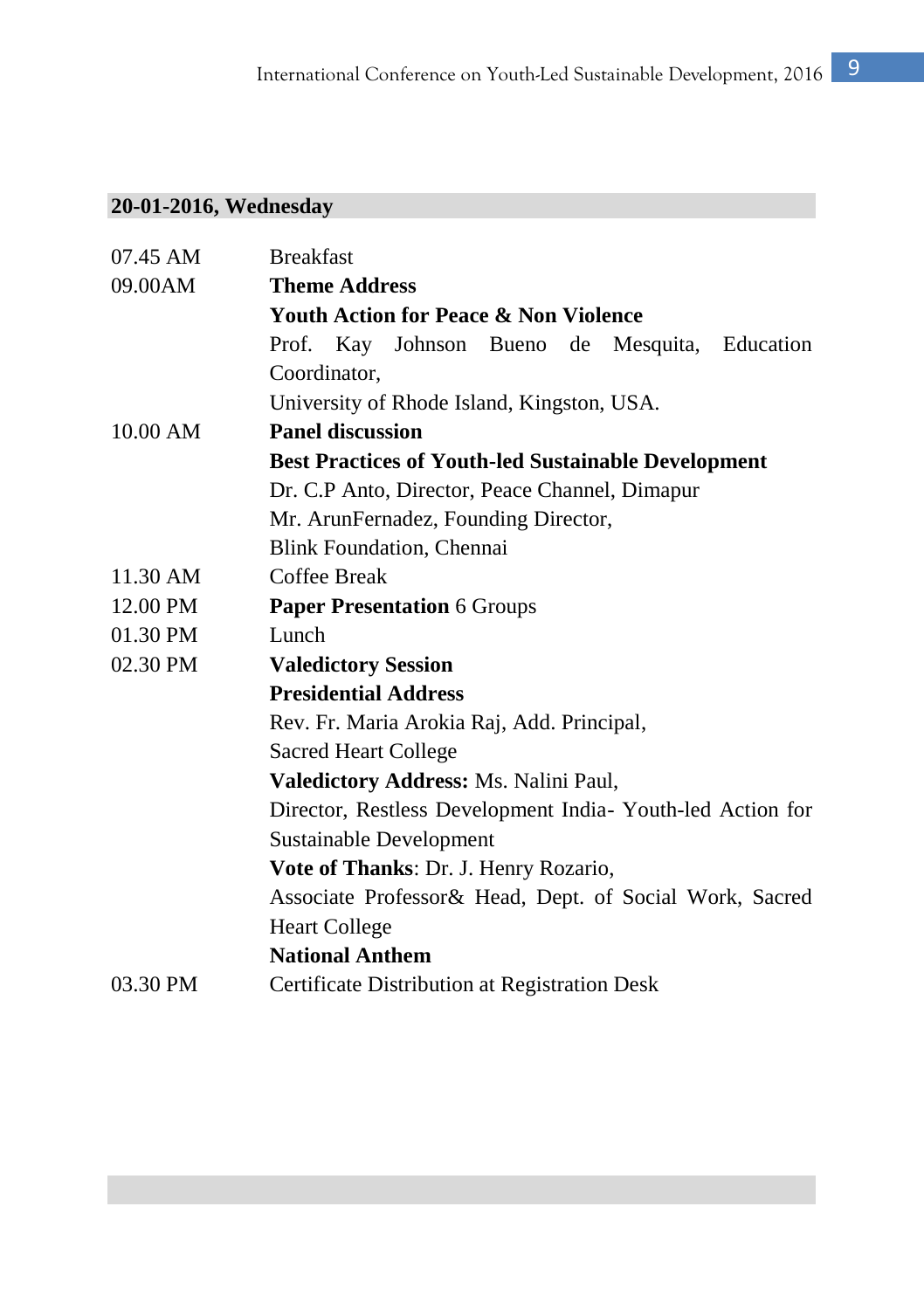## 20-01-2016, Wednesday

| | |
|---|---|
| 07.45 AM | Breakfast |
| 09.00AM | **Theme Address** |
| | **Youth Action for Peace & Non Violence** |
| | Prof. Kay Johnson Bueno de Mesquita, Education Coordinator, |
| | University of Rhode Island, Kingston, USA. |
| 10.00 AM | **Panel discussion** |
| | **Best Practices of Youth-led Sustainable Development** |
| | Dr. C.P Anto, Director, Peace Channel, Dimapur |
| | Mr. ArunFernadez, Founding Director, |
| | Blink Foundation, Chennai |
| 11.30 AM | Coffee Break |
| 12.00 PM | **Paper Presentation** 6 Groups |
| 01.30 PM | Lunch |
| 02.30 PM | **Valedictory Session** |
| | **Presidential Address** |
| | Rev. Fr. Maria Arokia Raj, Add. Principal, |
| | Sacred Heart College |
| | **Valedictory Address:** Ms. Nalini Paul, |
| | Director, Restless Development India- Youth-led Action for Sustainable Development |
| | **Vote of Thanks**: Dr. J. Henry Rozario, |
| | Associate Professor& Head, Dept. of Social Work, Sacred Heart College |
| | **National Anthem** |
| 03.30 PM | Certificate Distribution at Registration Desk |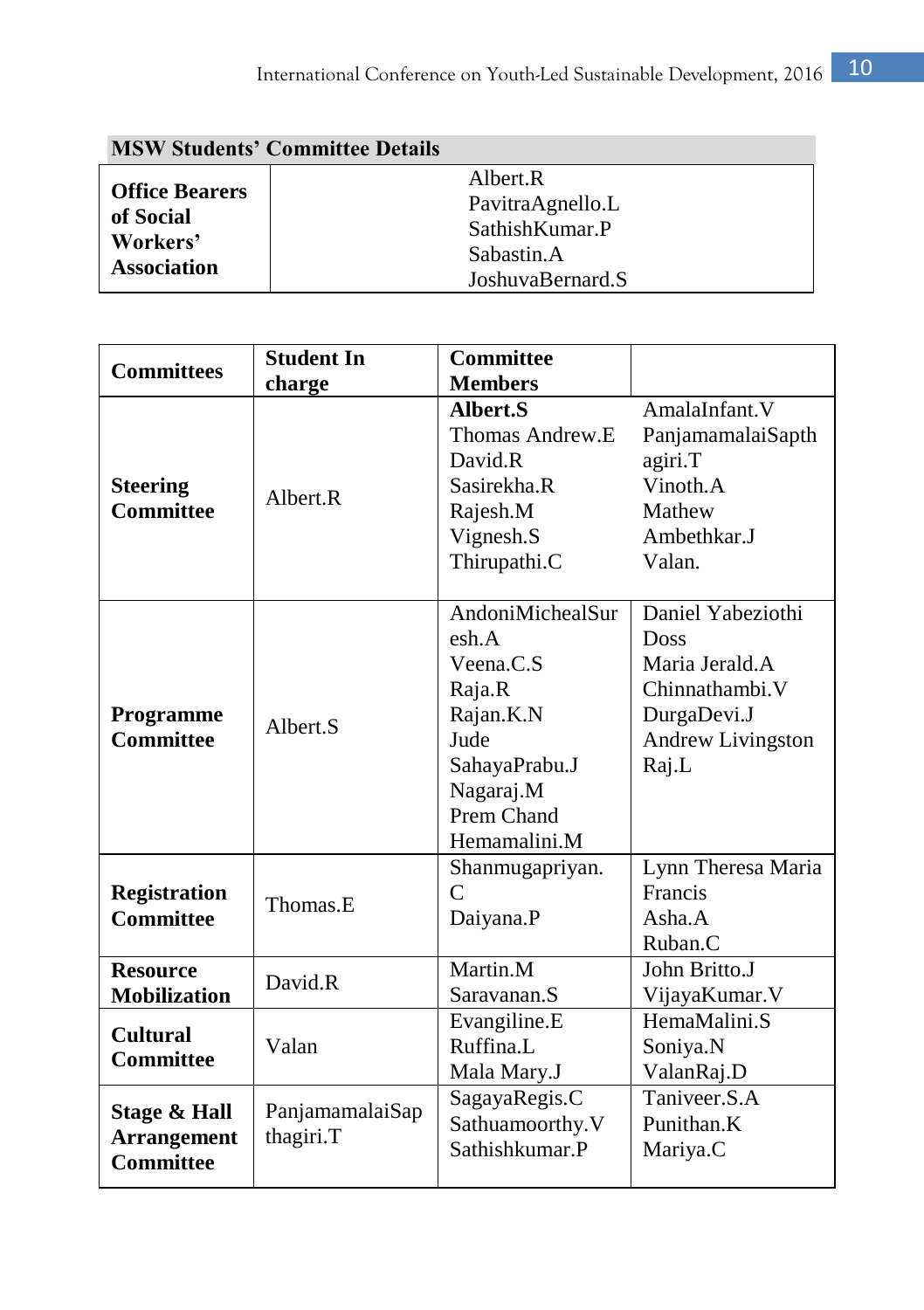| MSW Students' Committee Details | |
|---|---|
| **Office Bearers of Social Workers' Association** | Albert.R<br>PavitraAgnello.L<br>SathishKumar.P<br>Sabastin.A<br>JoshuvaBernard.S |

| Committees | Student In charge | Committee Members | |
|---|---|---|---|
| **Steering Committee** | Albert.R | **Albert.S**<br>Thomas Andrew.E<br>David.R<br>Sasirekha.R<br>Rajesh.M<br>Vignesh.S<br>Thirupathi.C | AmalaInfant.V<br>PanjamamalaiSapthagiri.T<br>Vinoth.A<br>Mathew<br>Ambethkar.J<br>Valan. |
| **Programme Committee** | Albert.S | AndoniMichealSuresh.A<br>Veena.C.S<br>Raja.R<br>Rajan.K.N<br>Jude<br>SahayaPrabu.J<br>Nagaraj.M<br>Prem Chand<br>Hemamalini.M | Daniel Yabeziothi Doss<br>Maria Jerald.A<br>Chinnathambi.V<br>DurgaDevi.J<br>Andrew Livingston Raj.L |
| **Registration Committee** | Thomas.E | Shanmugapriyan.C<br>Daiyana.P | Lynn Theresa Maria Francis<br>Asha.A<br>Ruban.C |
| **Resource Mobilization** | David.R | Martin.M<br>Saravanan.S | John Britto.J<br>VijayaKumar.V |
| **Cultural Committee** | Valan | Evangiline.E<br>Ruffina.L<br>Mala Mary.J | HemaMalini.S<br>Soniya.N<br>ValanRaj.D |
| **Stage & Hall Arrangement Committee** | PanjamamalaiSapthagiri.T | SagayaRegis.C<br>Sathuamoorthy.V<br>Sathishkumar.P | Taniveer.S.A<br>Punithan.K<br>Mariya.C |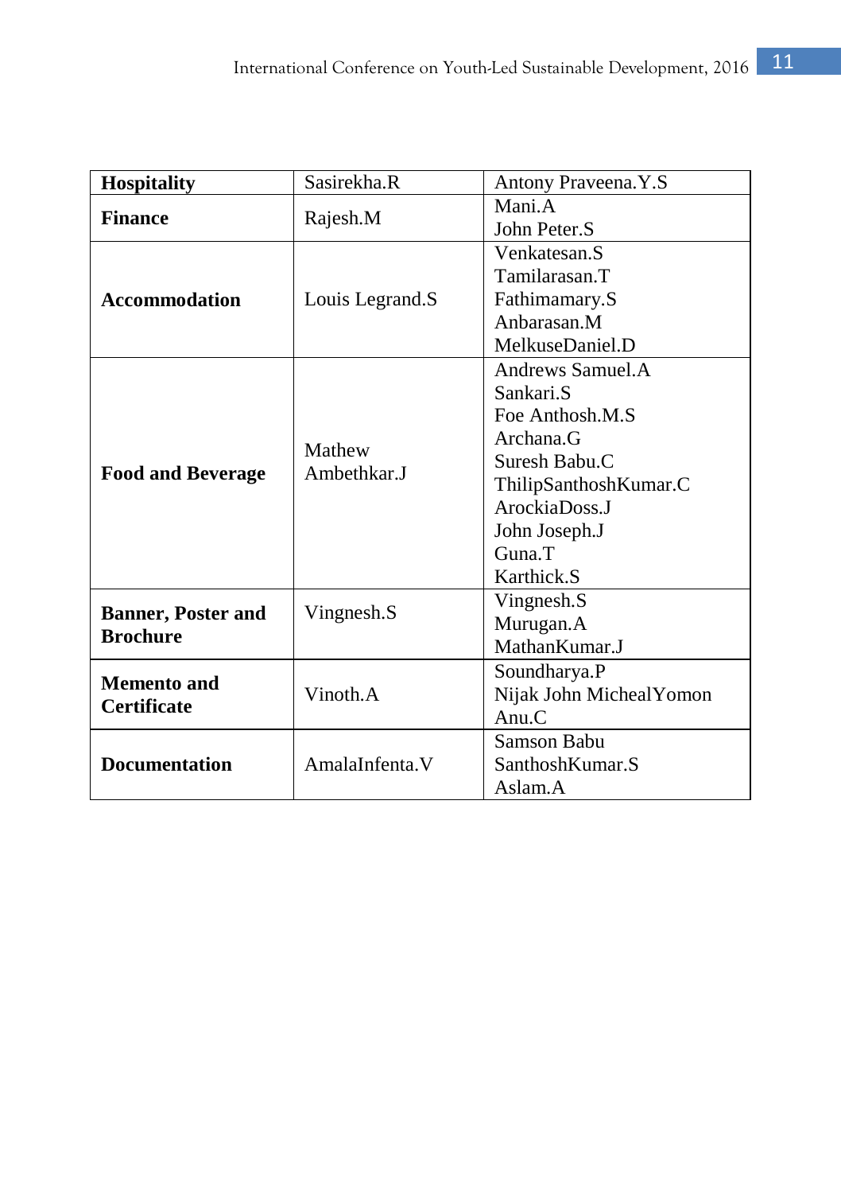| **Hospitality** | Sasirekha.R | Antony Praveena.Y.S |
|---|---|---|
| **Finance** | Rajesh.M | Mani.A<br>John Peter.S |
| **Accommodation** | Louis Legrand.S | Venkatesan.S<br>Tamilarasan.T<br>Fathimamary.S<br>Anbarasan.M<br>MelkuseDaniel.D |
| **Food and Beverage** | Mathew Ambethkar.J | Andrews Samuel.A<br>Sankari.S<br>Foe Anthosh.M.S<br>Archana.G<br>Suresh Babu.C<br>ThilipSanthoshKumar.C<br>ArockiaDoss.J<br>John Joseph.J<br>Guna.T<br>Karthick.S |
| **Banner, Poster and Brochure** | Vingnesh.S | Vingnesh.S<br>Murugan.A<br>MathanKumar.J |
| **Memento and Certificate** | Vinoth.A | Soundharya.P<br>Nijak John MichealYomon<br>Anu.C |
| **Documentation** | AmalaInfenta.V | Samson Babu<br>SanthoshKumar.S<br>Aslam.A |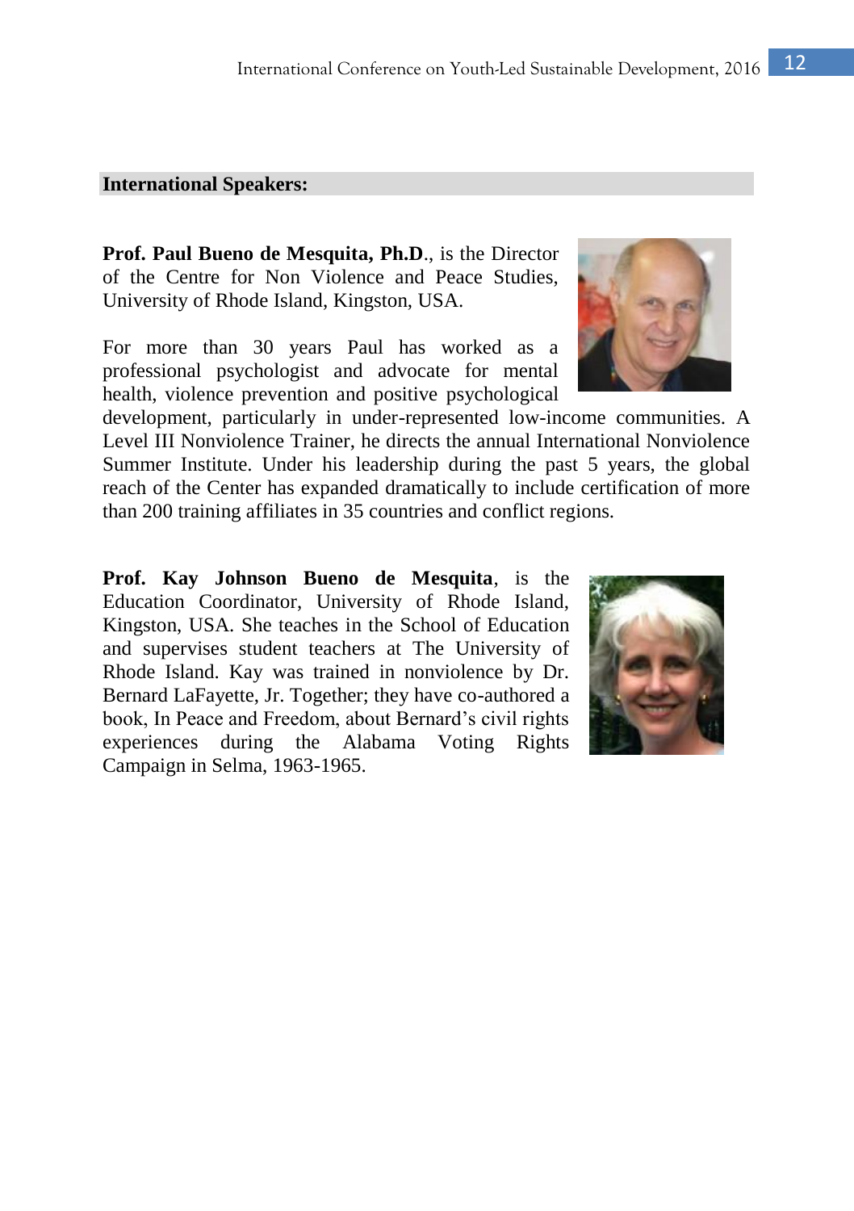## International Speakers:

**Prof. Paul Bueno de Mesquita, Ph.D**., is the Director of the Centre for Non Violence and Peace Studies, University of Rhode Island, Kingston, USA.

For more than 30 years Paul has worked as a professional psychologist and advocate for mental health, violence prevention and positive psychological development, particularly in under-represented low-income communities. A Level III Nonviolence Trainer, he directs the annual International Nonviolence Summer Institute. Under his leadership during the past 5 years, the global reach of the Center has expanded dramatically to include certification of more than 200 training affiliates in 35 countries and conflict regions.

**Prof. Kay Johnson Bueno de Mesquita**, is the Education Coordinator, University of Rhode Island, Kingston, USA. She teaches in the School of Education and supervises student teachers at The University of Rhode Island. Kay was trained in nonviolence by Dr. Bernard LaFayette, Jr. Together; they have co-authored a book, In Peace and Freedom, about Bernard's civil rights experiences during the Alabama Voting Rights Campaign in Selma, 1963-1965.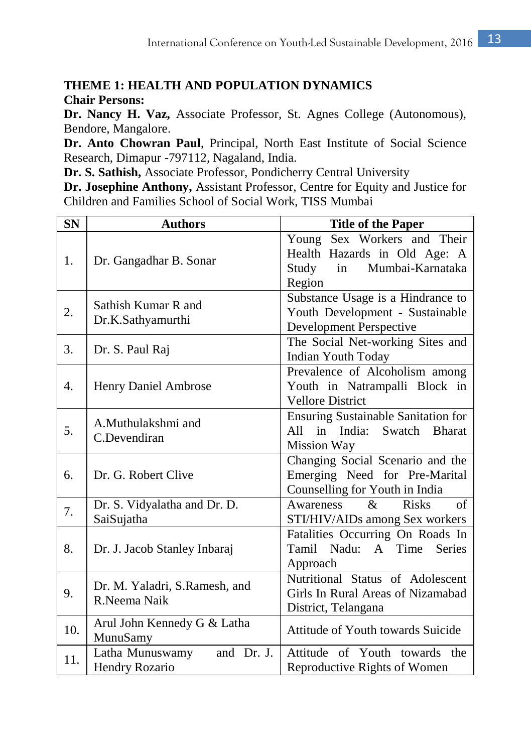### THEME 1: HEALTH AND POPULATION DYNAMICS

**Chair Persons:**

**Dr. Nancy H. Vaz,** Associate Professor, St. Agnes College (Autonomous), Bendore, Mangalore.

**Dr. Anto Chowran Paul**, Principal, North East Institute of Social Science Research, Dimapur -797112, Nagaland, India.

**Dr. S. Sathish,** Associate Professor, Pondicherry Central University

**Dr. Josephine Anthony,** Assistant Professor, Centre for Equity and Justice for Children and Families School of Social Work, TISS Mumbai

| SN | Authors | Title of the Paper |
|---|---|---|
| 1. | Dr. Gangadhar B. Sonar | Young Sex Workers and Their Health Hazards in Old Age: A Study in Mumbai-Karnataka Region |
| 2. | Sathish Kumar R and Dr.K.Sathyamurthi | Substance Usage is a Hindrance to Youth Development - Sustainable Development Perspective |
| 3. | Dr. S. Paul Raj | The Social Net-working Sites and Indian Youth Today |
| 4. | Henry Daniel Ambrose | Prevalence of Alcoholism among Youth in Natrampalli Block in Vellore District |
| 5. | A.Muthulakshmi and C.Devendiran | Ensuring Sustainable Sanitation for All in India: Swatch Bharat Mission Way |
| 6. | Dr. G. Robert Clive | Changing Social Scenario and the Emerging Need for Pre-Marital Counselling for Youth in India |
| 7. | Dr. S. Vidyalatha and Dr. D. SaiSujatha | Awareness & Risks of STI/HIV/AIDs among Sex workers |
| 8. | Dr. J. Jacob Stanley Inbaraj | Fatalities Occurring On Roads In Tamil Nadu: A Time Series Approach |
| 9. | Dr. M. Yaladri, S.Ramesh, and R.Neema Naik | Nutritional Status of Adolescent Girls In Rural Areas of Nizamabad District, Telangana |
| 10. | Arul John Kennedy G & Latha MunuSamy | Attitude of Youth towards Suicide |
| 11. | Latha Munuswamy and Dr. J. Hendry Rozario | Attitude of Youth towards the Reproductive Rights of Women |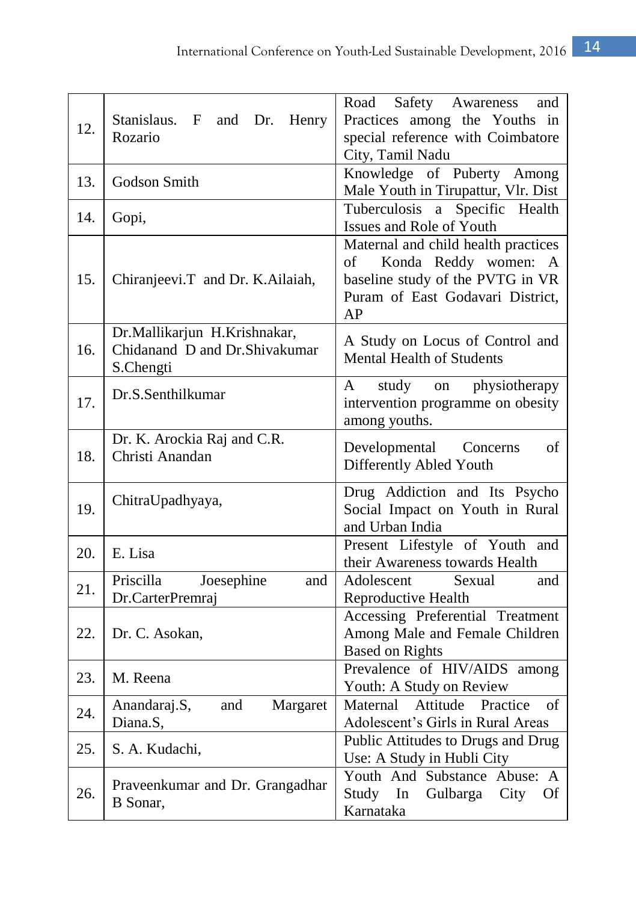| | | |
|---|---|---|
| 12. | Stanislaus. F and Dr. Henry Rozario | Road Safety Awareness and Practices among the Youths in special reference with Coimbatore City, Tamil Nadu |
| 13. | Godson Smith | Knowledge of Puberty Among Male Youth in Tirupattur, Vlr. Dist |
| 14. | Gopi, | Tuberculosis a Specific Health Issues and Role of Youth |
| 15. | Chiranjeevi.T and Dr. K.Ailaiah, | Maternal and child health practices of Konda Reddy women: A baseline study of the PVTG in VR Puram of East Godavari District, AP |
| 16. | Dr.Mallikarjun H.Krishnakar, Chidanand D and Dr.Shivakumar S.Chengti | A Study on Locus of Control and Mental Health of Students |
| 17. | Dr.S.Senthilkumar | A study on physiotherapy intervention programme on obesity among youths. |
| 18. | Dr. K. Arockia Raj and C.R. Christi Anandan | Developmental Concerns of Differently Abled Youth |
| 19. | ChitraUpadhyaya, | Drug Addiction and Its Psycho Social Impact on Youth in Rural and Urban India |
| 20. | E. Lisa | Present Lifestyle of Youth and their Awareness towards Health |
| 21. | Priscilla Joesephine and Dr.CarterPremraj | Adolescent Sexual and Reproductive Health |
| 22. | Dr. C. Asokan, | Accessing Preferential Treatment Among Male and Female Children Based on Rights |
| 23. | M. Reena | Prevalence of HIV/AIDS among Youth: A Study on Review |
| 24. | Anandaraj.S, and Margaret Diana.S, | Maternal Attitude Practice of Adolescent's Girls in Rural Areas |
| 25. | S. A. Kudachi, | Public Attitudes to Drugs and Drug Use: A Study in Hubli City |
| 26. | Praveenkumar and Dr. Grangadhar B Sonar, | Youth And Substance Abuse: A Study In Gulbarga City Of Karnataka |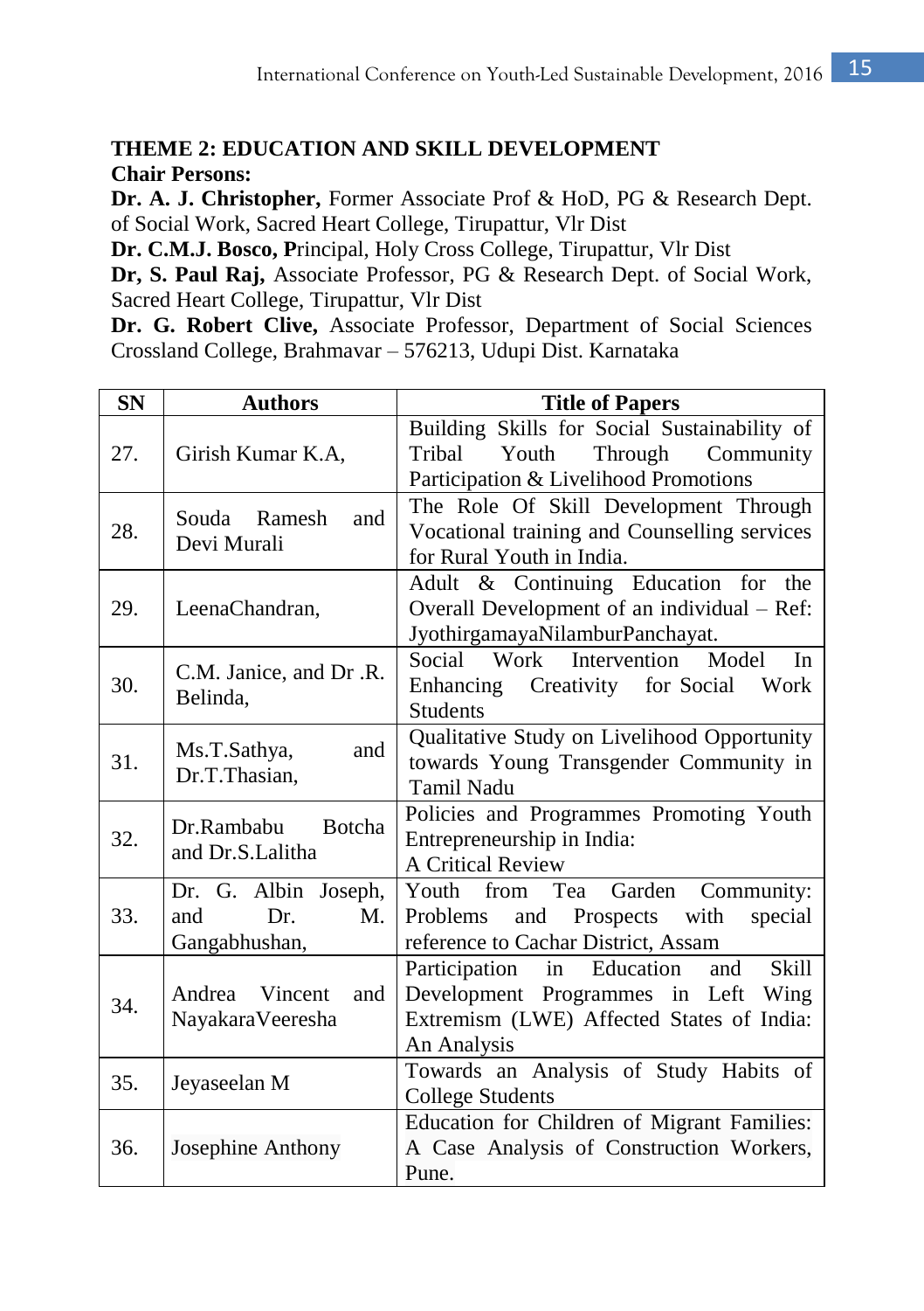## THEME 2: EDUCATION AND SKILL DEVELOPMENT

**Chair Persons:**

**Dr. A. J. Christopher,** Former Associate Prof & HoD, PG & Research Dept. of Social Work, Sacred Heart College, Tirupattur, Vlr Dist

**Dr. C.M.J. Bosco, P**rincipal, Holy Cross College, Tirupattur, Vlr Dist

**Dr, S. Paul Raj,** Associate Professor, PG & Research Dept. of Social Work, Sacred Heart College, Tirupattur, Vlr Dist

**Dr. G. Robert Clive,** Associate Professor, Department of Social Sciences Crossland College, Brahmavar – 576213, Udupi Dist. Karnataka

| SN | Authors | Title of Papers |
|---|---|---|
| 27. | Girish Kumar K.A, | Building Skills for Social Sustainability of Tribal Youth Through Community Participation & Livelihood Promotions |
| 28. | Souda Ramesh and Devi Murali | The Role Of Skill Development Through Vocational training and Counselling services for Rural Youth in India. |
| 29. | LeenaChandran, | Adult & Continuing Education for the Overall Development of an individual – Ref: JyothirgamayaNilamburPanchayat. |
| 30. | C.M. Janice, and Dr .R. Belinda, | Social Work Intervention Model In Enhancing Creativity for Social Work Students |
| 31. | Ms.T.Sathya, and Dr.T.Thasian, | Qualitative Study on Livelihood Opportunity towards Young Transgender Community in Tamil Nadu |
| 32. | Dr.Rambabu Botcha and Dr.S.Lalitha | Policies and Programmes Promoting Youth Entrepreneurship in India: A Critical Review |
| 33. | Dr. G. Albin Joseph, and Dr. M. Gangabhushan, | Youth from Tea Garden Community: Problems and Prospects with special reference to Cachar District, Assam |
| 34. | Andrea Vincent and NayakaraVeeresha | Participation in Education and Skill Development Programmes in Left Wing Extremism (LWE) Affected States of India: An Analysis |
| 35. | Jeyaseelan M | Towards an Analysis of Study Habits of College Students |
| 36. | Josephine Anthony | Education for Children of Migrant Families: A Case Analysis of Construction Workers, Pune. |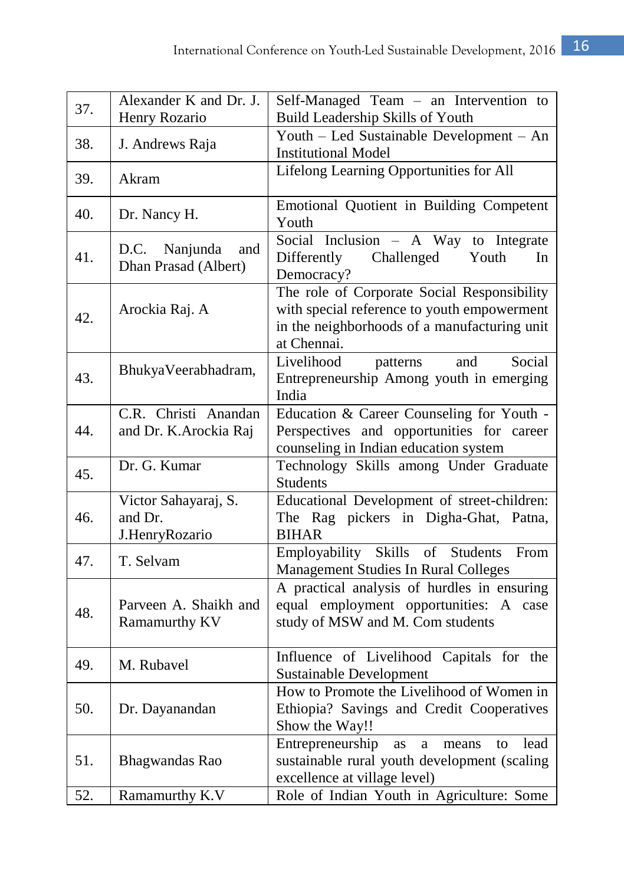| | | |
|---|---|---|
| 37. | Alexander K and Dr. J. Henry Rozario | Self-Managed Team – an Intervention to Build Leadership Skills of Youth |
| 38. | J. Andrews Raja | Youth – Led Sustainable Development – An Institutional Model |
| 39. | Akram | Lifelong Learning Opportunities for All |
| 40. | Dr. Nancy H. | Emotional Quotient in Building Competent Youth |
| 41. | D.C. Nanjunda and Dhan Prasad (Albert) | Social Inclusion – A Way to Integrate Differently Challenged Youth In Democracy? |
| 42. | Arockia Raj. A | The role of Corporate Social Responsibility with special reference to youth empowerment in the neighborhoods of a manufacturing unit at Chennai. |
| 43. | BhukyaVeerabhadram, | Livelihood patterns and Social Entrepreneurship Among youth in emerging India |
| 44. | C.R. Christi Anandan and Dr. K.Arockia Raj | Education & Career Counseling for Youth - Perspectives and opportunities for career counseling in Indian education system |
| 45. | Dr. G. Kumar | Technology Skills among Under Graduate Students |
| 46. | Victor Sahayaraj, S. and Dr. J.HenryRozario | Educational Development of street-children: The Rag pickers in Digha-Ghat, Patna, BIHAR |
| 47. | T. Selvam | Employability Skills of Students From Management Studies In Rural Colleges |
| 48. | Parveen A. Shaikh and Ramamurthy KV | A practical analysis of hurdles in ensuring equal employment opportunities: A case study of MSW and M. Com students |
| 49. | M. Rubavel | Influence of Livelihood Capitals for the Sustainable Development |
| 50. | Dr. Dayanandan | How to Promote the Livelihood of Women in Ethiopia? Savings and Credit Cooperatives Show the Way!! |
| 51. | Bhagwandas Rao | Entrepreneurship as a means to lead sustainable rural youth development (scaling excellence at village level) |
| 52. | Ramamurthy K.V | Role of Indian Youth in Agriculture: Some |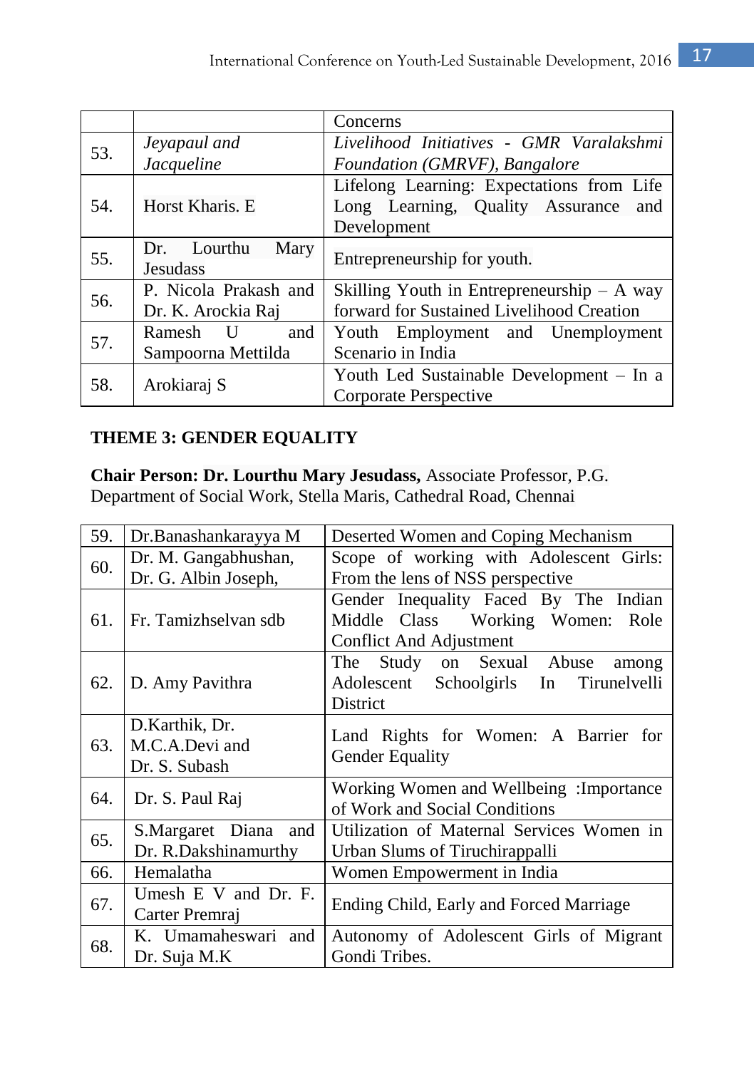| | | Concerns |
|---|---|---|
| 53. | *Jeyapaul and Jacqueline* | *Livelihood Initiatives - GMR Varalakshmi Foundation (GMRVF), Bangalore* |
| 54. | Horst Kharis. E | Lifelong Learning: Expectations from Life Long Learning, Quality Assurance and Development |
| 55. | Dr. Lourthu Mary Jesudass | Entrepreneurship for youth. |
| 56. | P. Nicola Prakash and Dr. K. Arockia Raj | Skilling Youth in Entrepreneurship – A way forward for Sustained Livelihood Creation |
| 57. | Ramesh U and Sampoorna Mettilda | Youth Employment and Unemployment Scenario in India |
| 58. | Arokiaraj S | Youth Led Sustainable Development – In a Corporate Perspective |

**THEME 3: GENDER EQUALITY**

**Chair Person: Dr. Lourthu Mary Jesudass,** Associate Professor, P.G. Department of Social Work, Stella Maris, Cathedral Road, Chennai

| | | |
|---|---|---|
| 59. | Dr.Banashankarayya M | Deserted Women and Coping Mechanism |
| 60. | Dr. M. Gangabhushan, Dr. G. Albin Joseph, | Scope of working with Adolescent Girls: From the lens of NSS perspective |
| 61. | Fr. Tamizhselvan sdb | Gender Inequality Faced By The Indian Middle Class Working Women: Role Conflict And Adjustment |
| 62. | D. Amy Pavithra | The Study on Sexual Abuse among Adolescent Schoolgirls In Tirunelvelli District |
| 63. | D.Karthik, Dr. M.C.A.Devi and Dr. S. Subash | Land Rights for Women: A Barrier for Gender Equality |
| 64. | Dr. S. Paul Raj | Working Women and Wellbeing :Importance of Work and Social Conditions |
| 65. | S.Margaret Diana and Dr. R.Dakshinamurthy | Utilization of Maternal Services Women in Urban Slums of Tiruchirappalli |
| 66. | Hemalatha | Women Empowerment in India |
| 67. | Umesh E V and Dr. F. Carter Premraj | Ending Child, Early and Forced Marriage |
| 68. | K. Umamaheswari and Dr. Suja M.K | Autonomy of Adolescent Girls of Migrant Gondi Tribes. |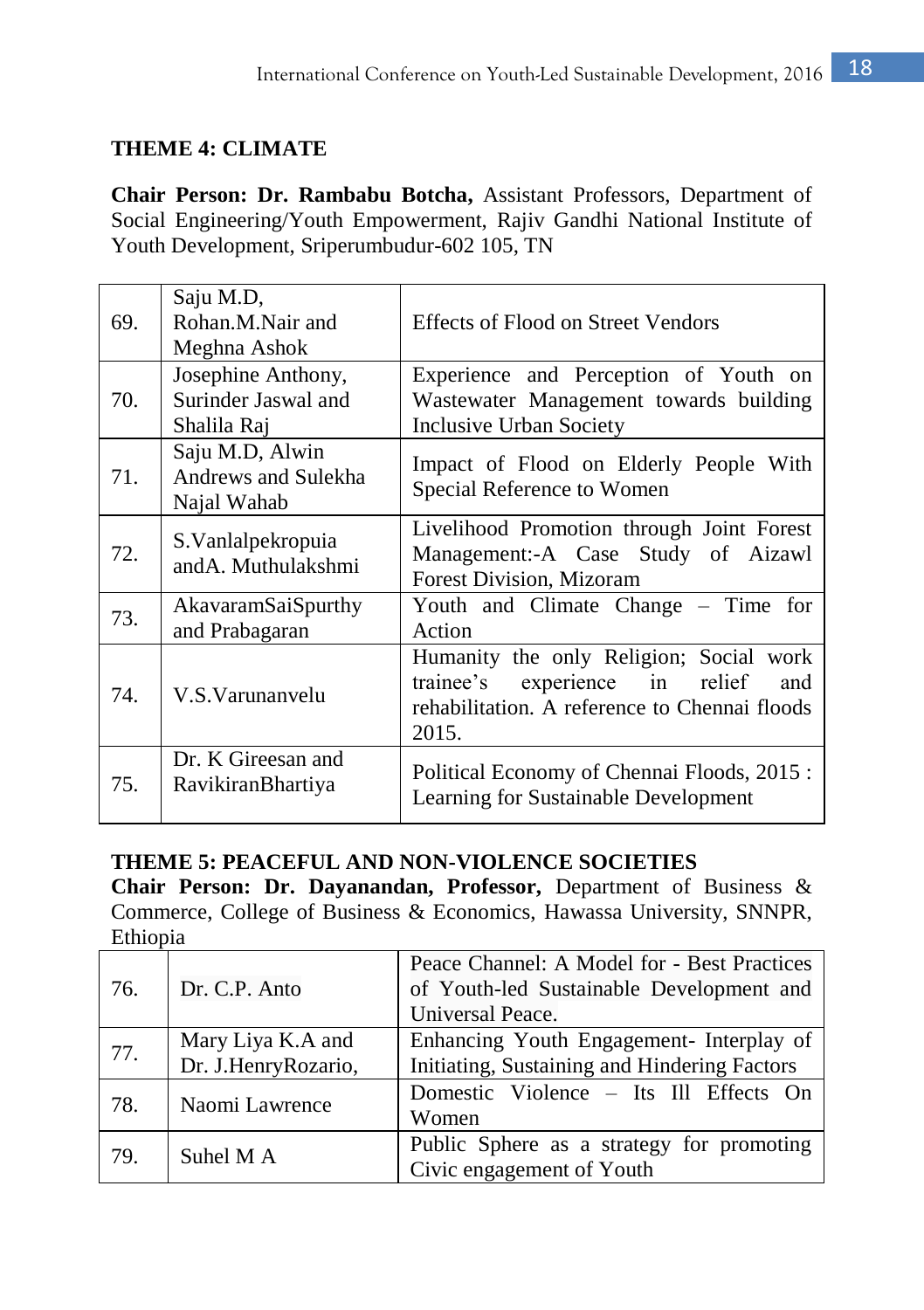### THEME 4: CLIMATE

**Chair Person: Dr. Rambabu Botcha,** Assistant Professors, Department of Social Engineering/Youth Empowerment, Rajiv Gandhi National Institute of Youth Development, Sriperumbudur-602 105, TN

| | | |
|---|---|---|
| 69. | Saju M.D, Rohan.M.Nair and Meghna Ashok | Effects of Flood on Street Vendors |
| 70. | Josephine Anthony, Surinder Jaswal and Shalila Raj | Experience and Perception of Youth on Wastewater Management towards building Inclusive Urban Society |
| 71. | Saju M.D, Alwin Andrews and Sulekha Najal Wahab | Impact of Flood on Elderly People With Special Reference to Women |
| 72. | S.Vanlalpekropuia andA. Muthulakshmi | Livelihood Promotion through Joint Forest Management:-A Case Study of Aizawl Forest Division, Mizoram |
| 73. | AkavaramSaiSpurthy and Prabagaran | Youth and Climate Change – Time for Action |
| 74. | V.S.Varunanvelu | Humanity the only Religion; Social work trainee's experience in relief and rehabilitation. A reference to Chennai floods 2015. |
| 75. | Dr. K Gireesan and RavikiranBhartiya | Political Economy of Chennai Floods, 2015 : Learning for Sustainable Development |

### THEME 5: PEACEFUL AND NON-VIOLENCE SOCIETIES

**Chair Person: Dr. Dayanandan, Professor,** Department of Business & Commerce, College of Business & Economics, Hawassa University, SNNPR, Ethiopia

| | | |
|---|---|---|
| 76. | Dr. C.P. Anto | Peace Channel: A Model for - Best Practices of Youth-led Sustainable Development and Universal Peace. |
| 77. | Mary Liya K.A and Dr. J.HenryRozario, | Enhancing Youth Engagement- Interplay of Initiating, Sustaining and Hindering Factors |
| 78. | Naomi Lawrence | Domestic Violence – Its Ill Effects On Women |
| 79. | Suhel M A | Public Sphere as a strategy for promoting Civic engagement of Youth |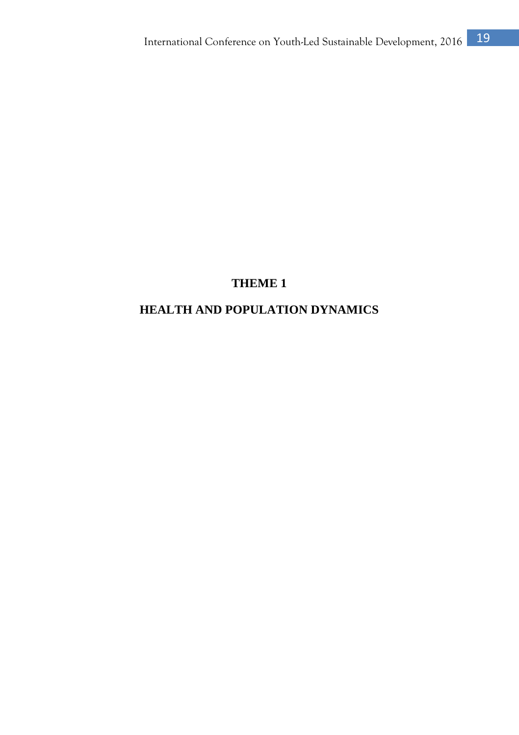# THEME 1

# HEALTH AND POPULATION DYNAMICS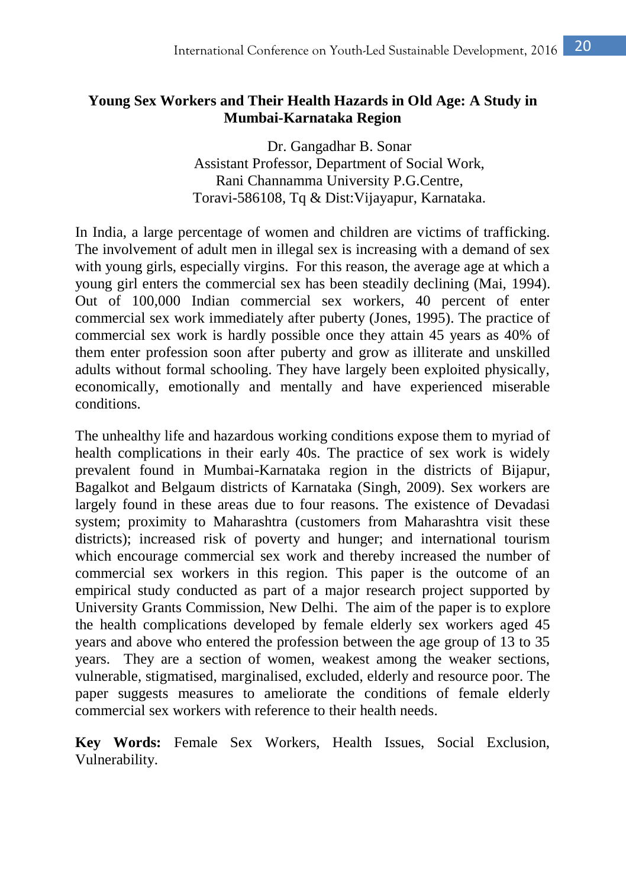## Young Sex Workers and Their Health Hazards in Old Age: A Study in Mumbai-Karnataka Region

Dr. Gangadhar B. Sonar
Assistant Professor, Department of Social Work,
Rani Channamma University P.G.Centre,
Toravi-586108, Tq & Dist:Vijayapur, Karnataka.

In India, a large percentage of women and children are victims of trafficking. The involvement of adult men in illegal sex is increasing with a demand of sex with young girls, especially virgins. For this reason, the average age at which a young girl enters the commercial sex has been steadily declining (Mai, 1994). Out of 100,000 Indian commercial sex workers, 40 percent of enter commercial sex work immediately after puberty (Jones, 1995). The practice of commercial sex work is hardly possible once they attain 45 years as 40% of them enter profession soon after puberty and grow as illiterate and unskilled adults without formal schooling. They have largely been exploited physically, economically, emotionally and mentally and have experienced miserable conditions.

The unhealthy life and hazardous working conditions expose them to myriad of health complications in their early 40s. The practice of sex work is widely prevalent found in Mumbai-Karnataka region in the districts of Bijapur, Bagalkot and Belgaum districts of Karnataka (Singh, 2009). Sex workers are largely found in these areas due to four reasons. The existence of Devadasi system; proximity to Maharashtra (customers from Maharashtra visit these districts); increased risk of poverty and hunger; and international tourism which encourage commercial sex work and thereby increased the number of commercial sex workers in this region. This paper is the outcome of an empirical study conducted as part of a major research project supported by University Grants Commission, New Delhi. The aim of the paper is to explore the health complications developed by female elderly sex workers aged 45 years and above who entered the profession between the age group of 13 to 35 years. They are a section of women, weakest among the weaker sections, vulnerable, stigmatised, marginalised, excluded, elderly and resource poor. The paper suggests measures to ameliorate the conditions of female elderly commercial sex workers with reference to their health needs.

**Key Words:** Female Sex Workers, Health Issues, Social Exclusion, Vulnerability.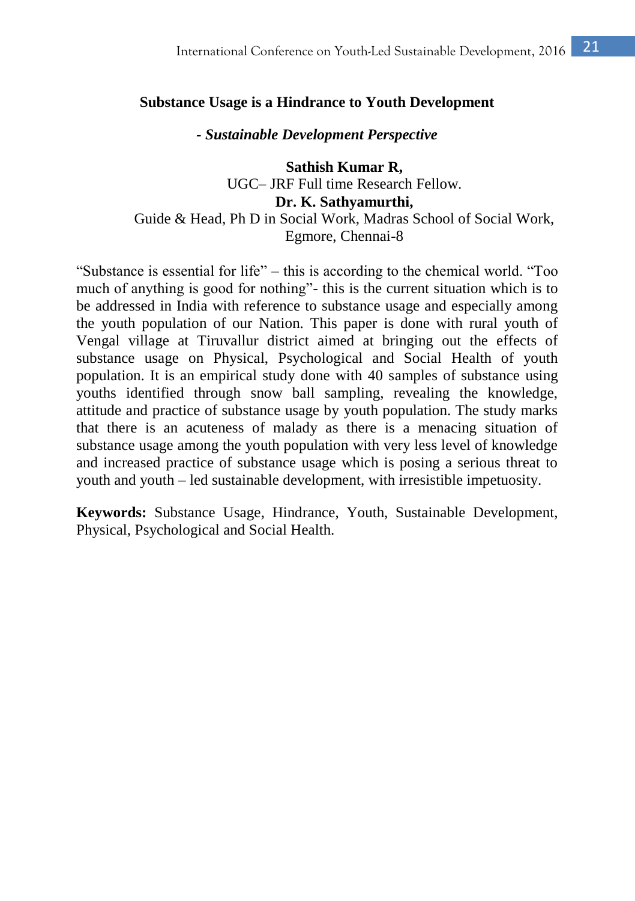## Substance Usage is a Hindrance to Youth Development

***- Sustainable Development Perspective***

**Sathish Kumar R,**
UGC– JRF Full time Research Fellow.
**Dr. K. Sathyamurthi,**
Guide & Head, Ph D in Social Work, Madras School of Social Work, Egmore, Chennai-8

"Substance is essential for life" – this is according to the chemical world. "Too much of anything is good for nothing"- this is the current situation which is to be addressed in India with reference to substance usage and especially among the youth population of our Nation. This paper is done with rural youth of Vengal village at Tiruvallur district aimed at bringing out the effects of substance usage on Physical, Psychological and Social Health of youth population. It is an empirical study done with 40 samples of substance using youths identified through snow ball sampling, revealing the knowledge, attitude and practice of substance usage by youth population. The study marks that there is an acuteness of malady as there is a menacing situation of substance usage among the youth population with very less level of knowledge and increased practice of substance usage which is posing a serious threat to youth and youth – led sustainable development, with irresistible impetuosity.

**Keywords:** Substance Usage, Hindrance, Youth, Sustainable Development, Physical, Psychological and Social Health.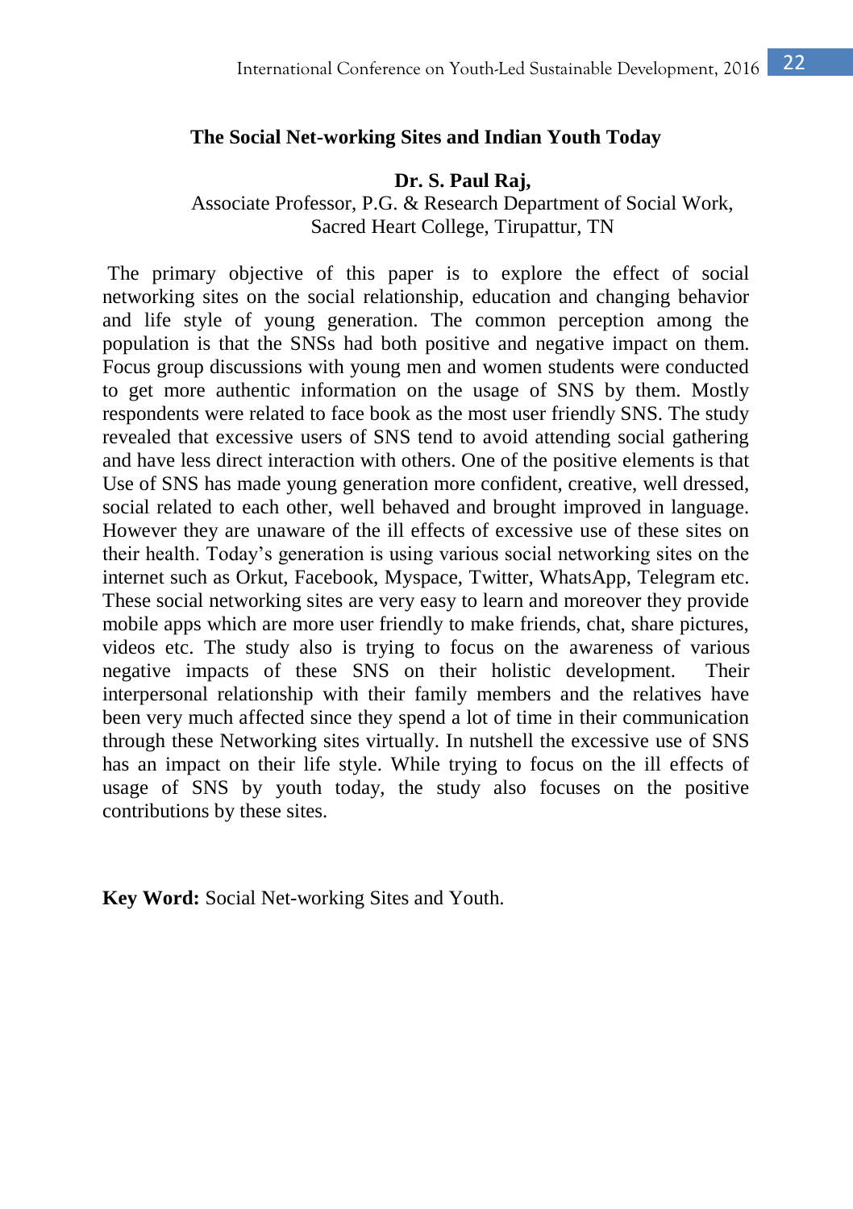## The Social Net-working Sites and Indian Youth Today

**Dr. S. Paul Raj,**
Associate Professor, P.G. & Research Department of Social Work,
Sacred Heart College, Tirupattur, TN

The primary objective of this paper is to explore the effect of social networking sites on the social relationship, education and changing behavior and life style of young generation. The common perception among the population is that the SNSs had both positive and negative impact on them. Focus group discussions with young men and women students were conducted to get more authentic information on the usage of SNS by them. Mostly respondents were related to face book as the most user friendly SNS. The study revealed that excessive users of SNS tend to avoid attending social gathering and have less direct interaction with others. One of the positive elements is that Use of SNS has made young generation more confident, creative, well dressed, social related to each other, well behaved and brought improved in language. However they are unaware of the ill effects of excessive use of these sites on their health. Today's generation is using various social networking sites on the internet such as Orkut, Facebook, Myspace, Twitter, WhatsApp, Telegram etc. These social networking sites are very easy to learn and moreover they provide mobile apps which are more user friendly to make friends, chat, share pictures, videos etc. The study also is trying to focus on the awareness of various negative impacts of these SNS on their holistic development. Their interpersonal relationship with their family members and the relatives have been very much affected since they spend a lot of time in their communication through these Networking sites virtually. In nutshell the excessive use of SNS has an impact on their life style. While trying to focus on the ill effects of usage of SNS by youth today, the study also focuses on the positive contributions by these sites.

**Key Word:** Social Net-working Sites and Youth.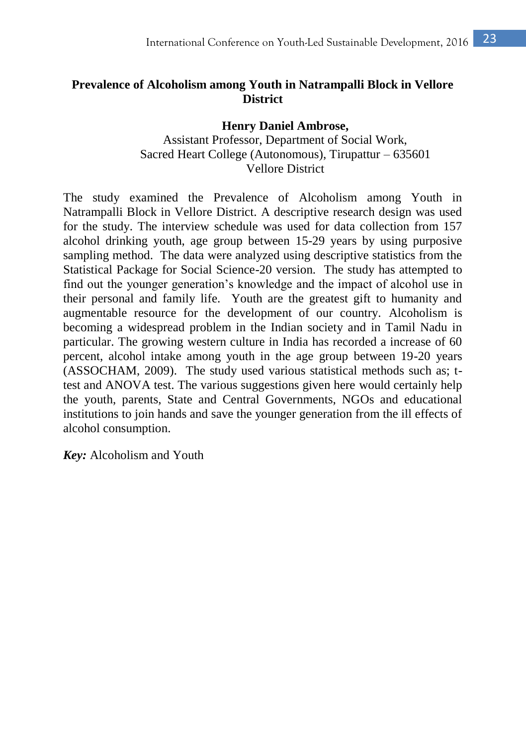# Prevalence of Alcoholism among Youth in Natrampalli Block in Vellore District

**Henry Daniel Ambrose,**
Assistant Professor, Department of Social Work,
Sacred Heart College (Autonomous), Tirupattur – 635601
Vellore District

The study examined the Prevalence of Alcoholism among Youth in Natrampalli Block in Vellore District. A descriptive research design was used for the study. The interview schedule was used for data collection from 157 alcohol drinking youth, age group between 15-29 years by using purposive sampling method. The data were analyzed using descriptive statistics from the Statistical Package for Social Science-20 version. The study has attempted to find out the younger generation's knowledge and the impact of alcohol use in their personal and family life. Youth are the greatest gift to humanity and augmentable resource for the development of our country. Alcoholism is becoming a widespread problem in the Indian society and in Tamil Nadu in particular. The growing western culture in India has recorded a increase of 60 percent, alcohol intake among youth in the age group between 19-20 years (ASSOCHAM, 2009). The study used various statistical methods such as; t-test and ANOVA test. The various suggestions given here would certainly help the youth, parents, State and Central Governments, NGOs and educational institutions to join hands and save the younger generation from the ill effects of alcohol consumption.

***Key:*** Alcoholism and Youth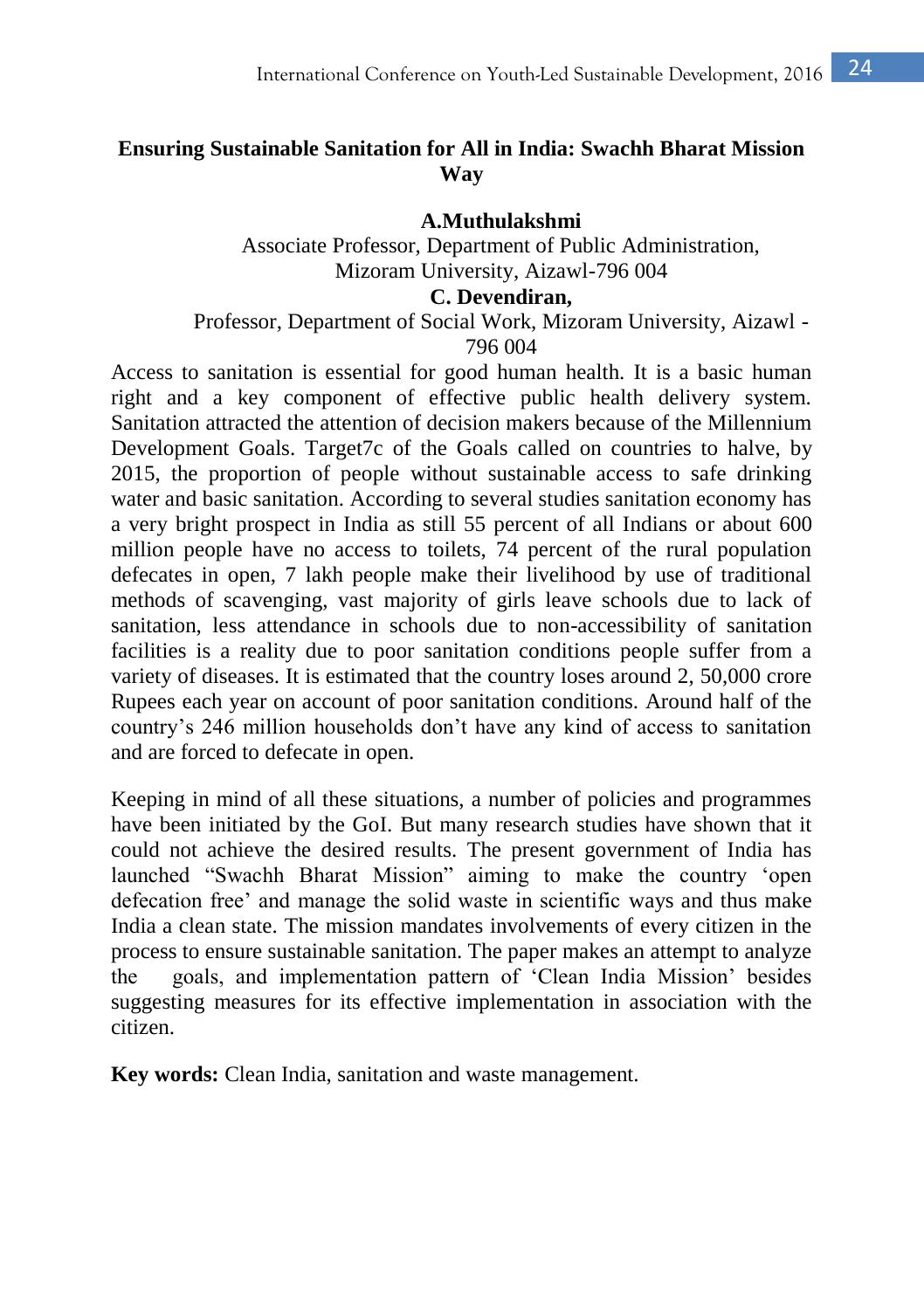## Ensuring Sustainable Sanitation for All in India: Swachh Bharat Mission Way

**A.Muthulakshmi**

Associate Professor, Department of Public Administration, Mizoram University, Aizawl-796 004

**C. Devendiran,**

Professor, Department of Social Work, Mizoram University, Aizawl - 796 004

Access to sanitation is essential for good human health. It is a basic human right and a key component of effective public health delivery system. Sanitation attracted the attention of decision makers because of the Millennium Development Goals. Target7c of the Goals called on countries to halve, by 2015, the proportion of people without sustainable access to safe drinking water and basic sanitation. According to several studies sanitation economy has a very bright prospect in India as still 55 percent of all Indians or about 600 million people have no access to toilets, 74 percent of the rural population defecates in open, 7 lakh people make their livelihood by use of traditional methods of scavenging, vast majority of girls leave schools due to lack of sanitation, less attendance in schools due to non-accessibility of sanitation facilities is a reality due to poor sanitation conditions people suffer from a variety of diseases. It is estimated that the country loses around 2, 50,000 crore Rupees each year on account of poor sanitation conditions. Around half of the country's 246 million households don't have any kind of access to sanitation and are forced to defecate in open.

Keeping in mind of all these situations, a number of policies and programmes have been initiated by the GoI. But many research studies have shown that it could not achieve the desired results. The present government of India has launched "Swachh Bharat Mission" aiming to make the country 'open defecation free' and manage the solid waste in scientific ways and thus make India a clean state. The mission mandates involvements of every citizen in the process to ensure sustainable sanitation. The paper makes an attempt to analyze the goals, and implementation pattern of 'Clean India Mission' besides suggesting measures for its effective implementation in association with the citizen.

**Key words:** Clean India, sanitation and waste management.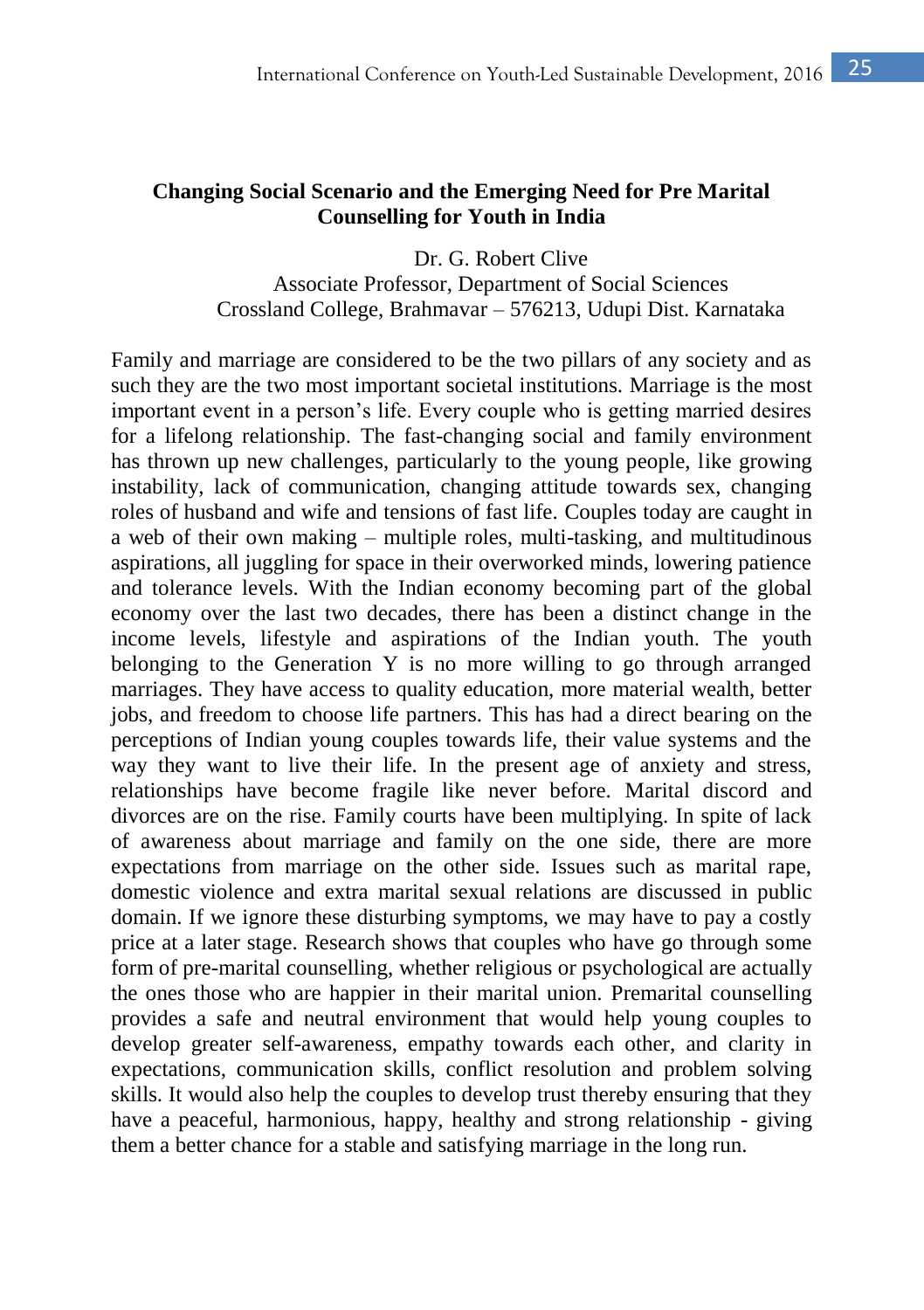## Changing Social Scenario and the Emerging Need for Pre Marital Counselling for Youth in India

Dr. G. Robert Clive
Associate Professor, Department of Social Sciences
Crossland College, Brahmavar – 576213, Udupi Dist. Karnataka

Family and marriage are considered to be the two pillars of any society and as such they are the two most important societal institutions. Marriage is the most important event in a person's life. Every couple who is getting married desires for a lifelong relationship. The fast-changing social and family environment has thrown up new challenges, particularly to the young people, like growing instability, lack of communication, changing attitude towards sex, changing roles of husband and wife and tensions of fast life. Couples today are caught in a web of their own making – multiple roles, multi-tasking, and multitudinous aspirations, all juggling for space in their overworked minds, lowering patience and tolerance levels. With the Indian economy becoming part of the global economy over the last two decades, there has been a distinct change in the income levels, lifestyle and aspirations of the Indian youth. The youth belonging to the Generation Y is no more willing to go through arranged marriages. They have access to quality education, more material wealth, better jobs, and freedom to choose life partners. This has had a direct bearing on the perceptions of Indian young couples towards life, their value systems and the way they want to live their life. In the present age of anxiety and stress, relationships have become fragile like never before. Marital discord and divorces are on the rise. Family courts have been multiplying. In spite of lack of awareness about marriage and family on the one side, there are more expectations from marriage on the other side. Issues such as marital rape, domestic violence and extra marital sexual relations are discussed in public domain. If we ignore these disturbing symptoms, we may have to pay a costly price at a later stage. Research shows that couples who have go through some form of pre-marital counselling, whether religious or psychological are actually the ones those who are happier in their marital union. Premarital counselling provides a safe and neutral environment that would help young couples to develop greater self-awareness, empathy towards each other, and clarity in expectations, communication skills, conflict resolution and problem solving skills. It would also help the couples to develop trust thereby ensuring that they have a peaceful, harmonious, happy, healthy and strong relationship - giving them a better chance for a stable and satisfying marriage in the long run.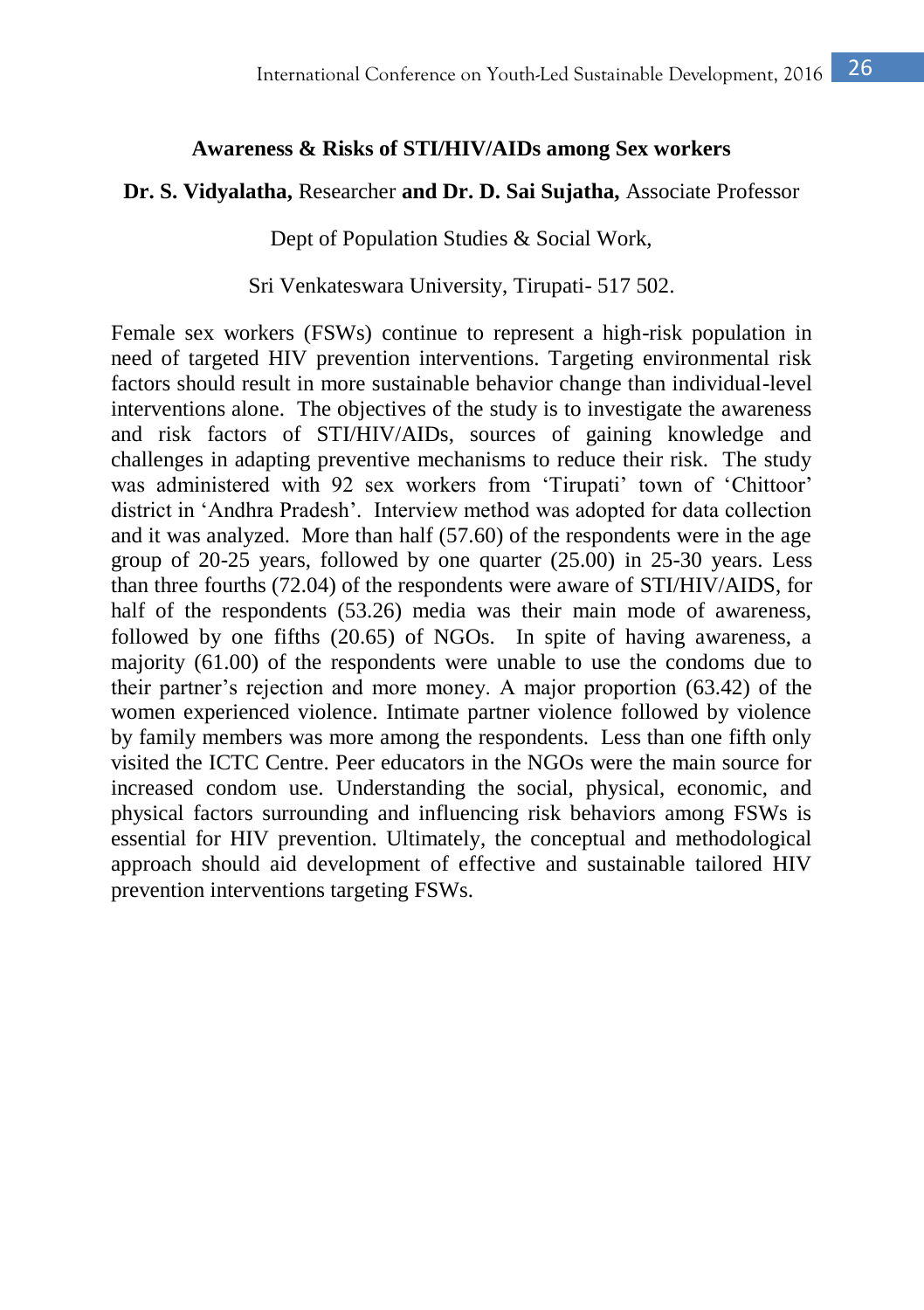## Awareness & Risks of STI/HIV/AIDs among Sex workers

**Dr. S. Vidyalatha,** Researcher **and Dr. D. Sai Sujatha,** Associate Professor

Dept of Population Studies & Social Work,

Sri Venkateswara University, Tirupati- 517 502.

Female sex workers (FSWs) continue to represent a high-risk population in need of targeted HIV prevention interventions. Targeting environmental risk factors should result in more sustainable behavior change than individual-level interventions alone. The objectives of the study is to investigate the awareness and risk factors of STI/HIV/AIDs, sources of gaining knowledge and challenges in adapting preventive mechanisms to reduce their risk. The study was administered with 92 sex workers from 'Tirupati' town of 'Chittoor' district in 'Andhra Pradesh'. Interview method was adopted for data collection and it was analyzed. More than half (57.60) of the respondents were in the age group of 20-25 years, followed by one quarter (25.00) in 25-30 years. Less than three fourths (72.04) of the respondents were aware of STI/HIV/AIDS, for half of the respondents (53.26) media was their main mode of awareness, followed by one fifths (20.65) of NGOs. In spite of having awareness, a majority (61.00) of the respondents were unable to use the condoms due to their partner's rejection and more money. A major proportion (63.42) of the women experienced violence. Intimate partner violence followed by violence by family members was more among the respondents. Less than one fifth only visited the ICTC Centre. Peer educators in the NGOs were the main source for increased condom use. Understanding the social, physical, economic, and physical factors surrounding and influencing risk behaviors among FSWs is essential for HIV prevention. Ultimately, the conceptual and methodological approach should aid development of effective and sustainable tailored HIV prevention interventions targeting FSWs.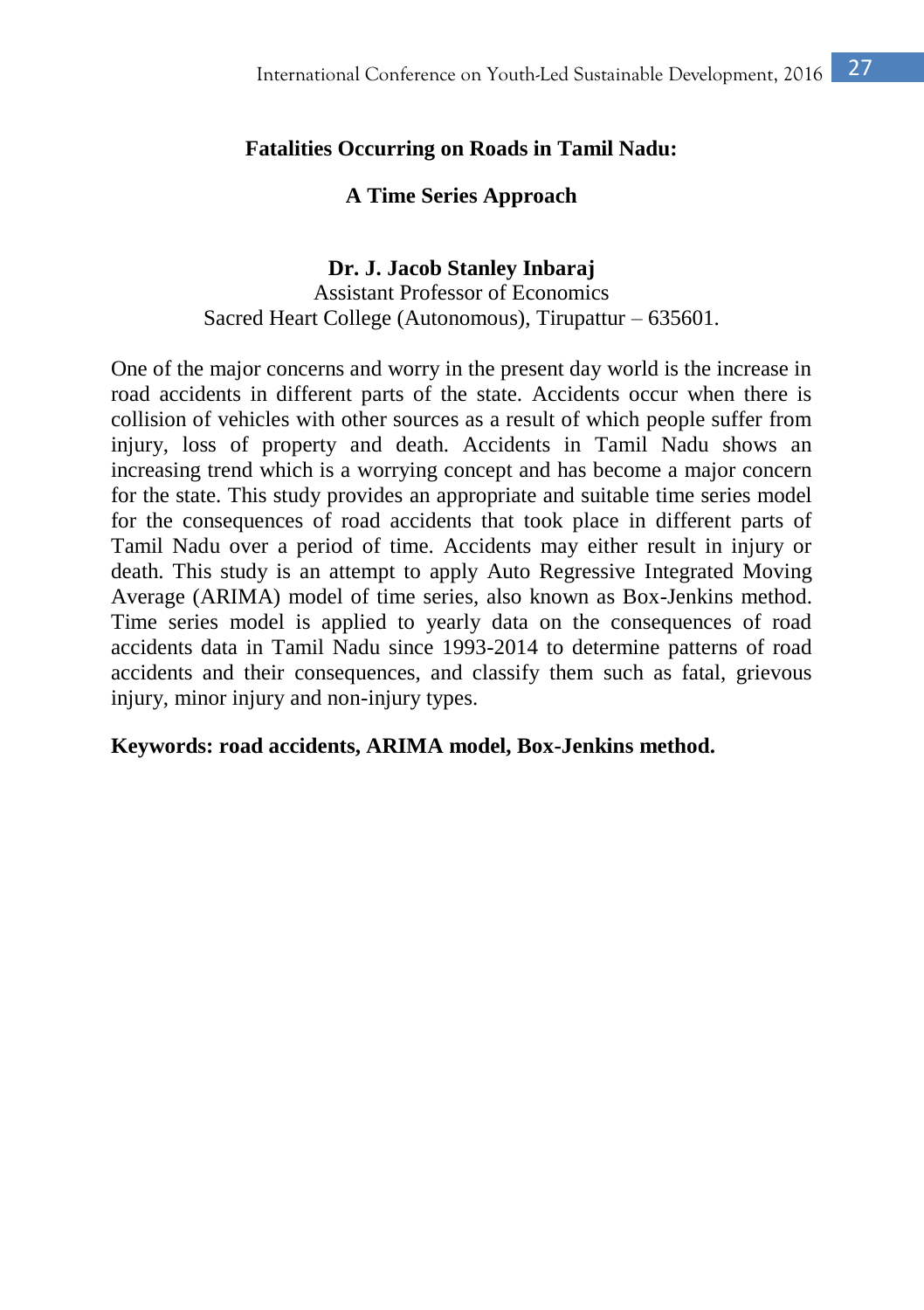# Fatalities Occurring on Roads in Tamil Nadu:

## A Time Series Approach

**Dr. J. Jacob Stanley Inbaraj**
Assistant Professor of Economics
Sacred Heart College (Autonomous), Tirupattur – 635601.

One of the major concerns and worry in the present day world is the increase in road accidents in different parts of the state. Accidents occur when there is collision of vehicles with other sources as a result of which people suffer from injury, loss of property and death. Accidents in Tamil Nadu shows an increasing trend which is a worrying concept and has become a major concern for the state. This study provides an appropriate and suitable time series model for the consequences of road accidents that took place in different parts of Tamil Nadu over a period of time. Accidents may either result in injury or death. This study is an attempt to apply Auto Regressive Integrated Moving Average (ARIMA) model of time series, also known as Box-Jenkins method. Time series model is applied to yearly data on the consequences of road accidents data in Tamil Nadu since 1993-2014 to determine patterns of road accidents and their consequences, and classify them such as fatal, grievous injury, minor injury and non-injury types.

**Keywords: road accidents, ARIMA model, Box-Jenkins method.**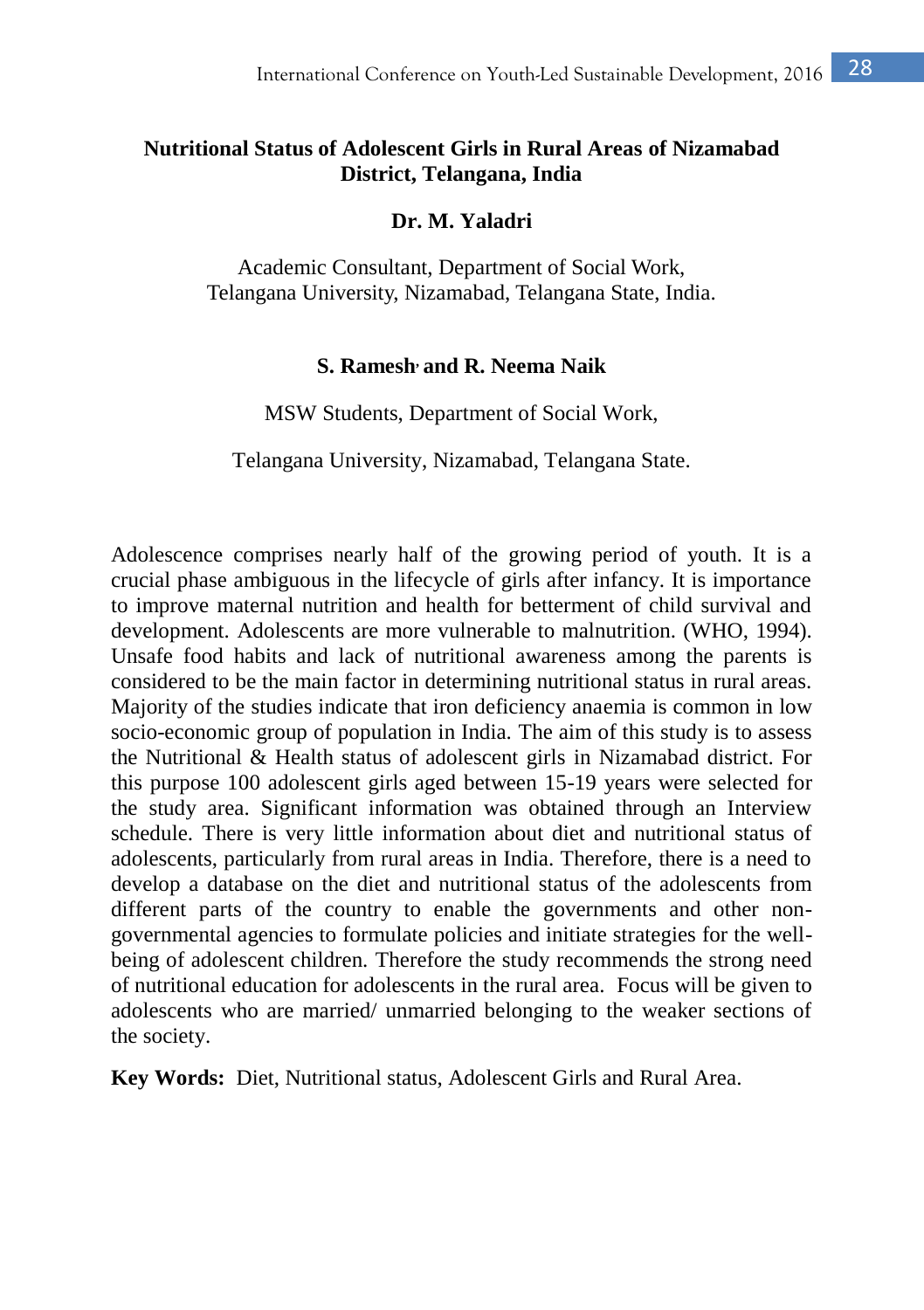## Nutritional Status of Adolescent Girls in Rural Areas of Nizamabad District, Telangana, India

**Dr. M. Yaladri**

Academic Consultant, Department of Social Work,
Telangana University, Nizamabad, Telangana State, India.

**S. Ramesh, and R. Neema Naik**

MSW Students, Department of Social Work,

Telangana University, Nizamabad, Telangana State.

Adolescence comprises nearly half of the growing period of youth. It is a crucial phase ambiguous in the lifecycle of girls after infancy. It is importance to improve maternal nutrition and health for betterment of child survival and development. Adolescents are more vulnerable to malnutrition. (WHO, 1994). Unsafe food habits and lack of nutritional awareness among the parents is considered to be the main factor in determining nutritional status in rural areas. Majority of the studies indicate that iron deficiency anaemia is common in low socio-economic group of population in India. The aim of this study is to assess the Nutritional & Health status of adolescent girls in Nizamabad district. For this purpose 100 adolescent girls aged between 15-19 years were selected for the study area. Significant information was obtained through an Interview schedule. There is very little information about diet and nutritional status of adolescents, particularly from rural areas in India. Therefore, there is a need to develop a database on the diet and nutritional status of the adolescents from different parts of the country to enable the governments and other non-governmental agencies to formulate policies and initiate strategies for the well-being of adolescent children. Therefore the study recommends the strong need of nutritional education for adolescents in the rural area. Focus will be given to adolescents who are married/ unmarried belonging to the weaker sections of the society.

**Key Words:** Diet, Nutritional status, Adolescent Girls and Rural Area.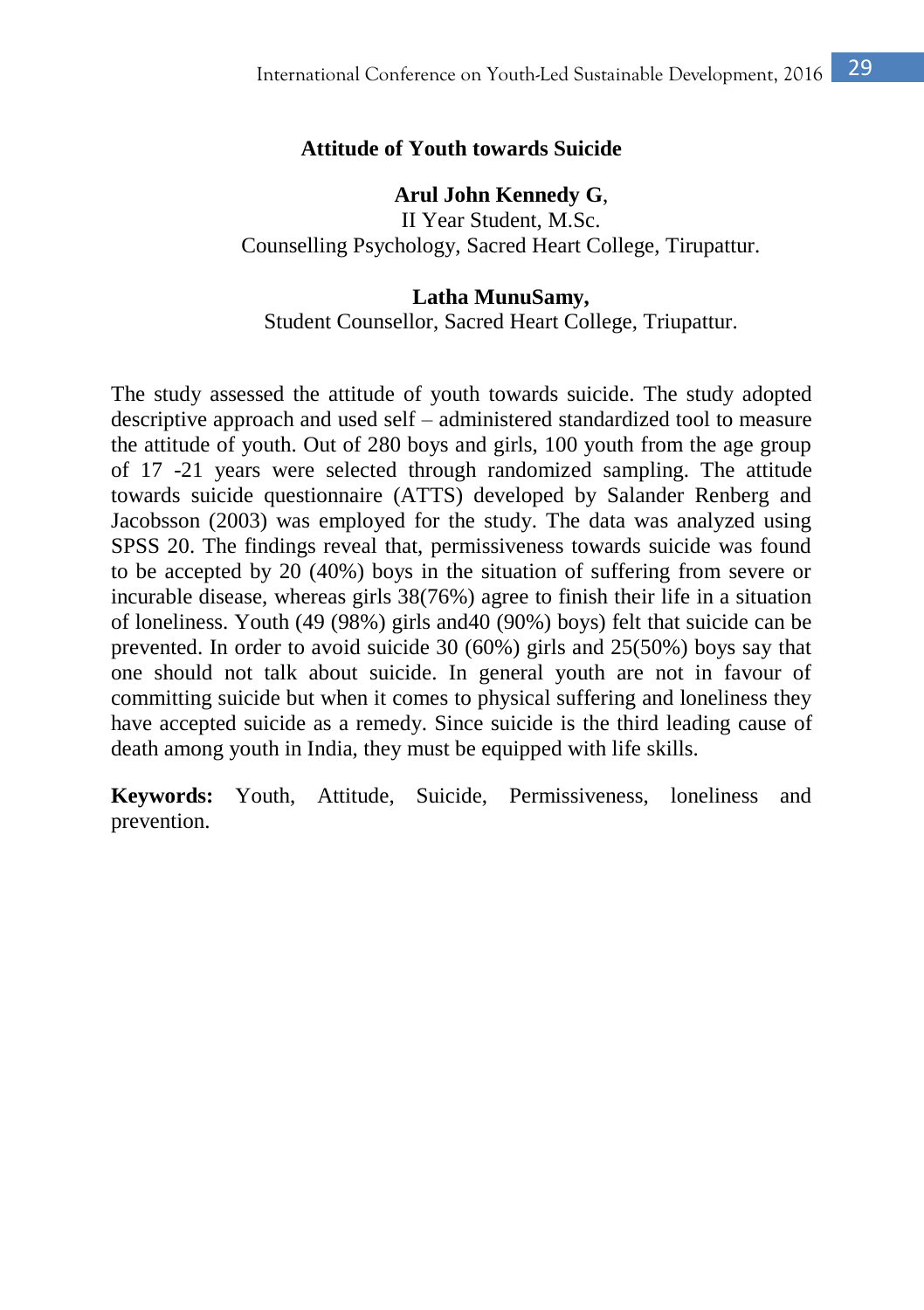## Attitude of Youth towards Suicide

**Arul John Kennedy G**,
II Year Student, M.Sc.
Counselling Psychology, Sacred Heart College, Tirupattur.

**Latha MunuSamy,**
Student Counsellor, Sacred Heart College, Triupattur.

The study assessed the attitude of youth towards suicide. The study adopted descriptive approach and used self – administered standardized tool to measure the attitude of youth. Out of 280 boys and girls, 100 youth from the age group of 17 -21 years were selected through randomized sampling. The attitude towards suicide questionnaire (ATTS) developed by Salander Renberg and Jacobsson (2003) was employed for the study. The data was analyzed using SPSS 20. The findings reveal that, permissiveness towards suicide was found to be accepted by 20 (40%) boys in the situation of suffering from severe or incurable disease, whereas girls 38(76%) agree to finish their life in a situation of loneliness. Youth (49 (98%) girls and40 (90%) boys) felt that suicide can be prevented. In order to avoid suicide 30 (60%) girls and 25(50%) boys say that one should not talk about suicide. In general youth are not in favour of committing suicide but when it comes to physical suffering and loneliness they have accepted suicide as a remedy. Since suicide is the third leading cause of death among youth in India, they must be equipped with life skills.

**Keywords:** Youth, Attitude, Suicide, Permissiveness, loneliness and prevention.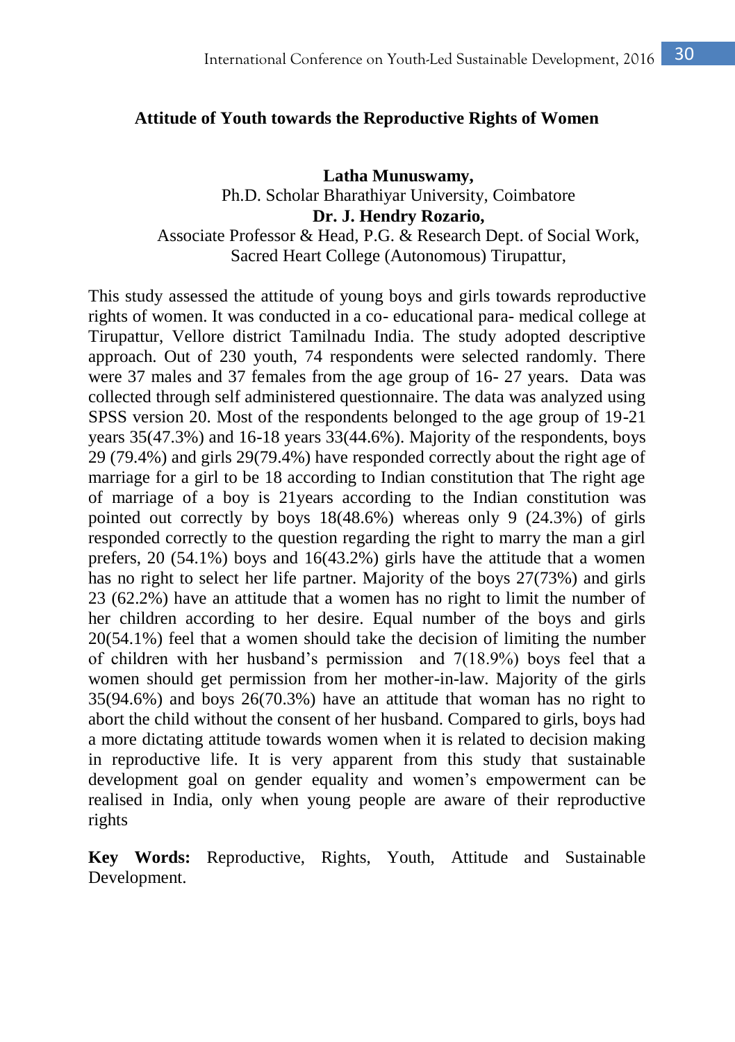## Attitude of Youth towards the Reproductive Rights of Women

**Latha Munuswamy,**
Ph.D. Scholar Bharathiyar University, Coimbatore
**Dr. J. Hendry Rozario,**
Associate Professor & Head, P.G. & Research Dept. of Social Work,
Sacred Heart College (Autonomous) Tirupattur,

This study assessed the attitude of young boys and girls towards reproductive rights of women. It was conducted in a co- educational para- medical college at Tirupattur, Vellore district Tamilnadu India. The study adopted descriptive approach. Out of 230 youth, 74 respondents were selected randomly. There were 37 males and 37 females from the age group of 16- 27 years. Data was collected through self administered questionnaire. The data was analyzed using SPSS version 20. Most of the respondents belonged to the age group of 19-21 years 35(47.3%) and 16-18 years 33(44.6%). Majority of the respondents, boys 29 (79.4%) and girls 29(79.4%) have responded correctly about the right age of marriage for a girl to be 18 according to Indian constitution that The right age of marriage of a boy is 21years according to the Indian constitution was pointed out correctly by boys 18(48.6%) whereas only 9 (24.3%) of girls responded correctly to the question regarding the right to marry the man a girl prefers, 20 (54.1%) boys and 16(43.2%) girls have the attitude that a women has no right to select her life partner. Majority of the boys 27(73%) and girls 23 (62.2%) have an attitude that a women has no right to limit the number of her children according to her desire. Equal number of the boys and girls 20(54.1%) feel that a women should take the decision of limiting the number of children with her husband's permission and 7(18.9%) boys feel that a women should get permission from her mother-in-law. Majority of the girls 35(94.6%) and boys 26(70.3%) have an attitude that woman has no right to abort the child without the consent of her husband. Compared to girls, boys had a more dictating attitude towards women when it is related to decision making in reproductive life. It is very apparent from this study that sustainable development goal on gender equality and women's empowerment can be realised in India, only when young people are aware of their reproductive rights

**Key Words:** Reproductive, Rights, Youth, Attitude and Sustainable Development.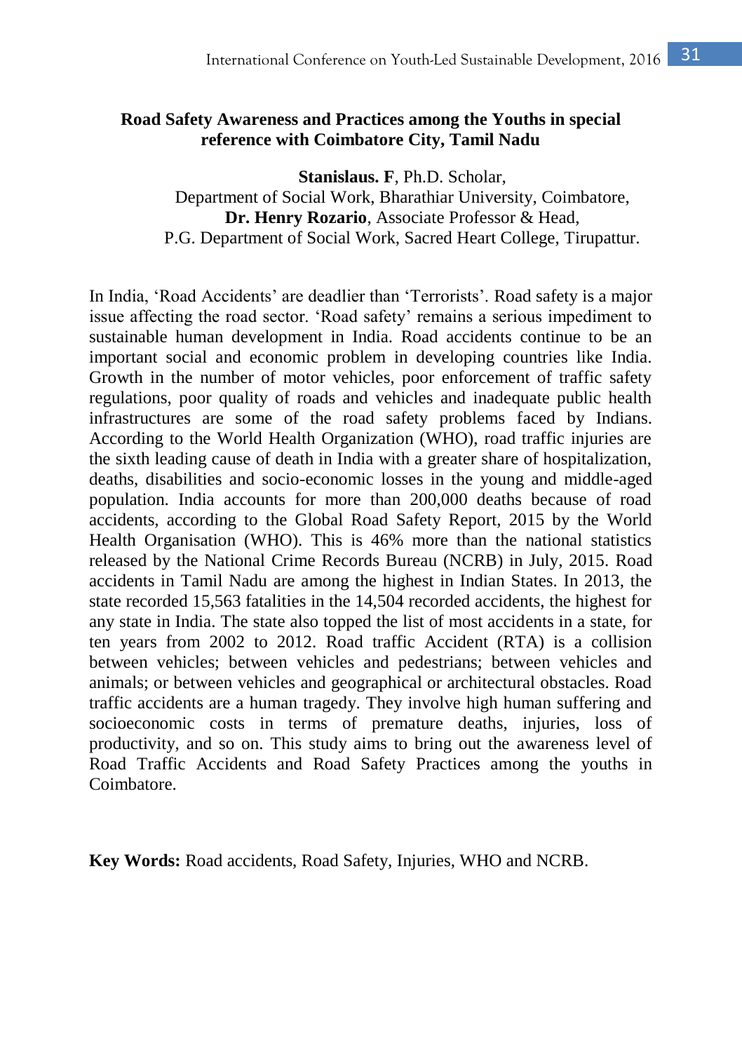# Road Safety Awareness and Practices among the Youths in special reference with Coimbatore City, Tamil Nadu

**Stanislaus. F**, Ph.D. Scholar,
Department of Social Work, Bharathiar University, Coimbatore,
**Dr. Henry Rozario**, Associate Professor & Head,
P.G. Department of Social Work, Sacred Heart College, Tirupattur.

In India, 'Road Accidents' are deadlier than 'Terrorists'. Road safety is a major issue affecting the road sector. 'Road safety' remains a serious impediment to sustainable human development in India. Road accidents continue to be an important social and economic problem in developing countries like India. Growth in the number of motor vehicles, poor enforcement of traffic safety regulations, poor quality of roads and vehicles and inadequate public health infrastructures are some of the road safety problems faced by Indians. According to the World Health Organization (WHO), road traffic injuries are the sixth leading cause of death in India with a greater share of hospitalization, deaths, disabilities and socio-economic losses in the young and middle-aged population. India accounts for more than 200,000 deaths because of road accidents, according to the Global Road Safety Report, 2015 by the World Health Organisation (WHO). This is 46% more than the national statistics released by the National Crime Records Bureau (NCRB) in July, 2015. Road accidents in Tamil Nadu are among the highest in Indian States. In 2013, the state recorded 15,563 fatalities in the 14,504 recorded accidents, the highest for any state in India. The state also topped the list of most accidents in a state, for ten years from 2002 to 2012. Road traffic Accident (RTA) is a collision between vehicles; between vehicles and pedestrians; between vehicles and animals; or between vehicles and geographical or architectural obstacles. Road traffic accidents are a human tragedy. They involve high human suffering and socioeconomic costs in terms of premature deaths, injuries, loss of productivity, and so on. This study aims to bring out the awareness level of Road Traffic Accidents and Road Safety Practices among the youths in Coimbatore.

**Key Words:** Road accidents, Road Safety, Injuries, WHO and NCRB.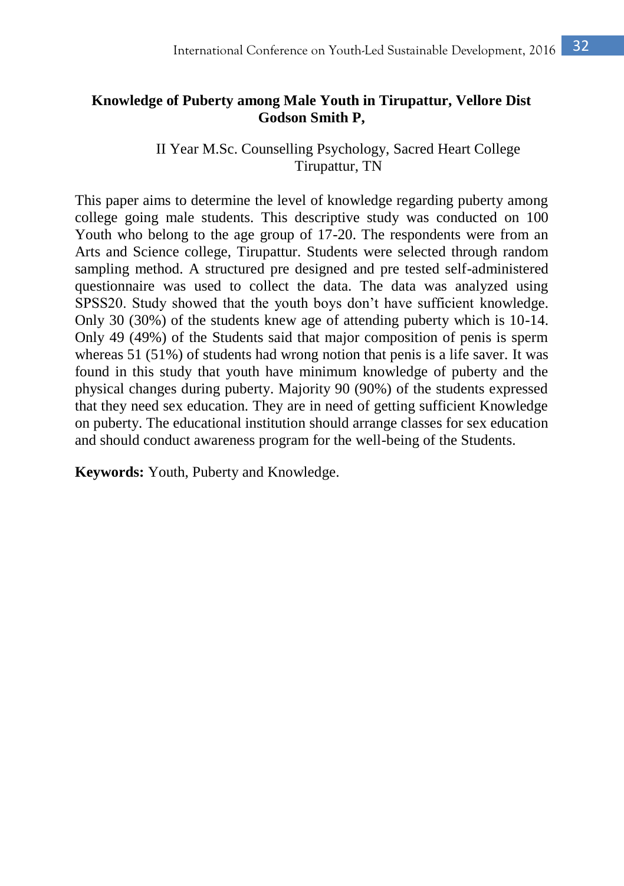## Knowledge of Puberty among Male Youth in Tirupattur, Vellore Dist

**Godson Smith P,**

II Year M.Sc. Counselling Psychology, Sacred Heart College
Tirupattur, TN

This paper aims to determine the level of knowledge regarding puberty among college going male students. This descriptive study was conducted on 100 Youth who belong to the age group of 17-20. The respondents were from an Arts and Science college, Tirupattur. Students were selected through random sampling method. A structured pre designed and pre tested self-administered questionnaire was used to collect the data. The data was analyzed using SPSS20. Study showed that the youth boys don't have sufficient knowledge. Only 30 (30%) of the students knew age of attending puberty which is 10-14. Only 49 (49%) of the Students said that major composition of penis is sperm whereas 51 (51%) of students had wrong notion that penis is a life saver. It was found in this study that youth have minimum knowledge of puberty and the physical changes during puberty. Majority 90 (90%) of the students expressed that they need sex education. They are in need of getting sufficient Knowledge on puberty. The educational institution should arrange classes for sex education and should conduct awareness program for the well-being of the Students.

**Keywords:** Youth, Puberty and Knowledge.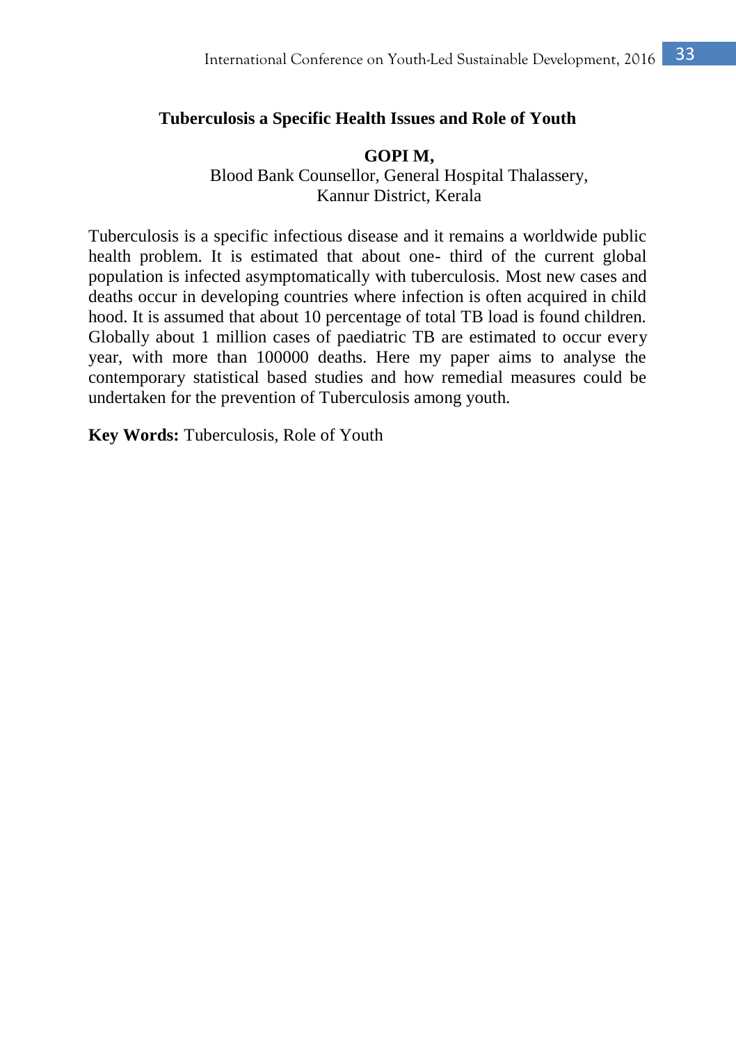## Tuberculosis a Specific Health Issues and Role of Youth

**GOPI M,**

Blood Bank Counsellor, General Hospital Thalassery,
Kannur District, Kerala

Tuberculosis is a specific infectious disease and it remains a worldwide public health problem. It is estimated that about one- third of the current global population is infected asymptomatically with tuberculosis. Most new cases and deaths occur in developing countries where infection is often acquired in child hood. It is assumed that about 10 percentage of total TB load is found children. Globally about 1 million cases of paediatric TB are estimated to occur every year, with more than 100000 deaths. Here my paper aims to analyse the contemporary statistical based studies and how remedial measures could be undertaken for the prevention of Tuberculosis among youth.

**Key Words:** Tuberculosis, Role of Youth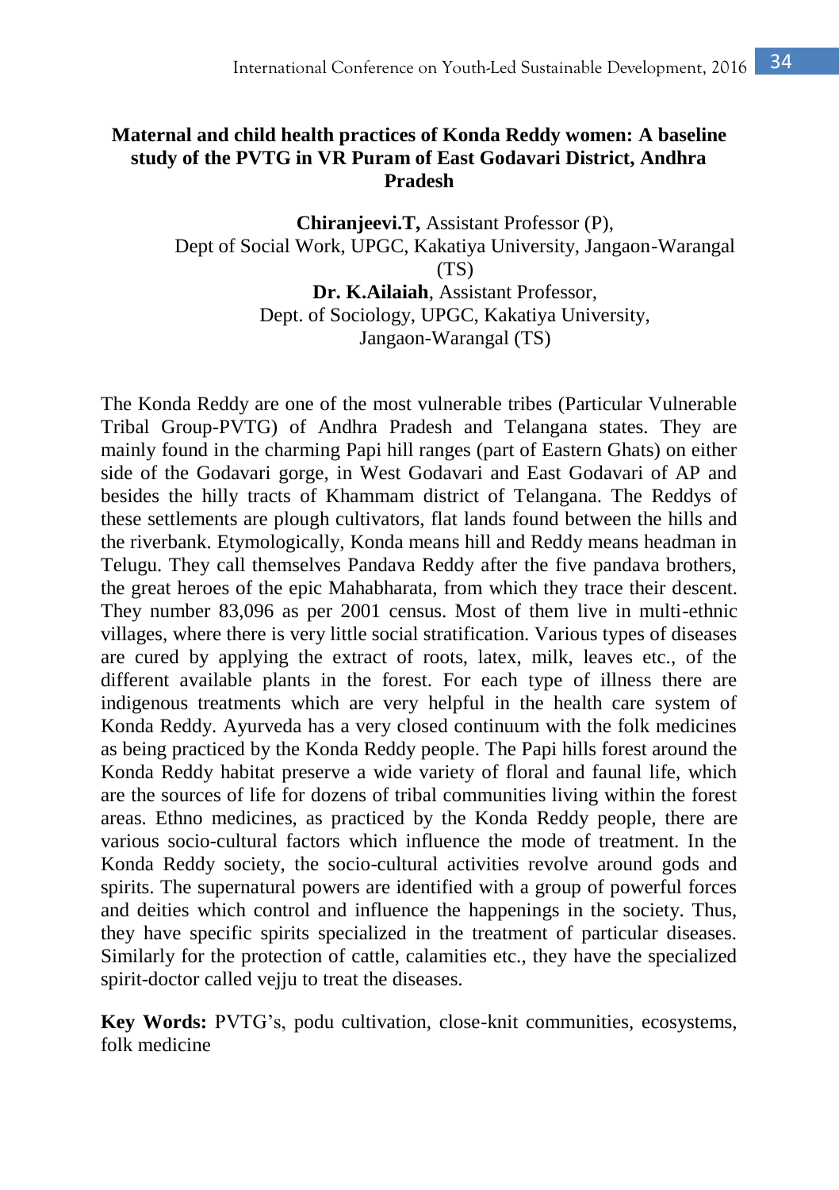# Maternal and child health practices of Konda Reddy women: A baseline study of the PVTG in VR Puram of East Godavari District, Andhra Pradesh

**Chiranjeevi.T,** Assistant Professor (P),
Dept of Social Work, UPGC, Kakatiya University, Jangaon-Warangal (TS)

**Dr. K.Ailaiah**, Assistant Professor,
Dept. of Sociology, UPGC, Kakatiya University,
Jangaon-Warangal (TS)

The Konda Reddy are one of the most vulnerable tribes (Particular Vulnerable Tribal Group-PVTG) of Andhra Pradesh and Telangana states. They are mainly found in the charming Papi hill ranges (part of Eastern Ghats) on either side of the Godavari gorge, in West Godavari and East Godavari of AP and besides the hilly tracts of Khammam district of Telangana. The Reddys of these settlements are plough cultivators, flat lands found between the hills and the riverbank. Etymologically, Konda means hill and Reddy means headman in Telugu. They call themselves Pandava Reddy after the five pandava brothers, the great heroes of the epic Mahabharata, from which they trace their descent. They number 83,096 as per 2001 census. Most of them live in multi-ethnic villages, where there is very little social stratification. Various types of diseases are cured by applying the extract of roots, latex, milk, leaves etc., of the different available plants in the forest. For each type of illness there are indigenous treatments which are very helpful in the health care system of Konda Reddy. Ayurveda has a very closed continuum with the folk medicines as being practiced by the Konda Reddy people. The Papi hills forest around the Konda Reddy habitat preserve a wide variety of floral and faunal life, which are the sources of life for dozens of tribal communities living within the forest areas. Ethno medicines, as practiced by the Konda Reddy people, there are various socio-cultural factors which influence the mode of treatment. In the Konda Reddy society, the socio-cultural activities revolve around gods and spirits. The supernatural powers are identified with a group of powerful forces and deities which control and influence the happenings in the society. Thus, they have specific spirits specialized in the treatment of particular diseases. Similarly for the protection of cattle, calamities etc., they have the specialized spirit-doctor called vejju to treat the diseases.

**Key Words:** PVTG's, podu cultivation, close-knit communities, ecosystems, folk medicine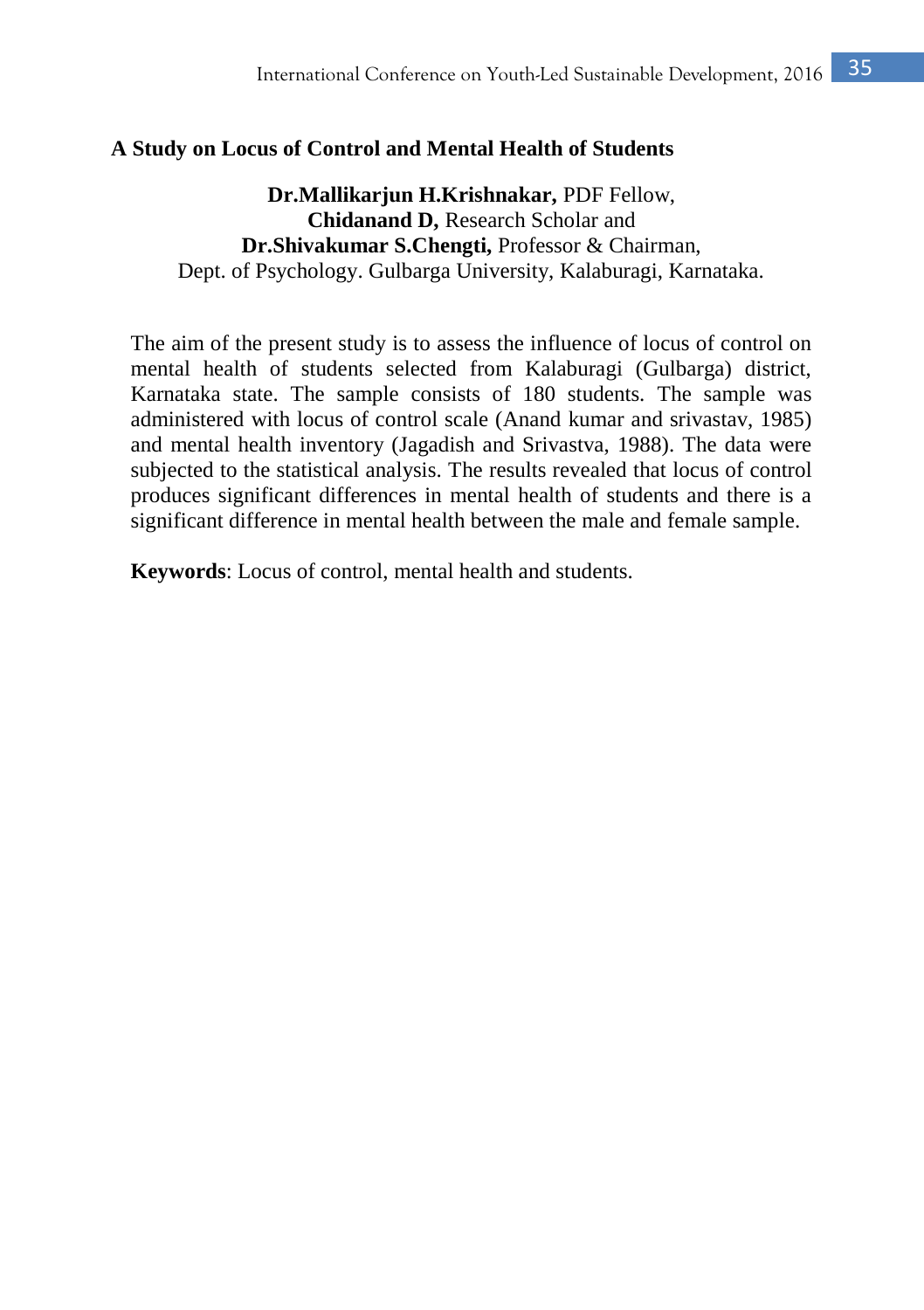## A Study on Locus of Control and Mental Health of Students

**Dr.Mallikarjun H.Krishnakar,** PDF Fellow,
**Chidanand D,** Research Scholar and
**Dr.Shivakumar S.Chengti,** Professor & Chairman,
Dept. of Psychology. Gulbarga University, Kalaburagi, Karnataka.

The aim of the present study is to assess the influence of locus of control on mental health of students selected from Kalaburagi (Gulbarga) district, Karnataka state. The sample consists of 180 students. The sample was administered with locus of control scale (Anand kumar and srivastav, 1985) and mental health inventory (Jagadish and Srivastva, 1988). The data were subjected to the statistical analysis. The results revealed that locus of control produces significant differences in mental health of students and there is a significant difference in mental health between the male and female sample.

**Keywords**: Locus of control, mental health and students.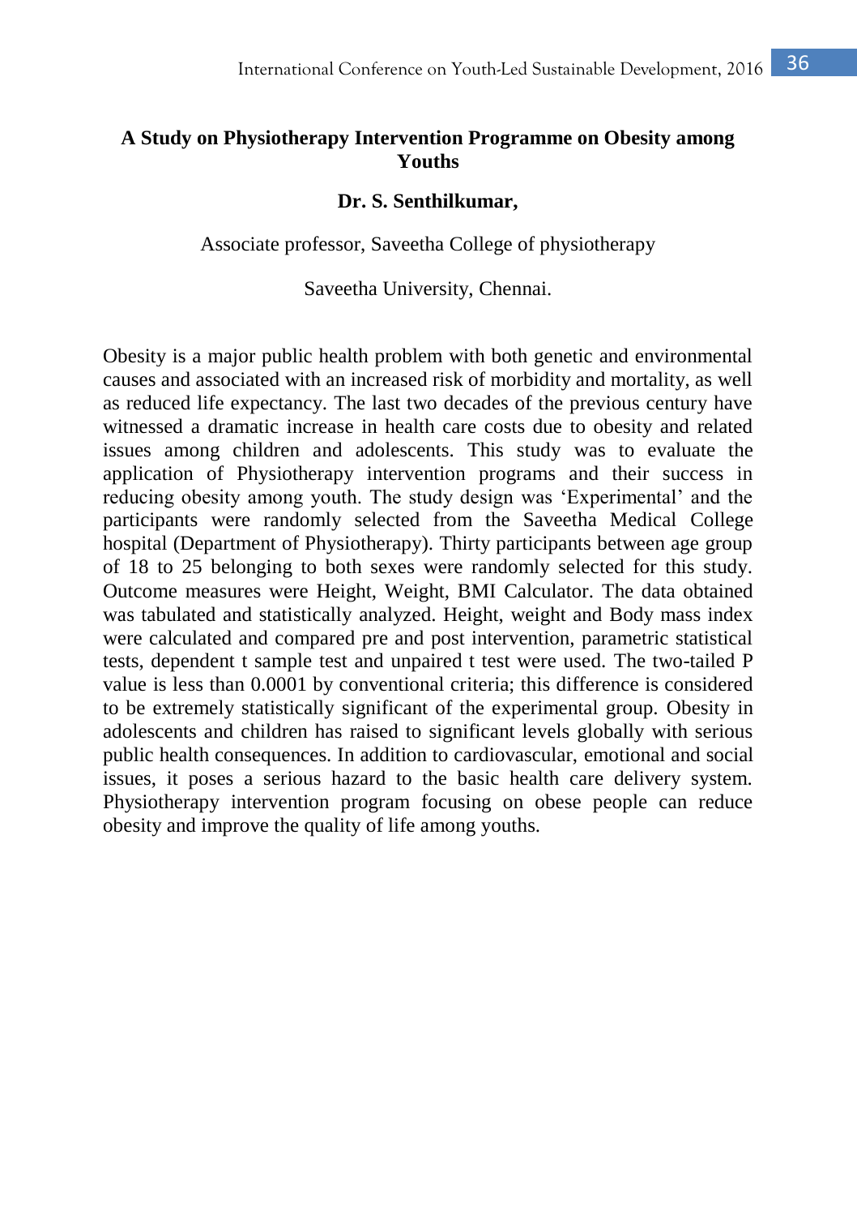# A Study on Physiotherapy Intervention Programme on Obesity among Youths

**Dr. S. Senthilkumar,**

Associate professor, Saveetha College of physiotherapy

Saveetha University, Chennai.

Obesity is a major public health problem with both genetic and environmental causes and associated with an increased risk of morbidity and mortality, as well as reduced life expectancy. The last two decades of the previous century have witnessed a dramatic increase in health care costs due to obesity and related issues among children and adolescents. This study was to evaluate the application of Physiotherapy intervention programs and their success in reducing obesity among youth. The study design was 'Experimental' and the participants were randomly selected from the Saveetha Medical College hospital (Department of Physiotherapy). Thirty participants between age group of 18 to 25 belonging to both sexes were randomly selected for this study. Outcome measures were Height, Weight, BMI Calculator. The data obtained was tabulated and statistically analyzed. Height, weight and Body mass index were calculated and compared pre and post intervention, parametric statistical tests, dependent t sample test and unpaired t test were used. The two-tailed P value is less than 0.0001 by conventional criteria; this difference is considered to be extremely statistically significant of the experimental group. Obesity in adolescents and children has raised to significant levels globally with serious public health consequences. In addition to cardiovascular, emotional and social issues, it poses a serious hazard to the basic health care delivery system. Physiotherapy intervention program focusing on obese people can reduce obesity and improve the quality of life among youths.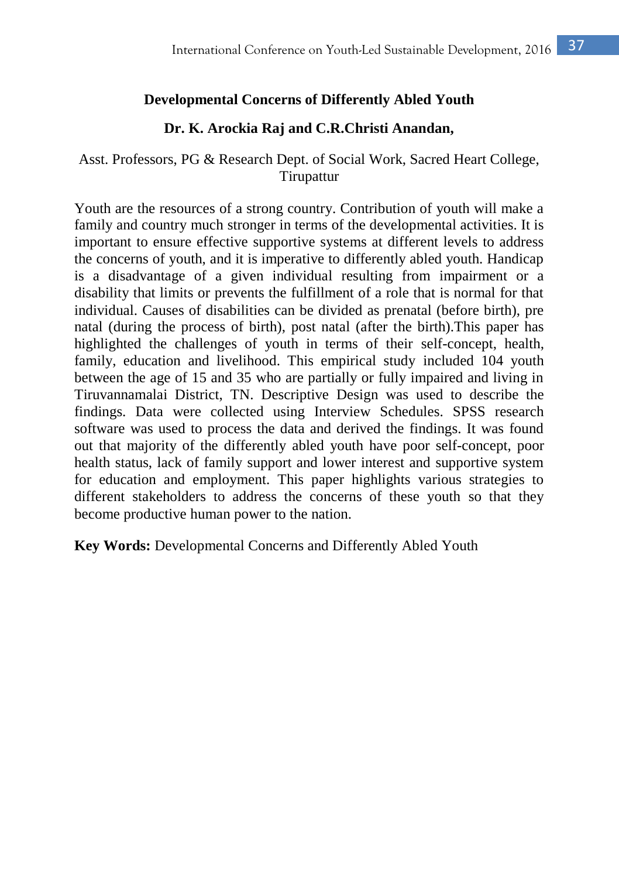## Developmental Concerns of Differently Abled Youth

**Dr. K. Arockia Raj and C.R.Christi Anandan,**

Asst. Professors, PG & Research Dept. of Social Work, Sacred Heart College, Tirupattur

Youth are the resources of a strong country. Contribution of youth will make a family and country much stronger in terms of the developmental activities. It is important to ensure effective supportive systems at different levels to address the concerns of youth, and it is imperative to differently abled youth. Handicap is a disadvantage of a given individual resulting from impairment or a disability that limits or prevents the fulfillment of a role that is normal for that individual. Causes of disabilities can be divided as prenatal (before birth), pre natal (during the process of birth), post natal (after the birth).This paper has highlighted the challenges of youth in terms of their self-concept, health, family, education and livelihood. This empirical study included 104 youth between the age of 15 and 35 who are partially or fully impaired and living in Tiruvannamalai District, TN. Descriptive Design was used to describe the findings. Data were collected using Interview Schedules. SPSS research software was used to process the data and derived the findings. It was found out that majority of the differently abled youth have poor self-concept, poor health status, lack of family support and lower interest and supportive system for education and employment. This paper highlights various strategies to different stakeholders to address the concerns of these youth so that they become productive human power to the nation.

**Key Words:** Developmental Concerns and Differently Abled Youth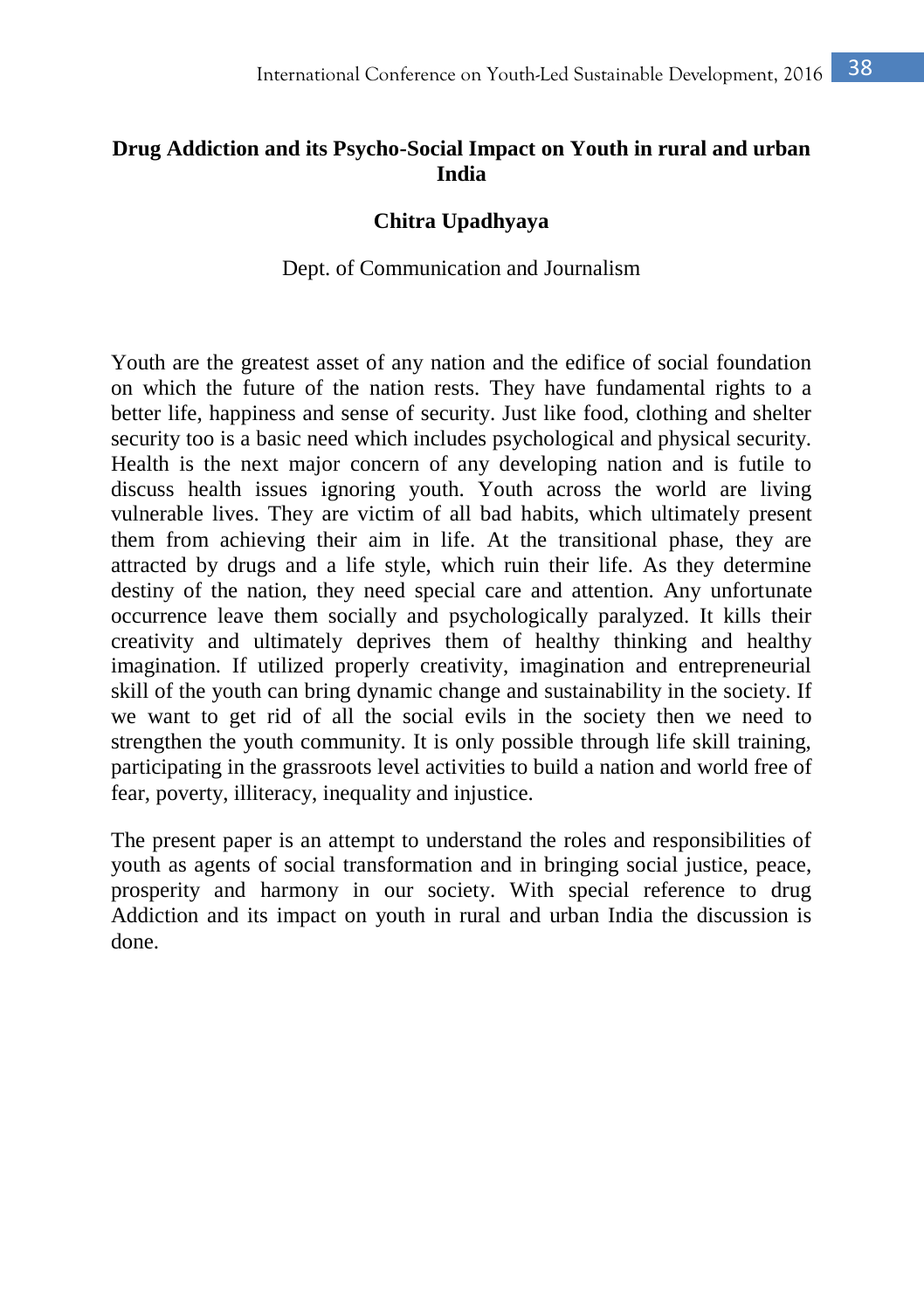# Drug Addiction and its Psycho-Social Impact on Youth in rural and urban India

**Chitra Upadhyaya**

Dept. of Communication and Journalism

Youth are the greatest asset of any nation and the edifice of social foundation on which the future of the nation rests. They have fundamental rights to a better life, happiness and sense of security. Just like food, clothing and shelter security too is a basic need which includes psychological and physical security. Health is the next major concern of any developing nation and is futile to discuss health issues ignoring youth. Youth across the world are living vulnerable lives. They are victim of all bad habits, which ultimately present them from achieving their aim in life. At the transitional phase, they are attracted by drugs and a life style, which ruin their life. As they determine destiny of the nation, they need special care and attention. Any unfortunate occurrence leave them socially and psychologically paralyzed. It kills their creativity and ultimately deprives them of healthy thinking and healthy imagination. If utilized properly creativity, imagination and entrepreneurial skill of the youth can bring dynamic change and sustainability in the society. If we want to get rid of all the social evils in the society then we need to strengthen the youth community. It is only possible through life skill training, participating in the grassroots level activities to build a nation and world free of fear, poverty, illiteracy, inequality and injustice.

The present paper is an attempt to understand the roles and responsibilities of youth as agents of social transformation and in bringing social justice, peace, prosperity and harmony in our society. With special reference to drug Addiction and its impact on youth in rural and urban India the discussion is done.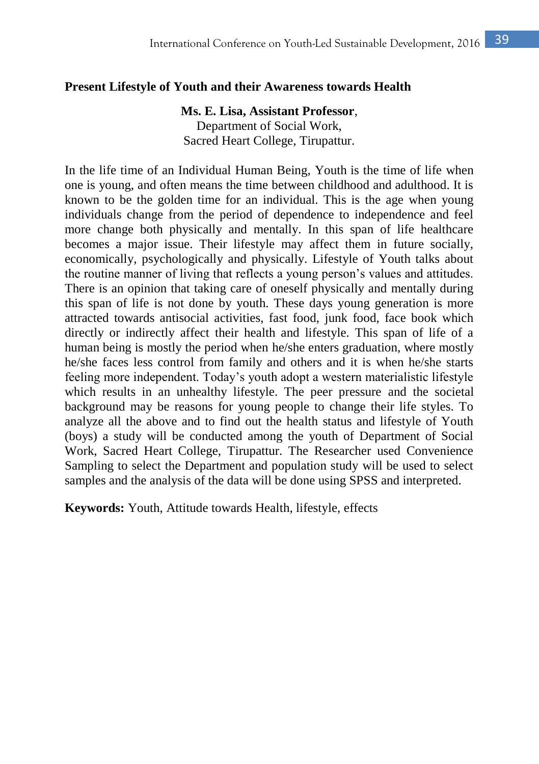## Present Lifestyle of Youth and their Awareness towards Health

**Ms. E. Lisa, Assistant Professor**,
Department of Social Work,
Sacred Heart College, Tirupattur.

In the life time of an Individual Human Being, Youth is the time of life when one is young, and often means the time between childhood and adulthood. It is known to be the golden time for an individual. This is the age when young individuals change from the period of dependence to independence and feel more change both physically and mentally. In this span of life healthcare becomes a major issue. Their lifestyle may affect them in future socially, economically, psychologically and physically. Lifestyle of Youth talks about the routine manner of living that reflects a young person's values and attitudes. There is an opinion that taking care of oneself physically and mentally during this span of life is not done by youth. These days young generation is more attracted towards antisocial activities, fast food, junk food, face book which directly or indirectly affect their health and lifestyle. This span of life of a human being is mostly the period when he/she enters graduation, where mostly he/she faces less control from family and others and it is when he/she starts feeling more independent. Today's youth adopt a western materialistic lifestyle which results in an unhealthy lifestyle. The peer pressure and the societal background may be reasons for young people to change their life styles. To analyze all the above and to find out the health status and lifestyle of Youth (boys) a study will be conducted among the youth of Department of Social Work, Sacred Heart College, Tirupattur. The Researcher used Convenience Sampling to select the Department and population study will be used to select samples and the analysis of the data will be done using SPSS and interpreted.

**Keywords:** Youth, Attitude towards Health, lifestyle, effects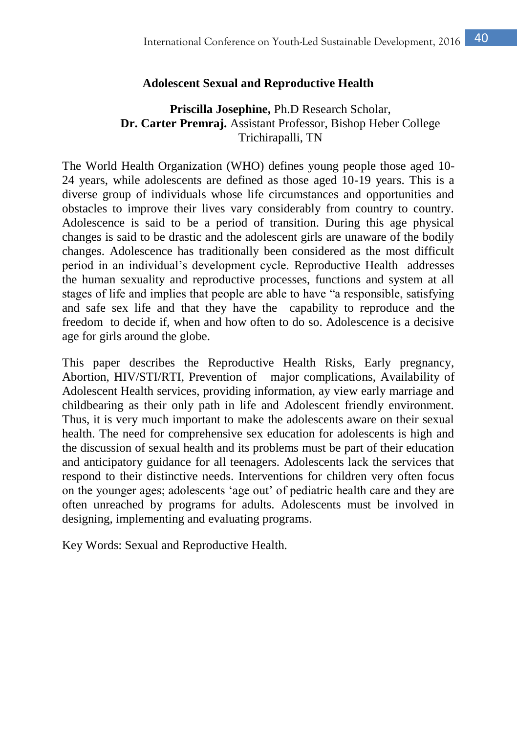## Adolescent Sexual and Reproductive Health

**Priscilla Josephine,** Ph.D Research Scholar,
**Dr. Carter Premraj.** Assistant Professor, Bishop Heber College
Trichirapalli, TN

The World Health Organization (WHO) defines young people those aged 10-24 years, while adolescents are defined as those aged 10-19 years. This is a diverse group of individuals whose life circumstances and opportunities and obstacles to improve their lives vary considerably from country to country. Adolescence is said to be a period of transition. During this age physical changes is said to be drastic and the adolescent girls are unaware of the bodily changes. Adolescence has traditionally been considered as the most difficult period in an individual's development cycle. Reproductive Health addresses the human sexuality and reproductive processes, functions and system at all stages of life and implies that people are able to have "a responsible, satisfying and safe sex life and that they have the capability to reproduce and the freedom to decide if, when and how often to do so. Adolescence is a decisive age for girls around the globe.

This paper describes the Reproductive Health Risks, Early pregnancy, Abortion, HIV/STI/RTI, Prevention of major complications, Availability of Adolescent Health services, providing information, ay view early marriage and childbearing as their only path in life and Adolescent friendly environment. Thus, it is very much important to make the adolescents aware on their sexual health. The need for comprehensive sex education for adolescents is high and the discussion of sexual health and its problems must be part of their education and anticipatory guidance for all teenagers. Adolescents lack the services that respond to their distinctive needs. Interventions for children very often focus on the younger ages; adolescents 'age out' of pediatric health care and they are often unreached by programs for adults. Adolescents must be involved in designing, implementing and evaluating programs.

Key Words: Sexual and Reproductive Health.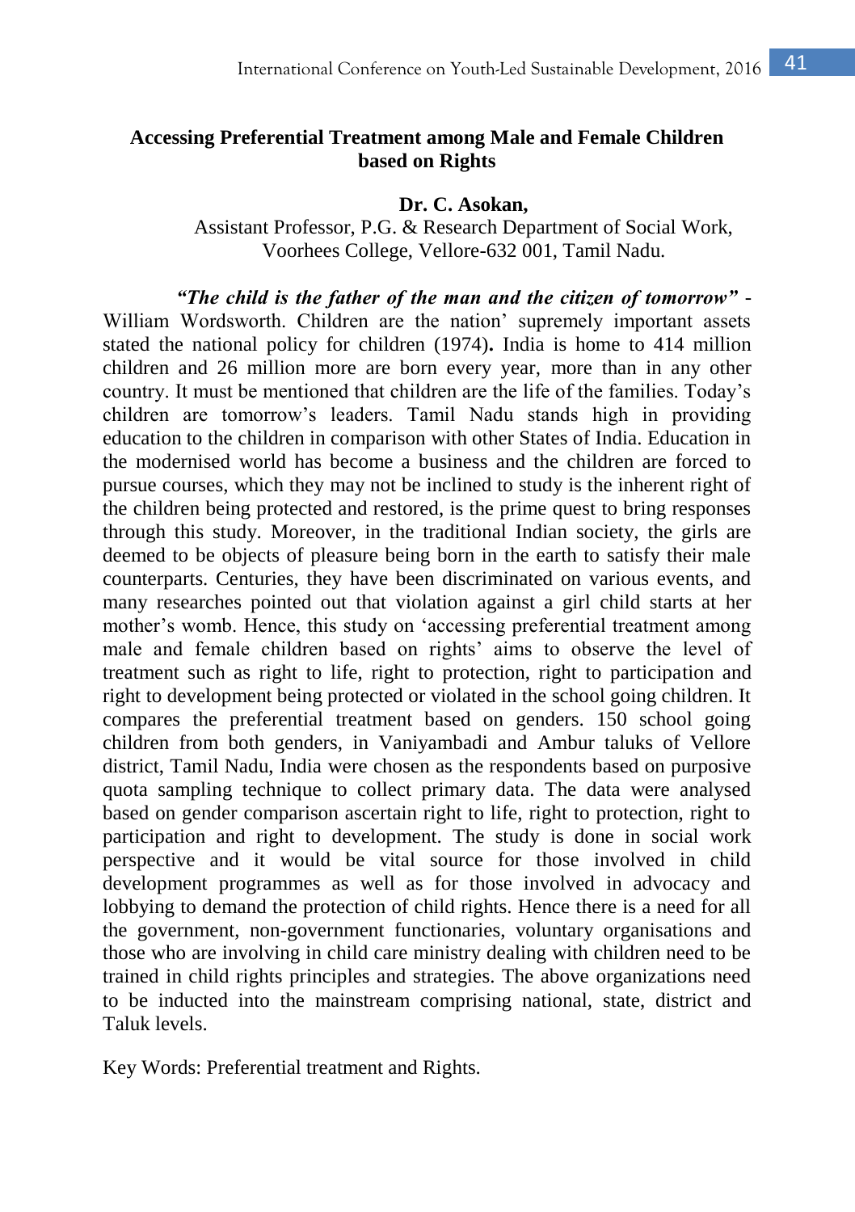## Accessing Preferential Treatment among Male and Female Children based on Rights

**Dr. C. Asokan,**

Assistant Professor, P.G. & Research Department of Social Work, Voorhees College, Vellore-632 001, Tamil Nadu.

***"The child is the father of the man and the citizen of tomorrow"*** - William Wordsworth. Children are the nation' supremely important assets stated the national policy for children (1974)**.** India is home to 414 million children and 26 million more are born every year, more than in any other country. It must be mentioned that children are the life of the families. Today's children are tomorrow's leaders. Tamil Nadu stands high in providing education to the children in comparison with other States of India. Education in the modernised world has become a business and the children are forced to pursue courses, which they may not be inclined to study is the inherent right of the children being protected and restored, is the prime quest to bring responses through this study. Moreover, in the traditional Indian society, the girls are deemed to be objects of pleasure being born in the earth to satisfy their male counterparts. Centuries, they have been discriminated on various events, and many researches pointed out that violation against a girl child starts at her mother's womb. Hence, this study on 'accessing preferential treatment among male and female children based on rights' aims to observe the level of treatment such as right to life, right to protection, right to participation and right to development being protected or violated in the school going children. It compares the preferential treatment based on genders. 150 school going children from both genders, in Vaniyambadi and Ambur taluks of Vellore district, Tamil Nadu, India were chosen as the respondents based on purposive quota sampling technique to collect primary data. The data were analysed based on gender comparison ascertain right to life, right to protection, right to participation and right to development. The study is done in social work perspective and it would be vital source for those involved in child development programmes as well as for those involved in advocacy and lobbying to demand the protection of child rights. Hence there is a need for all the government, non-government functionaries, voluntary organisations and those who are involving in child care ministry dealing with children need to be trained in child rights principles and strategies. The above organizations need to be inducted into the mainstream comprising national, state, district and Taluk levels.

Key Words: Preferential treatment and Rights.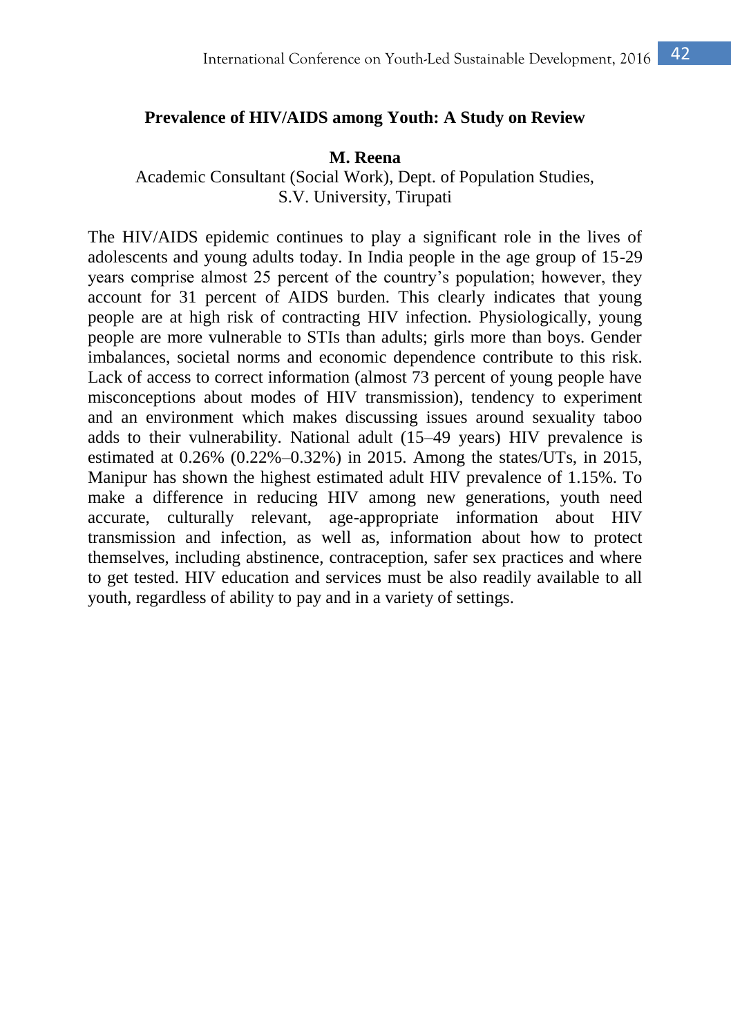# Prevalence of HIV/AIDS among Youth: A Study on Review

**M. Reena**

Academic Consultant (Social Work), Dept. of Population Studies, S.V. University, Tirupati

The HIV/AIDS epidemic continues to play a significant role in the lives of adolescents and young adults today. In India people in the age group of 15-29 years comprise almost 25 percent of the country's population; however, they account for 31 percent of AIDS burden. This clearly indicates that young people are at high risk of contracting HIV infection. Physiologically, young people are more vulnerable to STIs than adults; girls more than boys. Gender imbalances, societal norms and economic dependence contribute to this risk. Lack of access to correct information (almost 73 percent of young people have misconceptions about modes of HIV transmission), tendency to experiment and an environment which makes discussing issues around sexuality taboo adds to their vulnerability. National adult (15–49 years) HIV prevalence is estimated at 0.26% (0.22%–0.32%) in 2015. Among the states/UTs, in 2015, Manipur has shown the highest estimated adult HIV prevalence of 1.15%. To make a difference in reducing HIV among new generations, youth need accurate, culturally relevant, age-appropriate information about HIV transmission and infection, as well as, information about how to protect themselves, including abstinence, contraception, safer sex practices and where to get tested. HIV education and services must be also readily available to all youth, regardless of ability to pay and in a variety of settings.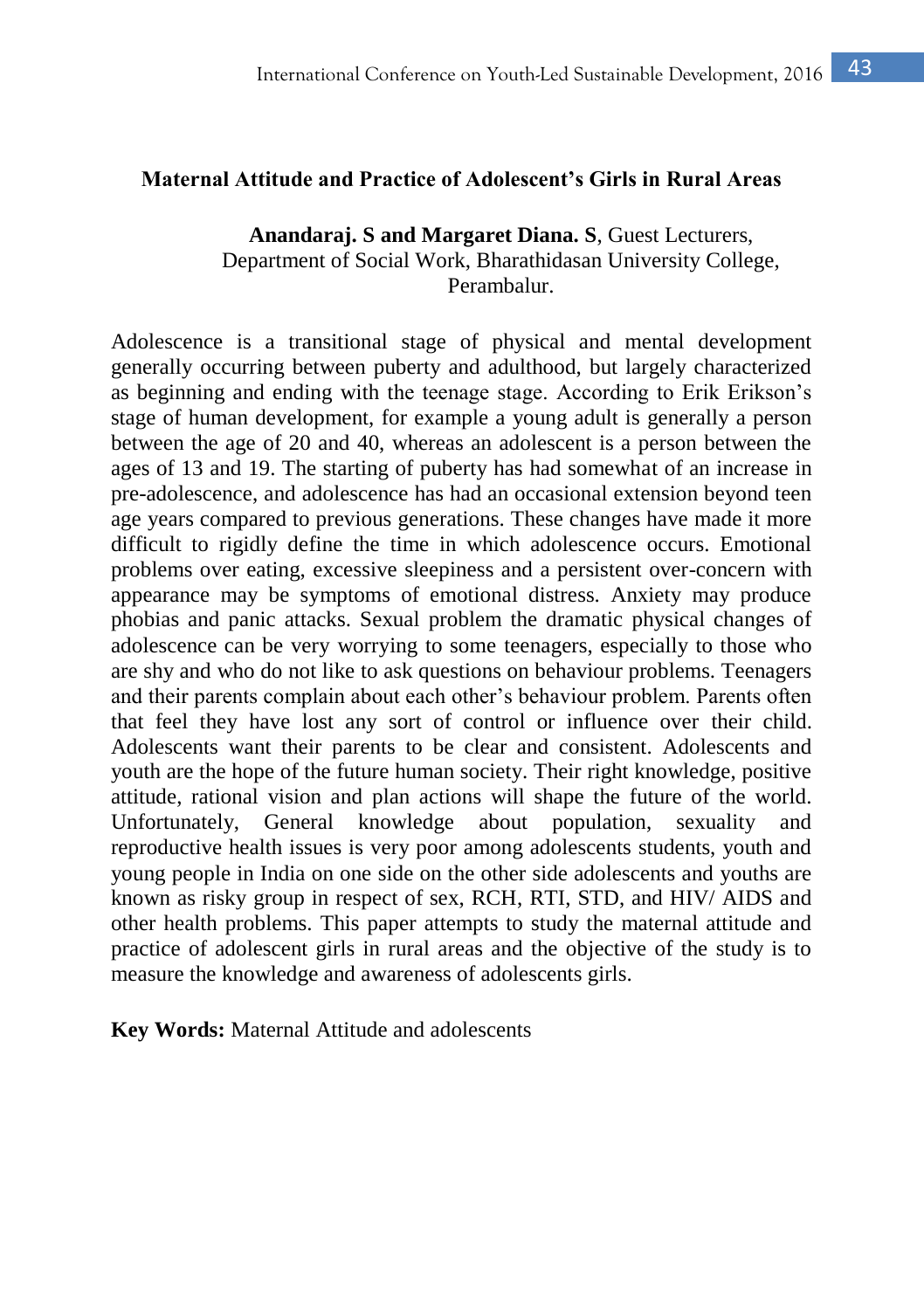### Maternal Attitude and Practice of Adolescent's Girls in Rural Areas

**Anandaraj. S and Margaret Diana. S**, Guest Lecturers,
Department of Social Work, Bharathidasan University College,
Perambalur.

Adolescence is a transitional stage of physical and mental development generally occurring between puberty and adulthood, but largely characterized as beginning and ending with the teenage stage. According to Erik Erikson's stage of human development, for example a young adult is generally a person between the age of 20 and 40, whereas an adolescent is a person between the ages of 13 and 19. The starting of puberty has had somewhat of an increase in pre-adolescence, and adolescence has had an occasional extension beyond teen age years compared to previous generations. These changes have made it more difficult to rigidly define the time in which adolescence occurs. Emotional problems over eating, excessive sleepiness and a persistent over-concern with appearance may be symptoms of emotional distress. Anxiety may produce phobias and panic attacks. Sexual problem the dramatic physical changes of adolescence can be very worrying to some teenagers, especially to those who are shy and who do not like to ask questions on behaviour problems. Teenagers and their parents complain about each other's behaviour problem. Parents often that feel they have lost any sort of control or influence over their child. Adolescents want their parents to be clear and consistent. Adolescents and youth are the hope of the future human society. Their right knowledge, positive attitude, rational vision and plan actions will shape the future of the world. Unfortunately, General knowledge about population, sexuality and reproductive health issues is very poor among adolescents students, youth and young people in India on one side on the other side adolescents and youths are known as risky group in respect of sex, RCH, RTI, STD, and HIV/ AIDS and other health problems. This paper attempts to study the maternal attitude and practice of adolescent girls in rural areas and the objective of the study is to measure the knowledge and awareness of adolescents girls.

**Key Words:** Maternal Attitude and adolescents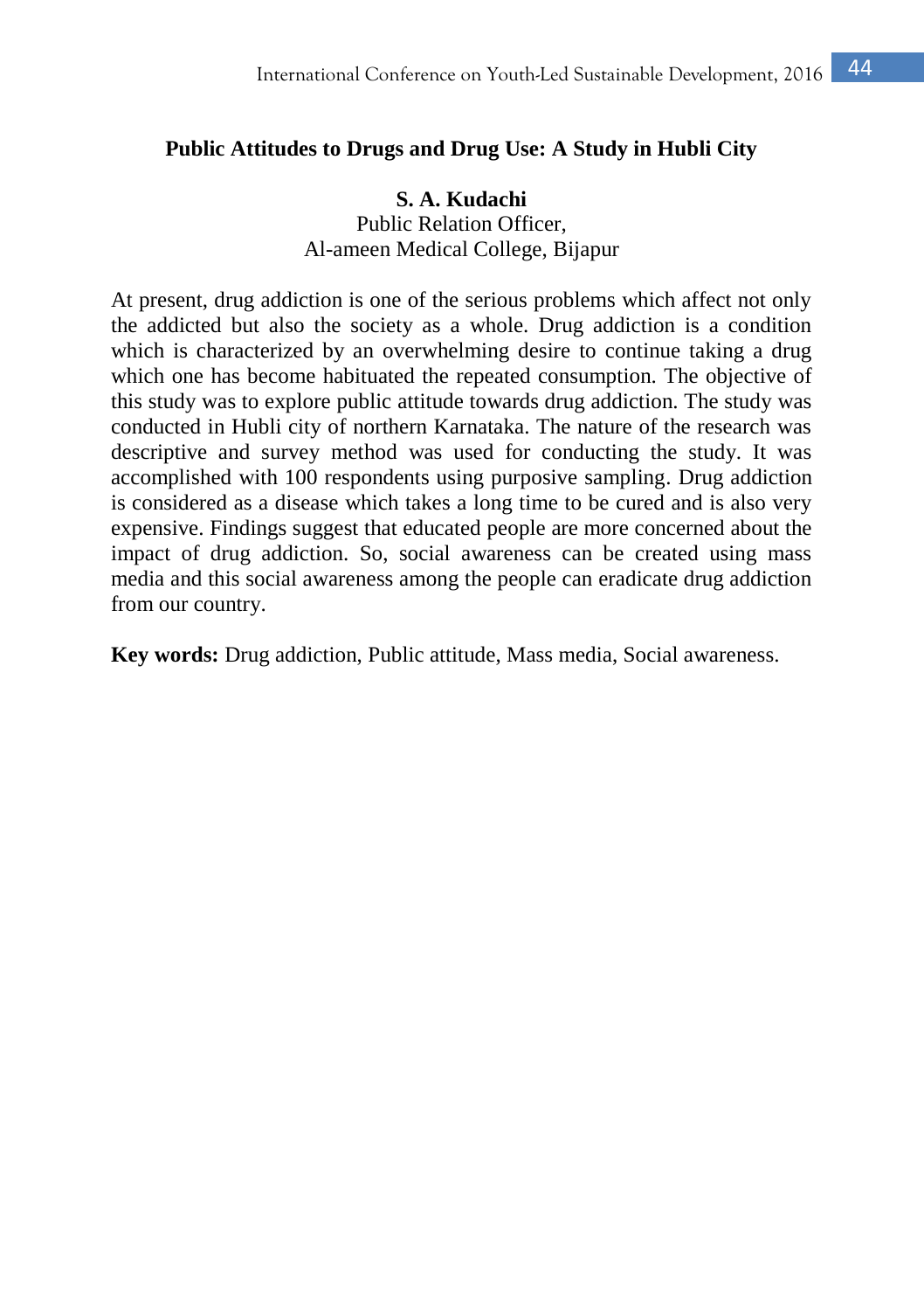## Public Attitudes to Drugs and Drug Use: A Study in Hubli City

**S. A. Kudachi**
Public Relation Officer,
Al-ameen Medical College, Bijapur

At present, drug addiction is one of the serious problems which affect not only the addicted but also the society as a whole. Drug addiction is a condition which is characterized by an overwhelming desire to continue taking a drug which one has become habituated the repeated consumption. The objective of this study was to explore public attitude towards drug addiction. The study was conducted in Hubli city of northern Karnataka. The nature of the research was descriptive and survey method was used for conducting the study. It was accomplished with 100 respondents using purposive sampling. Drug addiction is considered as a disease which takes a long time to be cured and is also very expensive. Findings suggest that educated people are more concerned about the impact of drug addiction. So, social awareness can be created using mass media and this social awareness among the people can eradicate drug addiction from our country.

**Key words:** Drug addiction, Public attitude, Mass media, Social awareness.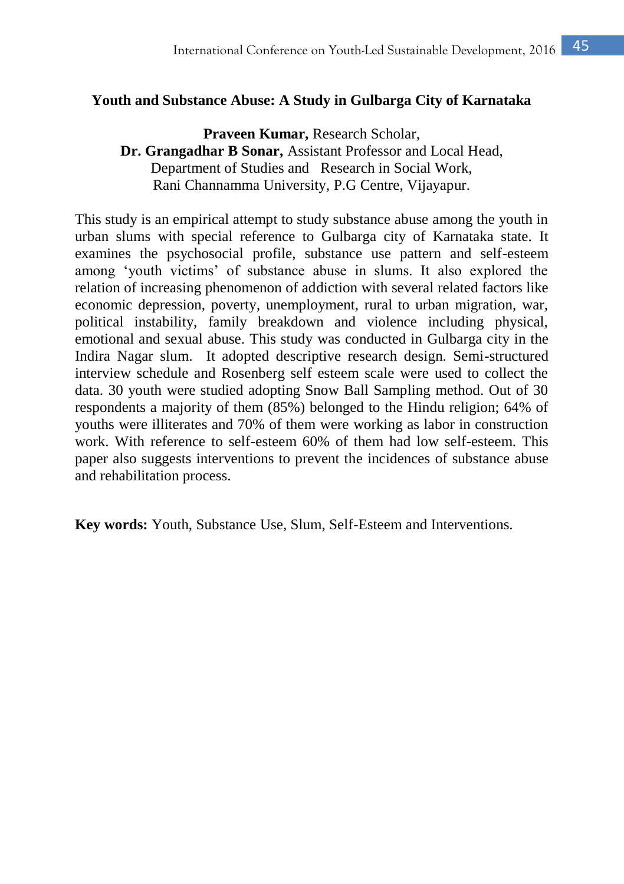## Youth and Substance Abuse: A Study in Gulbarga City of Karnataka

**Praveen Kumar,** Research Scholar,
**Dr. Grangadhar B Sonar,** Assistant Professor and Local Head,
Department of Studies and Research in Social Work,
Rani Channamma University, P.G Centre, Vijayapur.

This study is an empirical attempt to study substance abuse among the youth in urban slums with special reference to Gulbarga city of Karnataka state. It examines the psychosocial profile, substance use pattern and self-esteem among 'youth victims' of substance abuse in slums. It also explored the relation of increasing phenomenon of addiction with several related factors like economic depression, poverty, unemployment, rural to urban migration, war, political instability, family breakdown and violence including physical, emotional and sexual abuse. This study was conducted in Gulbarga city in the Indira Nagar slum. It adopted descriptive research design. Semi-structured interview schedule and Rosenberg self esteem scale were used to collect the data. 30 youth were studied adopting Snow Ball Sampling method. Out of 30 respondents a majority of them (85%) belonged to the Hindu religion; 64% of youths were illiterates and 70% of them were working as labor in construction work. With reference to self-esteem 60% of them had low self-esteem. This paper also suggests interventions to prevent the incidences of substance abuse and rehabilitation process.

**Key words:** Youth, Substance Use, Slum, Self-Esteem and Interventions.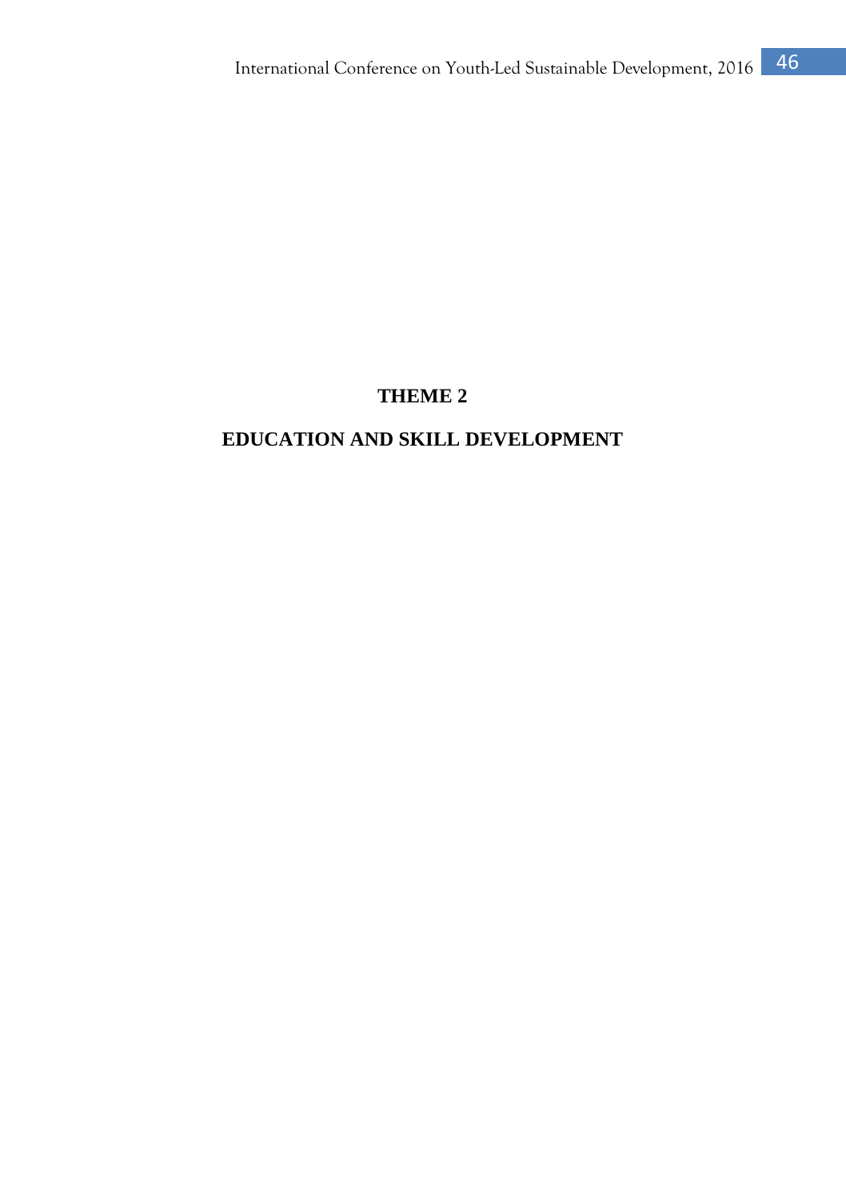# THEME 2

# EDUCATION AND SKILL DEVELOPMENT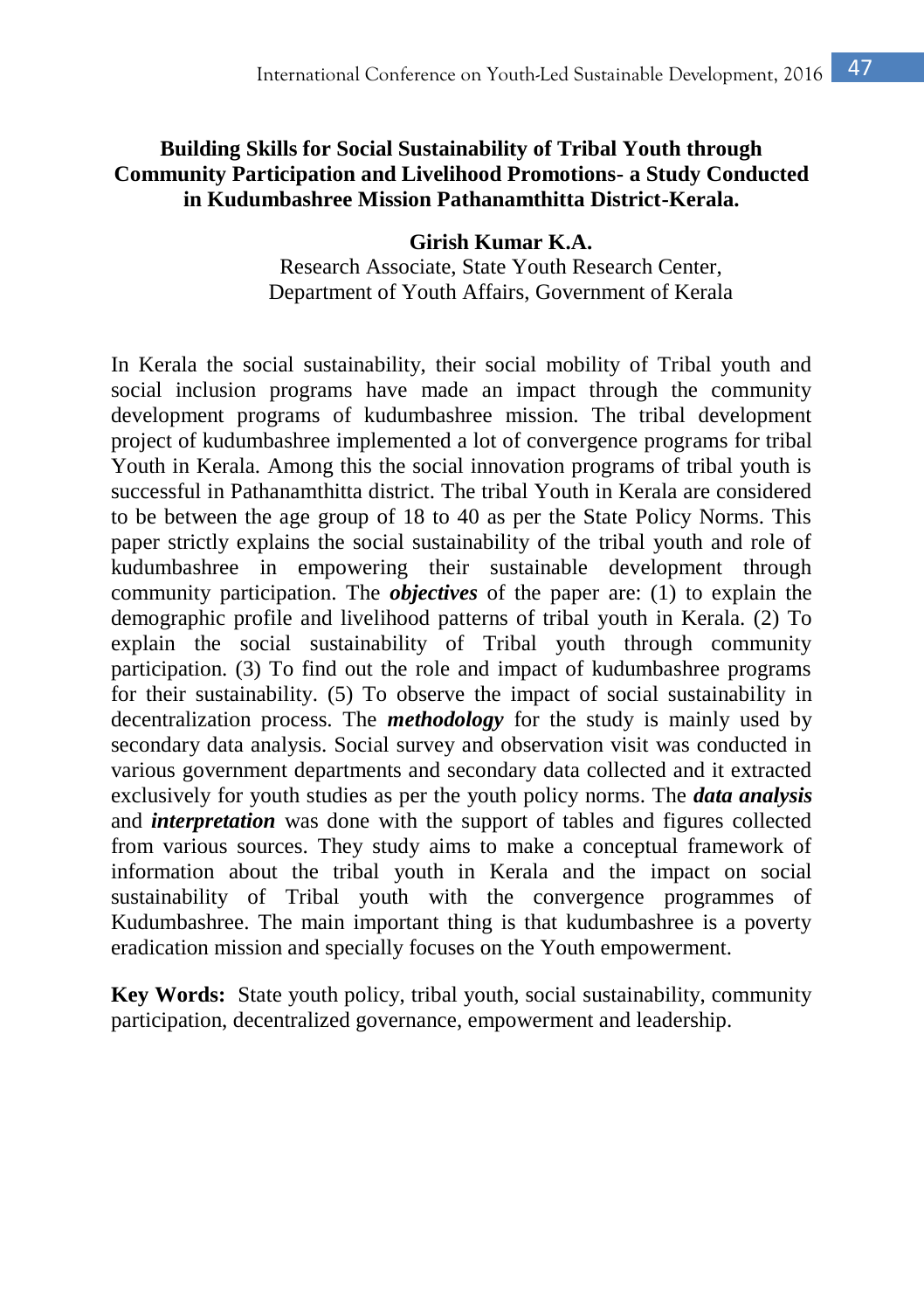## Building Skills for Social Sustainability of Tribal Youth through Community Participation and Livelihood Promotions- a Study Conducted in Kudumbashree Mission Pathanamthitta District-Kerala.

**Girish Kumar K.A.**
Research Associate, State Youth Research Center,
Department of Youth Affairs, Government of Kerala

In Kerala the social sustainability, their social mobility of Tribal youth and social inclusion programs have made an impact through the community development programs of kudumbashree mission. The tribal development project of kudumbashree implemented a lot of convergence programs for tribal Youth in Kerala. Among this the social innovation programs of tribal youth is successful in Pathanamthitta district. The tribal Youth in Kerala are considered to be between the age group of 18 to 40 as per the State Policy Norms. This paper strictly explains the social sustainability of the tribal youth and role of kudumbashree in empowering their sustainable development through community participation. The ***objectives*** of the paper are: (1) to explain the demographic profile and livelihood patterns of tribal youth in Kerala. (2) To explain the social sustainability of Tribal youth through community participation. (3) To find out the role and impact of kudumbashree programs for their sustainability. (5) To observe the impact of social sustainability in decentralization process. The ***methodology*** for the study is mainly used by secondary data analysis. Social survey and observation visit was conducted in various government departments and secondary data collected and it extracted exclusively for youth studies as per the youth policy norms. The ***data analysis*** and ***interpretation*** was done with the support of tables and figures collected from various sources. They study aims to make a conceptual framework of information about the tribal youth in Kerala and the impact on social sustainability of Tribal youth with the convergence programmes of Kudumbashree. The main important thing is that kudumbashree is a poverty eradication mission and specially focuses on the Youth empowerment.

**Key Words:** State youth policy, tribal youth, social sustainability, community participation, decentralized governance, empowerment and leadership.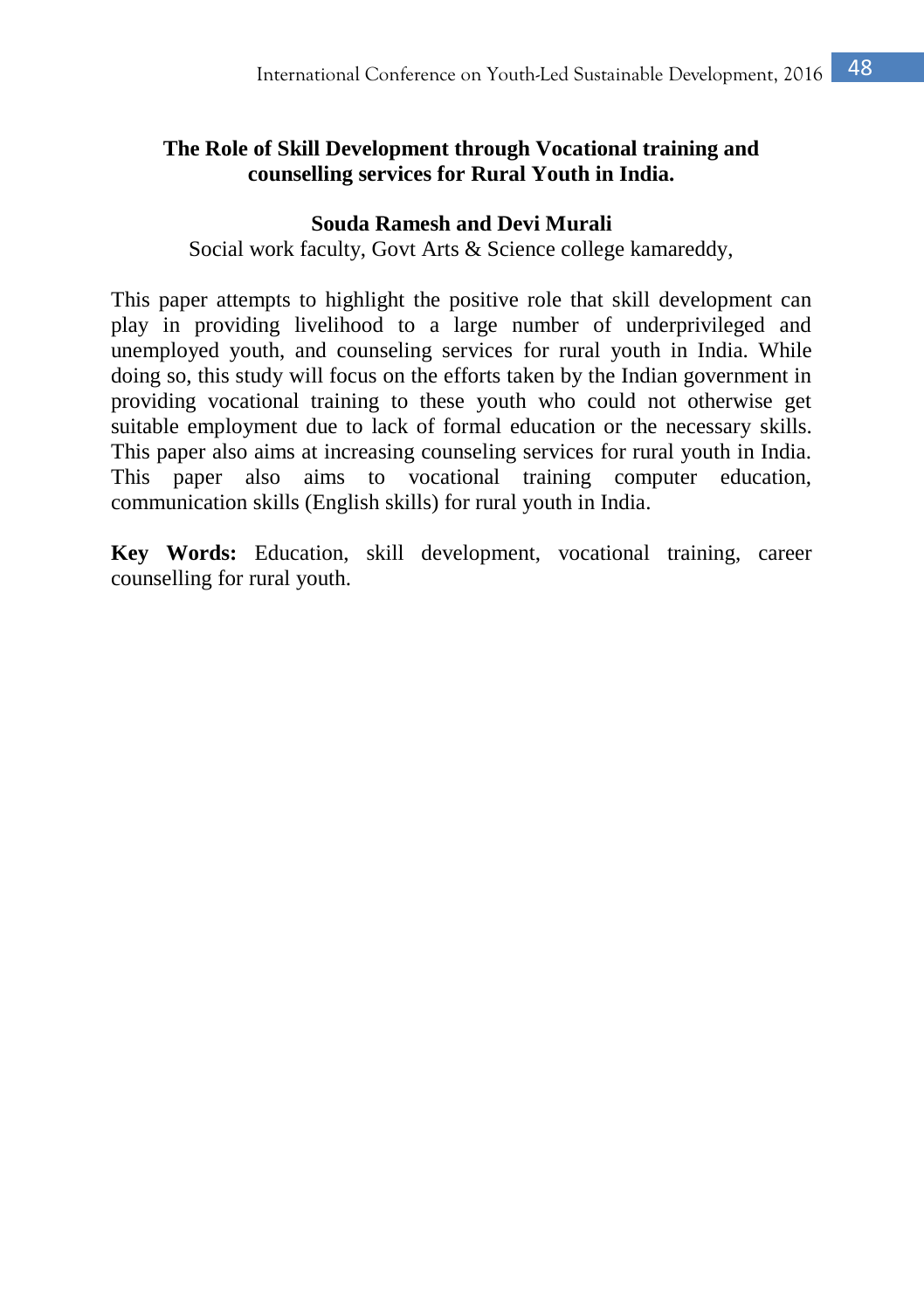## The Role of Skill Development through Vocational training and counselling services for Rural Youth in India.

**Souda Ramesh and Devi Murali**

Social work faculty, Govt Arts & Science college kamareddy,

This paper attempts to highlight the positive role that skill development can play in providing livelihood to a large number of underprivileged and unemployed youth, and counseling services for rural youth in India. While doing so, this study will focus on the efforts taken by the Indian government in providing vocational training to these youth who could not otherwise get suitable employment due to lack of formal education or the necessary skills. This paper also aims at increasing counseling services for rural youth in India. This paper also aims to vocational training computer education, communication skills (English skills) for rural youth in India.

**Key Words:** Education, skill development, vocational training, career counselling for rural youth.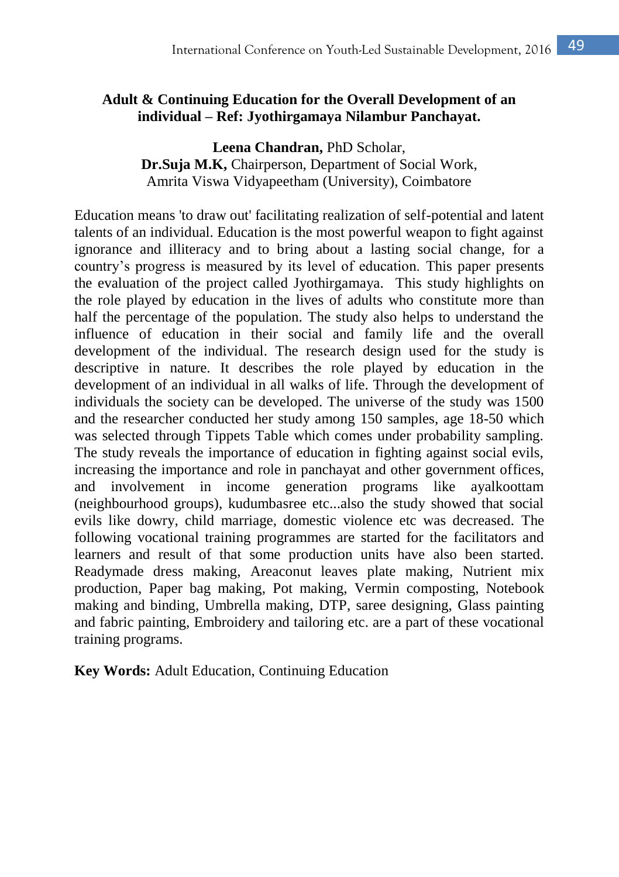## Adult & Continuing Education for the Overall Development of an individual – Ref: Jyothirgamaya Nilambur Panchayat.

**Leena Chandran,** PhD Scholar,
**Dr.Suja M.K,** Chairperson, Department of Social Work,
Amrita Viswa Vidyapeetham (University), Coimbatore

Education means 'to draw out' facilitating realization of self-potential and latent talents of an individual. Education is the most powerful weapon to fight against ignorance and illiteracy and to bring about a lasting social change, for a country's progress is measured by its level of education. This paper presents the evaluation of the project called Jyothirgamaya. This study highlights on the role played by education in the lives of adults who constitute more than half the percentage of the population. The study also helps to understand the influence of education in their social and family life and the overall development of the individual. The research design used for the study is descriptive in nature. It describes the role played by education in the development of an individual in all walks of life. Through the development of individuals the society can be developed. The universe of the study was 1500 and the researcher conducted her study among 150 samples, age 18-50 which was selected through Tippets Table which comes under probability sampling. The study reveals the importance of education in fighting against social evils, increasing the importance and role in panchayat and other government offices, and involvement in income generation programs like ayalkoottam (neighbourhood groups), kudumbasree etc...also the study showed that social evils like dowry, child marriage, domestic violence etc was decreased. The following vocational training programmes are started for the facilitators and learners and result of that some production units have also been started. Readymade dress making, Areaconut leaves plate making, Nutrient mix production, Paper bag making, Pot making, Vermin composting, Notebook making and binding, Umbrella making, DTP, saree designing, Glass painting and fabric painting, Embroidery and tailoring etc. are a part of these vocational training programs.

**Key Words:** Adult Education, Continuing Education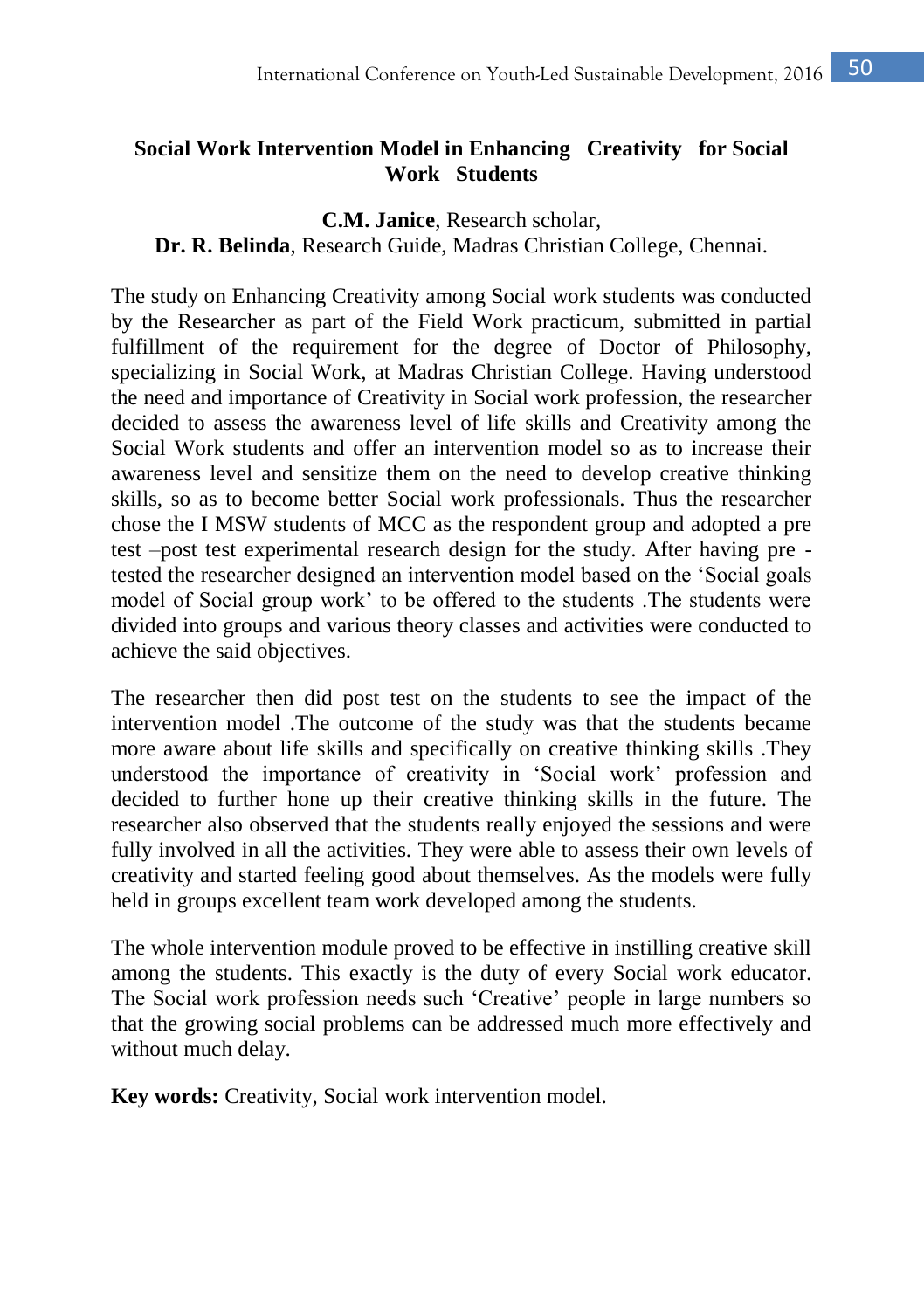## Social Work Intervention Model in Enhancing Creativity for Social Work Students

**C.M. Janice**, Research scholar,
**Dr. R. Belinda**, Research Guide, Madras Christian College, Chennai.

The study on Enhancing Creativity among Social work students was conducted by the Researcher as part of the Field Work practicum, submitted in partial fulfillment of the requirement for the degree of Doctor of Philosophy, specializing in Social Work, at Madras Christian College. Having understood the need and importance of Creativity in Social work profession, the researcher decided to assess the awareness level of life skills and Creativity among the Social Work students and offer an intervention model so as to increase their awareness level and sensitize them on the need to develop creative thinking skills, so as to become better Social work professionals. Thus the researcher chose the I MSW students of MCC as the respondent group and adopted a pre test –post test experimental research design for the study. After having pre - tested the researcher designed an intervention model based on the 'Social goals model of Social group work' to be offered to the students .The students were divided into groups and various theory classes and activities were conducted to achieve the said objectives.

The researcher then did post test on the students to see the impact of the intervention model .The outcome of the study was that the students became more aware about life skills and specifically on creative thinking skills .They understood the importance of creativity in 'Social work' profession and decided to further hone up their creative thinking skills in the future. The researcher also observed that the students really enjoyed the sessions and were fully involved in all the activities. They were able to assess their own levels of creativity and started feeling good about themselves. As the models were fully held in groups excellent team work developed among the students.

The whole intervention module proved to be effective in instilling creative skill among the students. This exactly is the duty of every Social work educator. The Social work profession needs such 'Creative' people in large numbers so that the growing social problems can be addressed much more effectively and without much delay.

**Key words:** Creativity, Social work intervention model.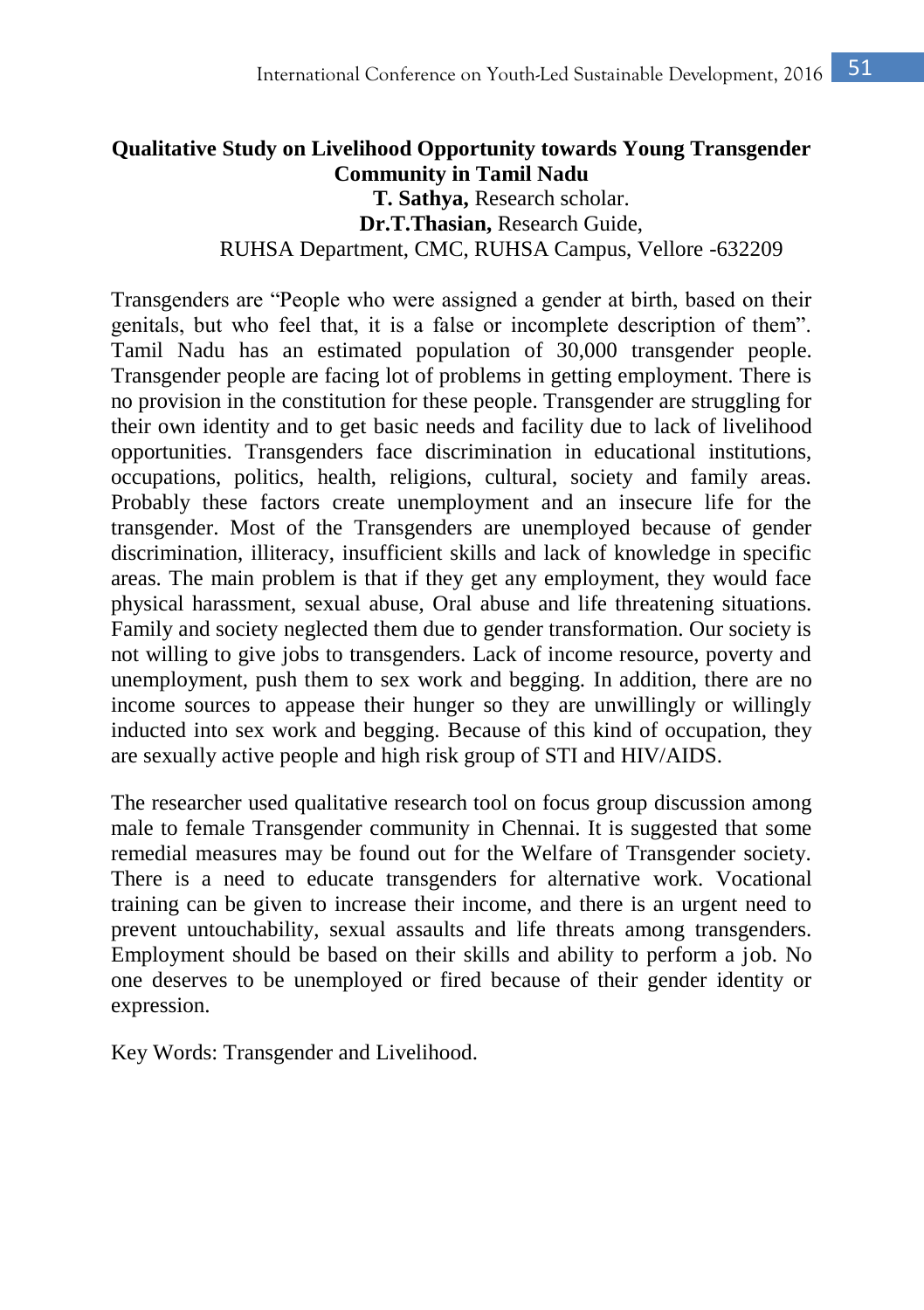# Qualitative Study on Livelihood Opportunity towards Young Transgender Community in Tamil Nadu

**T. Sathya,** Research scholar.
**Dr.T.Thasian,** Research Guide,
RUHSA Department, CMC, RUHSA Campus, Vellore -632209

Transgenders are "People who were assigned a gender at birth, based on their genitals, but who feel that, it is a false or incomplete description of them". Tamil Nadu has an estimated population of 30,000 transgender people. Transgender people are facing lot of problems in getting employment. There is no provision in the constitution for these people. Transgender are struggling for their own identity and to get basic needs and facility due to lack of livelihood opportunities. Transgenders face discrimination in educational institutions, occupations, politics, health, religions, cultural, society and family areas. Probably these factors create unemployment and an insecure life for the transgender. Most of the Transgenders are unemployed because of gender discrimination, illiteracy, insufficient skills and lack of knowledge in specific areas. The main problem is that if they get any employment, they would face physical harassment, sexual abuse, Oral abuse and life threatening situations. Family and society neglected them due to gender transformation. Our society is not willing to give jobs to transgenders. Lack of income resource, poverty and unemployment, push them to sex work and begging. In addition, there are no income sources to appease their hunger so they are unwillingly or willingly inducted into sex work and begging. Because of this kind of occupation, they are sexually active people and high risk group of STI and HIV/AIDS.

The researcher used qualitative research tool on focus group discussion among male to female Transgender community in Chennai. It is suggested that some remedial measures may be found out for the Welfare of Transgender society. There is a need to educate transgenders for alternative work. Vocational training can be given to increase their income, and there is an urgent need to prevent untouchability, sexual assaults and life threats among transgenders. Employment should be based on their skills and ability to perform a job. No one deserves to be unemployed or fired because of their gender identity or expression.

Key Words: Transgender and Livelihood.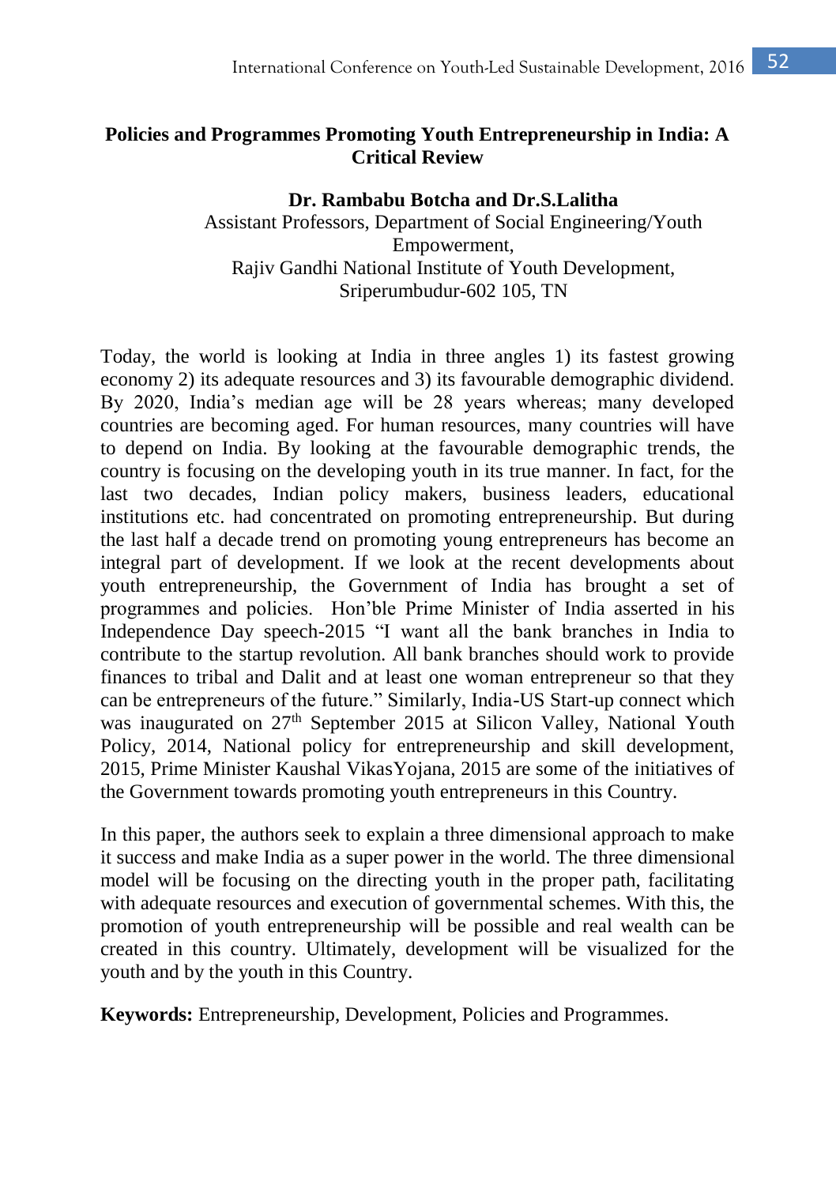## Policies and Programmes Promoting Youth Entrepreneurship in India: A Critical Review

**Dr. Rambabu Botcha and Dr.S.Lalitha**

Assistant Professors, Department of Social Engineering/Youth Empowerment,
Rajiv Gandhi National Institute of Youth Development,
Sriperumbudur-602 105, TN

Today, the world is looking at India in three angles 1) its fastest growing economy 2) its adequate resources and 3) its favourable demographic dividend. By 2020, India's median age will be 28 years whereas; many developed countries are becoming aged. For human resources, many countries will have to depend on India. By looking at the favourable demographic trends, the country is focusing on the developing youth in its true manner. In fact, for the last two decades, Indian policy makers, business leaders, educational institutions etc. had concentrated on promoting entrepreneurship. But during the last half a decade trend on promoting young entrepreneurs has become an integral part of development. If we look at the recent developments about youth entrepreneurship, the Government of India has brought a set of programmes and policies. Hon'ble Prime Minister of India asserted in his Independence Day speech-2015 "I want all the bank branches in India to contribute to the startup revolution. All bank branches should work to provide finances to tribal and Dalit and at least one woman entrepreneur so that they can be entrepreneurs of the future." Similarly, India-US Start-up connect which was inaugurated on 27th September 2015 at Silicon Valley, National Youth Policy, 2014, National policy for entrepreneurship and skill development, 2015, Prime Minister Kaushal VikasYojana, 2015 are some of the initiatives of the Government towards promoting youth entrepreneurs in this Country.

In this paper, the authors seek to explain a three dimensional approach to make it success and make India as a super power in the world. The three dimensional model will be focusing on the directing youth in the proper path, facilitating with adequate resources and execution of governmental schemes. With this, the promotion of youth entrepreneurship will be possible and real wealth can be created in this country. Ultimately, development will be visualized for the youth and by the youth in this Country.

**Keywords:** Entrepreneurship, Development, Policies and Programmes.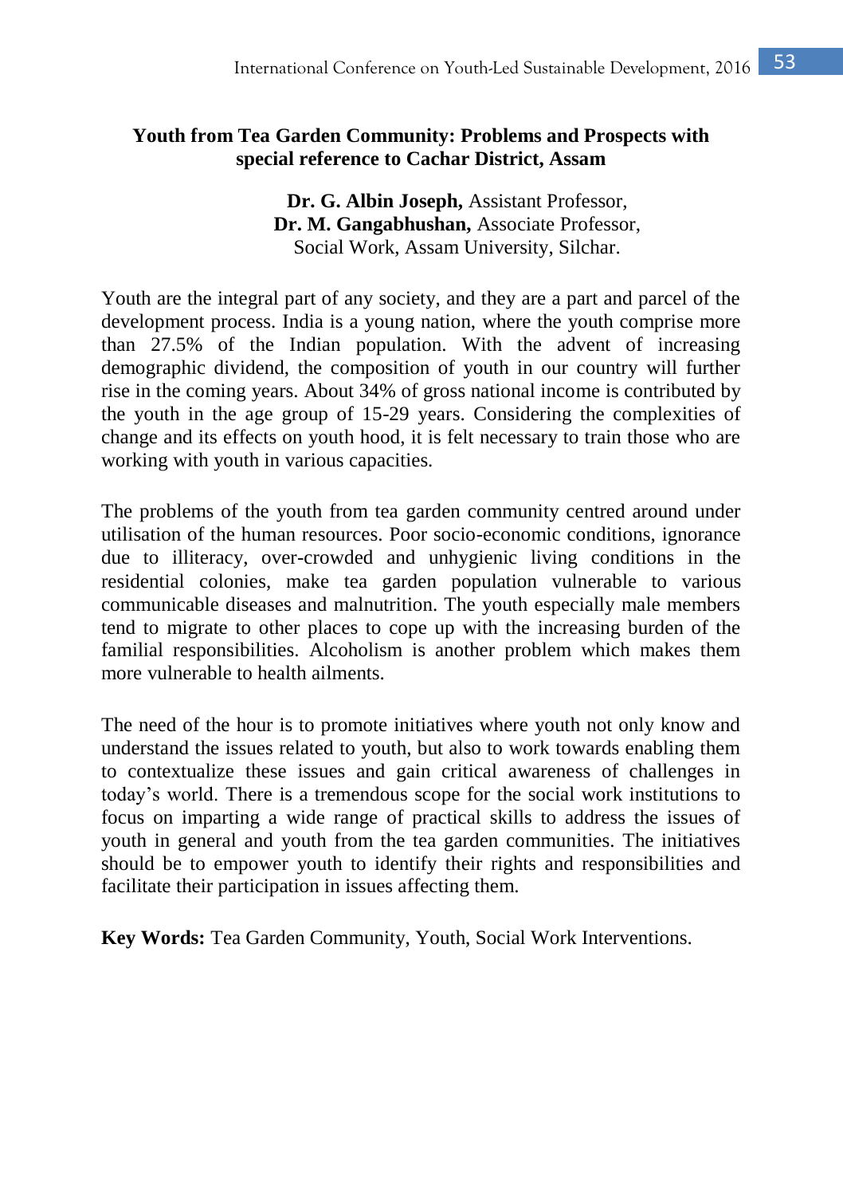## Youth from Tea Garden Community: Problems and Prospects with special reference to Cachar District, Assam

**Dr. G. Albin Joseph,** Assistant Professor,
**Dr. M. Gangabhushan,** Associate Professor,
Social Work, Assam University, Silchar.

Youth are the integral part of any society, and they are a part and parcel of the development process. India is a young nation, where the youth comprise more than 27.5% of the Indian population. With the advent of increasing demographic dividend, the composition of youth in our country will further rise in the coming years. About 34% of gross national income is contributed by the youth in the age group of 15-29 years. Considering the complexities of change and its effects on youth hood, it is felt necessary to train those who are working with youth in various capacities.

The problems of the youth from tea garden community centred around under utilisation of the human resources. Poor socio-economic conditions, ignorance due to illiteracy, over-crowded and unhygienic living conditions in the residential colonies, make tea garden population vulnerable to various communicable diseases and malnutrition. The youth especially male members tend to migrate to other places to cope up with the increasing burden of the familial responsibilities. Alcoholism is another problem which makes them more vulnerable to health ailments.

The need of the hour is to promote initiatives where youth not only know and understand the issues related to youth, but also to work towards enabling them to contextualize these issues and gain critical awareness of challenges in today's world. There is a tremendous scope for the social work institutions to focus on imparting a wide range of practical skills to address the issues of youth in general and youth from the tea garden communities. The initiatives should be to empower youth to identify their rights and responsibilities and facilitate their participation in issues affecting them.

**Key Words:** Tea Garden Community, Youth, Social Work Interventions.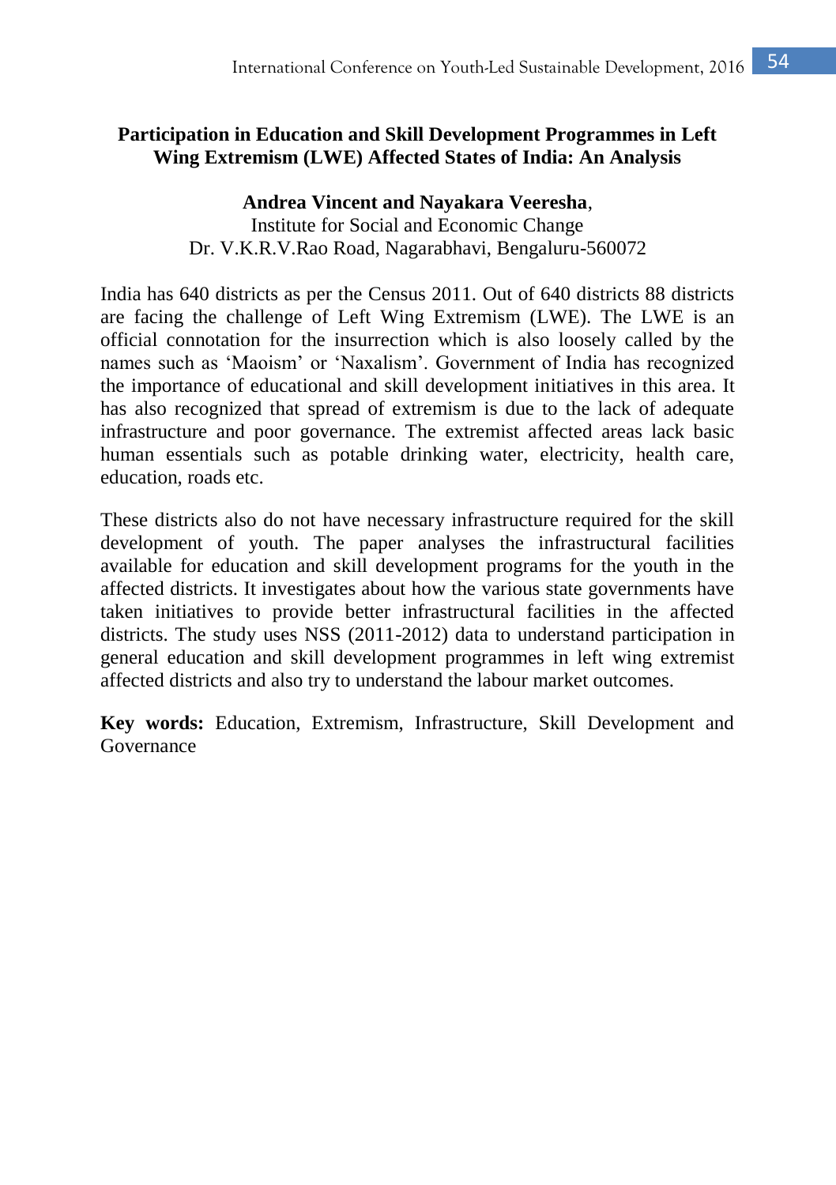## Participation in Education and Skill Development Programmes in Left Wing Extremism (LWE) Affected States of India: An Analysis

**Andrea Vincent and Nayakara Veeresha**,
Institute for Social and Economic Change
Dr. V.K.R.V.Rao Road, Nagarabhavi, Bengaluru-560072

India has 640 districts as per the Census 2011. Out of 640 districts 88 districts are facing the challenge of Left Wing Extremism (LWE). The LWE is an official connotation for the insurrection which is also loosely called by the names such as 'Maoism' or 'Naxalism'. Government of India has recognized the importance of educational and skill development initiatives in this area. It has also recognized that spread of extremism is due to the lack of adequate infrastructure and poor governance. The extremist affected areas lack basic human essentials such as potable drinking water, electricity, health care, education, roads etc.

These districts also do not have necessary infrastructure required for the skill development of youth. The paper analyses the infrastructural facilities available for education and skill development programs for the youth in the affected districts. It investigates about how the various state governments have taken initiatives to provide better infrastructural facilities in the affected districts. The study uses NSS (2011-2012) data to understand participation in general education and skill development programmes in left wing extremist affected districts and also try to understand the labour market outcomes.

**Key words:** Education, Extremism, Infrastructure, Skill Development and Governance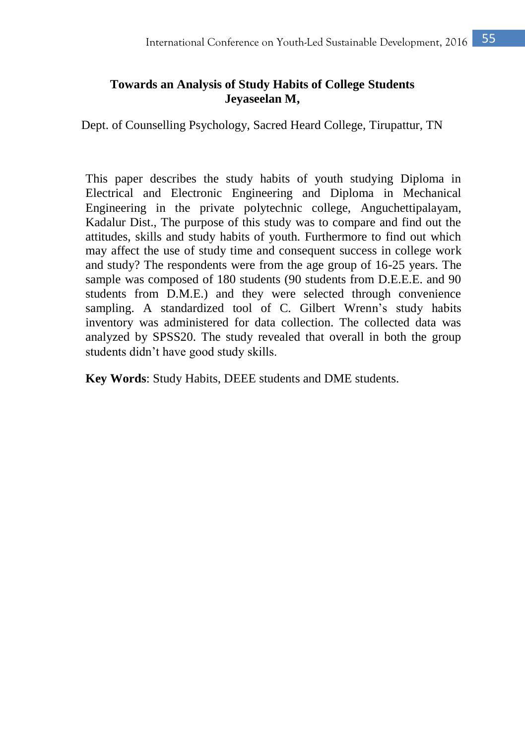# Towards an Analysis of Study Habits of College Students

**Jeyaseelan M,**

Dept. of Counselling Psychology, Sacred Heard College, Tirupattur, TN

This paper describes the study habits of youth studying Diploma in Electrical and Electronic Engineering and Diploma in Mechanical Engineering in the private polytechnic college, Anguchettipalayam, Kadalur Dist., The purpose of this study was to compare and find out the attitudes, skills and study habits of youth. Furthermore to find out which may affect the use of study time and consequent success in college work and study? The respondents were from the age group of 16-25 years. The sample was composed of 180 students (90 students from D.E.E.E. and 90 students from D.M.E.) and they were selected through convenience sampling. A standardized tool of C. Gilbert Wrenn's study habits inventory was administered for data collection. The collected data was analyzed by SPSS20. The study revealed that overall in both the group students didn't have good study skills.

**Key Words**: Study Habits, DEEE students and DME students.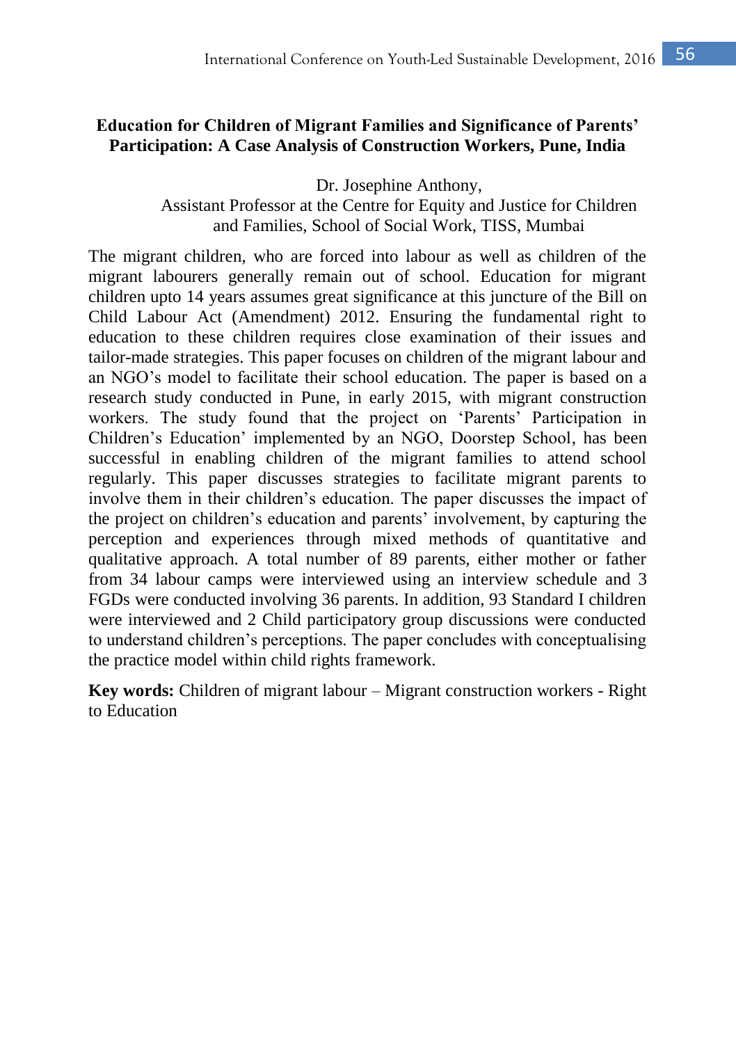## Education for Children of Migrant Families and Significance of Parents' Participation: A Case Analysis of Construction Workers, Pune, India

Dr. Josephine Anthony,
Assistant Professor at the Centre for Equity and Justice for Children and Families, School of Social Work, TISS, Mumbai

The migrant children, who are forced into labour as well as children of the migrant labourers generally remain out of school. Education for migrant children upto 14 years assumes great significance at this juncture of the Bill on Child Labour Act (Amendment) 2012. Ensuring the fundamental right to education to these children requires close examination of their issues and tailor-made strategies. This paper focuses on children of the migrant labour and an NGO's model to facilitate their school education. The paper is based on a research study conducted in Pune, in early 2015, with migrant construction workers. The study found that the project on 'Parents' Participation in Children's Education' implemented by an NGO, Doorstep School, has been successful in enabling children of the migrant families to attend school regularly. This paper discusses strategies to facilitate migrant parents to involve them in their children's education. The paper discusses the impact of the project on children's education and parents' involvement, by capturing the perception and experiences through mixed methods of quantitative and qualitative approach. A total number of 89 parents, either mother or father from 34 labour camps were interviewed using an interview schedule and 3 FGDs were conducted involving 36 parents. In addition, 93 Standard I children were interviewed and 2 Child participatory group discussions were conducted to understand children's perceptions. The paper concludes with conceptualising the practice model within child rights framework.

**Key words:** Children of migrant labour – Migrant construction workers - Right to Education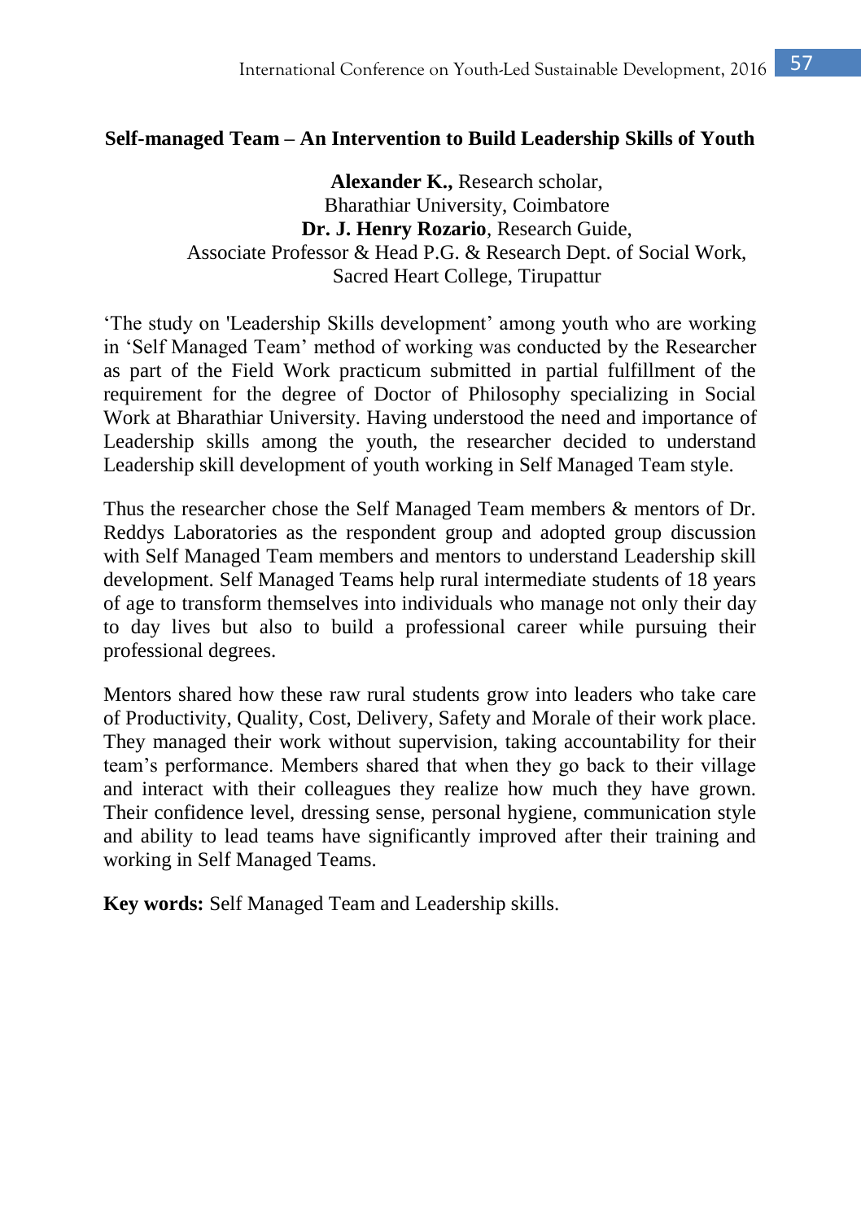## Self-managed Team – An Intervention to Build Leadership Skills of Youth

**Alexander K.,** Research scholar,
Bharathiar University, Coimbatore
**Dr. J. Henry Rozario**, Research Guide,
Associate Professor & Head P.G. & Research Dept. of Social Work,
Sacred Heart College, Tirupattur

'The study on 'Leadership Skills development' among youth who are working in 'Self Managed Team' method of working was conducted by the Researcher as part of the Field Work practicum submitted in partial fulfillment of the requirement for the degree of Doctor of Philosophy specializing in Social Work at Bharathiar University. Having understood the need and importance of Leadership skills among the youth, the researcher decided to understand Leadership skill development of youth working in Self Managed Team style.

Thus the researcher chose the Self Managed Team members & mentors of Dr. Reddys Laboratories as the respondent group and adopted group discussion with Self Managed Team members and mentors to understand Leadership skill development. Self Managed Teams help rural intermediate students of 18 years of age to transform themselves into individuals who manage not only their day to day lives but also to build a professional career while pursuing their professional degrees.

Mentors shared how these raw rural students grow into leaders who take care of Productivity, Quality, Cost, Delivery, Safety and Morale of their work place. They managed their work without supervision, taking accountability for their team's performance. Members shared that when they go back to their village and interact with their colleagues they realize how much they have grown. Their confidence level, dressing sense, personal hygiene, communication style and ability to lead teams have significantly improved after their training and working in Self Managed Teams.

**Key words:** Self Managed Team and Leadership skills.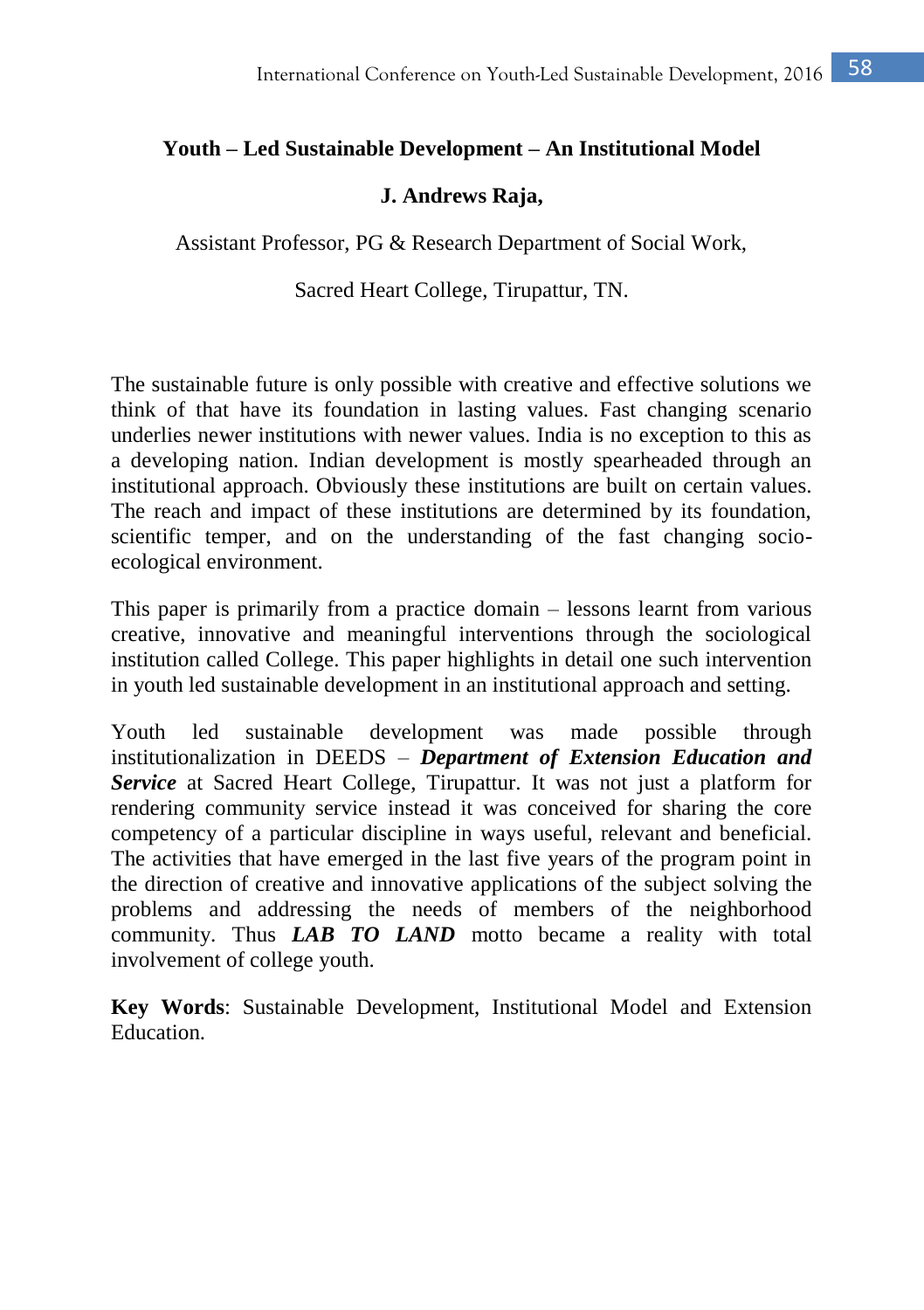# Youth – Led Sustainable Development – An Institutional Model

**J. Andrews Raja,**

Assistant Professor, PG & Research Department of Social Work,

Sacred Heart College, Tirupattur, TN.

The sustainable future is only possible with creative and effective solutions we think of that have its foundation in lasting values. Fast changing scenario underlies newer institutions with newer values. India is no exception to this as a developing nation. Indian development is mostly spearheaded through an institutional approach. Obviously these institutions are built on certain values. The reach and impact of these institutions are determined by its foundation, scientific temper, and on the understanding of the fast changing socio-ecological environment.

This paper is primarily from a practice domain – lessons learnt from various creative, innovative and meaningful interventions through the sociological institution called College. This paper highlights in detail one such intervention in youth led sustainable development in an institutional approach and setting.

Youth led sustainable development was made possible through institutionalization in DEEDS – ***Department of Extension Education and Service*** at Sacred Heart College, Tirupattur. It was not just a platform for rendering community service instead it was conceived for sharing the core competency of a particular discipline in ways useful, relevant and beneficial. The activities that have emerged in the last five years of the program point in the direction of creative and innovative applications of the subject solving the problems and addressing the needs of members of the neighborhood community. Thus ***LAB TO LAND*** motto became a reality with total involvement of college youth.

**Key Words**: Sustainable Development, Institutional Model and Extension Education.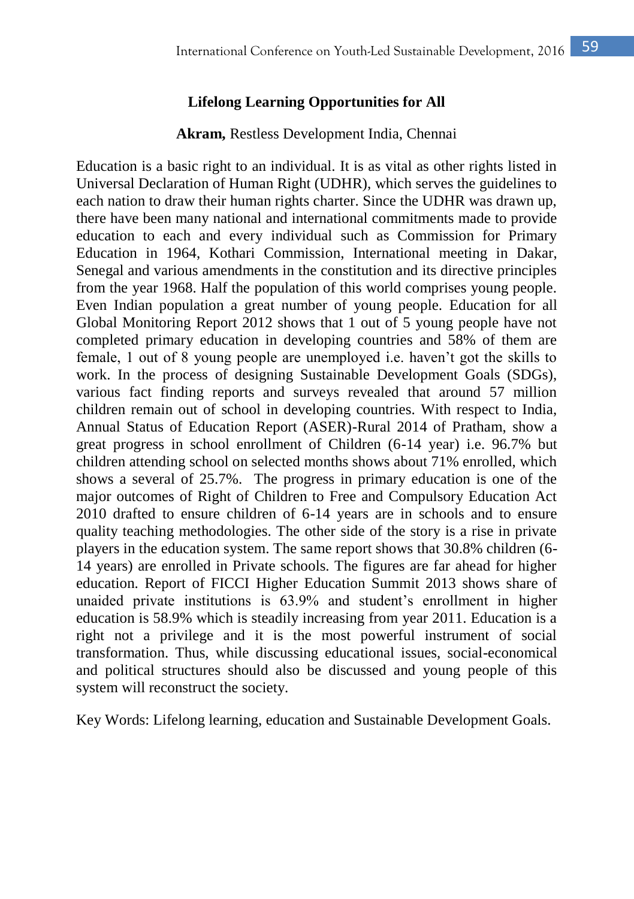# Lifelong Learning Opportunities for All

**Akram,** Restless Development India, Chennai

Education is a basic right to an individual. It is as vital as other rights listed in Universal Declaration of Human Right (UDHR), which serves the guidelines to each nation to draw their human rights charter. Since the UDHR was drawn up, there have been many national and international commitments made to provide education to each and every individual such as Commission for Primary Education in 1964, Kothari Commission, International meeting in Dakar, Senegal and various amendments in the constitution and its directive principles from the year 1968. Half the population of this world comprises young people. Even Indian population a great number of young people. Education for all Global Monitoring Report 2012 shows that 1 out of 5 young people have not completed primary education in developing countries and 58% of them are female, 1 out of 8 young people are unemployed i.e. haven't got the skills to work. In the process of designing Sustainable Development Goals (SDGs), various fact finding reports and surveys revealed that around 57 million children remain out of school in developing countries. With respect to India, Annual Status of Education Report (ASER)-Rural 2014 of Pratham, show a great progress in school enrollment of Children (6-14 year) i.e. 96.7% but children attending school on selected months shows about 71% enrolled, which shows a several of 25.7%. The progress in primary education is one of the major outcomes of Right of Children to Free and Compulsory Education Act 2010 drafted to ensure children of 6-14 years are in schools and to ensure quality teaching methodologies. The other side of the story is a rise in private players in the education system. The same report shows that 30.8% children (6-14 years) are enrolled in Private schools. The figures are far ahead for higher education. Report of FICCI Higher Education Summit 2013 shows share of unaided private institutions is 63.9% and student's enrollment in higher education is 58.9% which is steadily increasing from year 2011. Education is a right not a privilege and it is the most powerful instrument of social transformation. Thus, while discussing educational issues, social-economical and political structures should also be discussed and young people of this system will reconstruct the society.

Key Words: Lifelong learning, education and Sustainable Development Goals.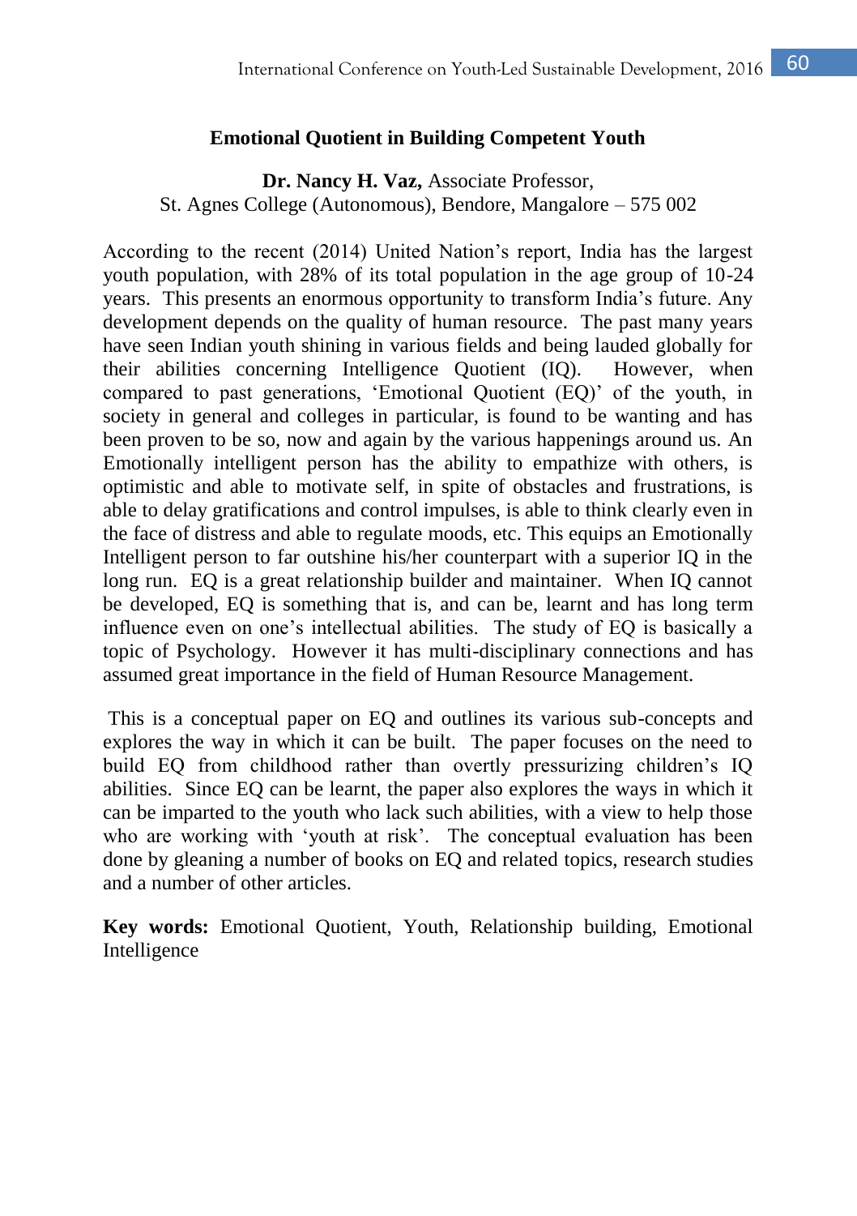# Emotional Quotient in Building Competent Youth

**Dr. Nancy H. Vaz,** Associate Professor,
St. Agnes College (Autonomous), Bendore, Mangalore – 575 002

According to the recent (2014) United Nation's report, India has the largest youth population, with 28% of its total population in the age group of 10-24 years. This presents an enormous opportunity to transform India's future. Any development depends on the quality of human resource. The past many years have seen Indian youth shining in various fields and being lauded globally for their abilities concerning Intelligence Quotient (IQ). However, when compared to past generations, 'Emotional Quotient (EQ)' of the youth, in society in general and colleges in particular, is found to be wanting and has been proven to be so, now and again by the various happenings around us. An Emotionally intelligent person has the ability to empathize with others, is optimistic and able to motivate self, in spite of obstacles and frustrations, is able to delay gratifications and control impulses, is able to think clearly even in the face of distress and able to regulate moods, etc. This equips an Emotionally Intelligent person to far outshine his/her counterpart with a superior IQ in the long run. EQ is a great relationship builder and maintainer. When IQ cannot be developed, EQ is something that is, and can be, learnt and has long term influence even on one's intellectual abilities. The study of EQ is basically a topic of Psychology. However it has multi-disciplinary connections and has assumed great importance in the field of Human Resource Management.

This is a conceptual paper on EQ and outlines its various sub-concepts and explores the way in which it can be built. The paper focuses on the need to build EQ from childhood rather than overtly pressurizing children's IQ abilities. Since EQ can be learnt, the paper also explores the ways in which it can be imparted to the youth who lack such abilities, with a view to help those who are working with 'youth at risk'. The conceptual evaluation has been done by gleaning a number of books on EQ and related topics, research studies and a number of other articles.

**Key words:** Emotional Quotient, Youth, Relationship building, Emotional Intelligence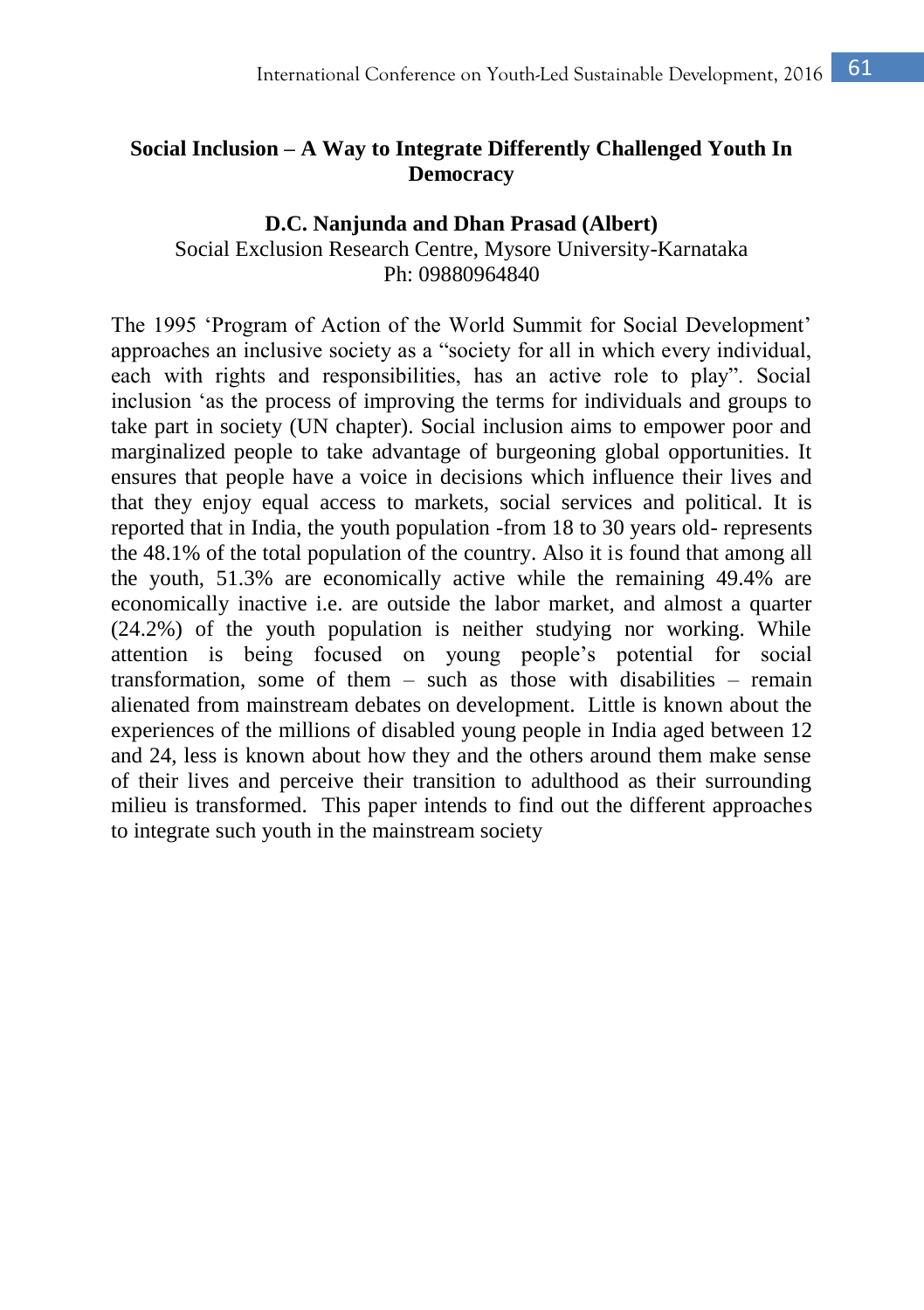## Social Inclusion – A Way to Integrate Differently Challenged Youth In Democracy

**D.C. Nanjunda and Dhan Prasad (Albert)**

Social Exclusion Research Centre, Mysore University-Karnataka

Ph: 09880964840

The 1995 'Program of Action of the World Summit for Social Development' approaches an inclusive society as a "society for all in which every individual, each with rights and responsibilities, has an active role to play". Social inclusion 'as the process of improving the terms for individuals and groups to take part in society (UN chapter). Social inclusion aims to empower poor and marginalized people to take advantage of burgeoning global opportunities. It ensures that people have a voice in decisions which influence their lives and that they enjoy equal access to markets, social services and political. It is reported that in India, the youth population -from 18 to 30 years old- represents the 48.1% of the total population of the country. Also it is found that among all the youth, 51.3% are economically active while the remaining 49.4% are economically inactive i.e. are outside the labor market, and almost a quarter (24.2%) of the youth population is neither studying nor working. While attention is being focused on young people's potential for social transformation, some of them – such as those with disabilities – remain alienated from mainstream debates on development. Little is known about the experiences of the millions of disabled young people in India aged between 12 and 24, less is known about how they and the others around them make sense of their lives and perceive their transition to adulthood as their surrounding milieu is transformed. This paper intends to find out the different approaches to integrate such youth in the mainstream society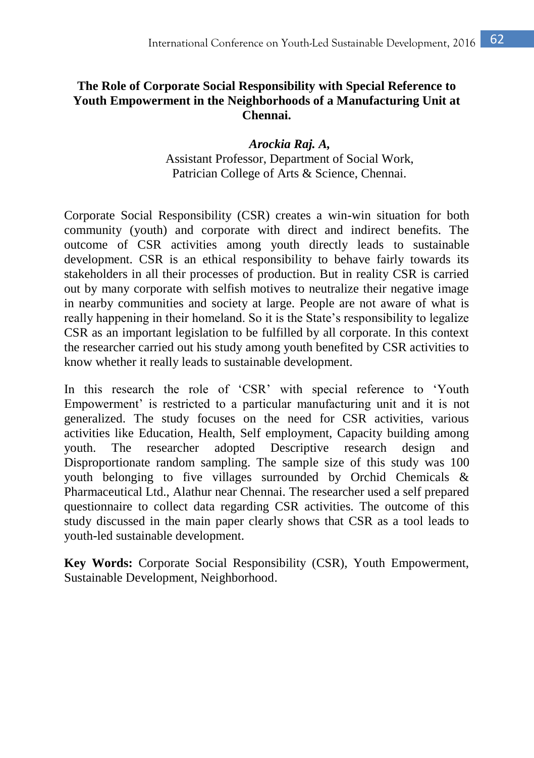# The Role of Corporate Social Responsibility with Special Reference to Youth Empowerment in the Neighborhoods of a Manufacturing Unit at Chennai.

***Arockia Raj. A,***
Assistant Professor, Department of Social Work,
Patrician College of Arts & Science, Chennai.

Corporate Social Responsibility (CSR) creates a win-win situation for both community (youth) and corporate with direct and indirect benefits. The outcome of CSR activities among youth directly leads to sustainable development. CSR is an ethical responsibility to behave fairly towards its stakeholders in all their processes of production. But in reality CSR is carried out by many corporate with selfish motives to neutralize their negative image in nearby communities and society at large. People are not aware of what is really happening in their homeland. So it is the State's responsibility to legalize CSR as an important legislation to be fulfilled by all corporate. In this context the researcher carried out his study among youth benefited by CSR activities to know whether it really leads to sustainable development.

In this research the role of 'CSR' with special reference to 'Youth Empowerment' is restricted to a particular manufacturing unit and it is not generalized. The study focuses on the need for CSR activities, various activities like Education, Health, Self employment, Capacity building among youth. The researcher adopted Descriptive research design and Disproportionate random sampling. The sample size of this study was 100 youth belonging to five villages surrounded by Orchid Chemicals & Pharmaceutical Ltd., Alathur near Chennai. The researcher used a self prepared questionnaire to collect data regarding CSR activities. The outcome of this study discussed in the main paper clearly shows that CSR as a tool leads to youth-led sustainable development.

**Key Words:** Corporate Social Responsibility (CSR), Youth Empowerment, Sustainable Development, Neighborhood.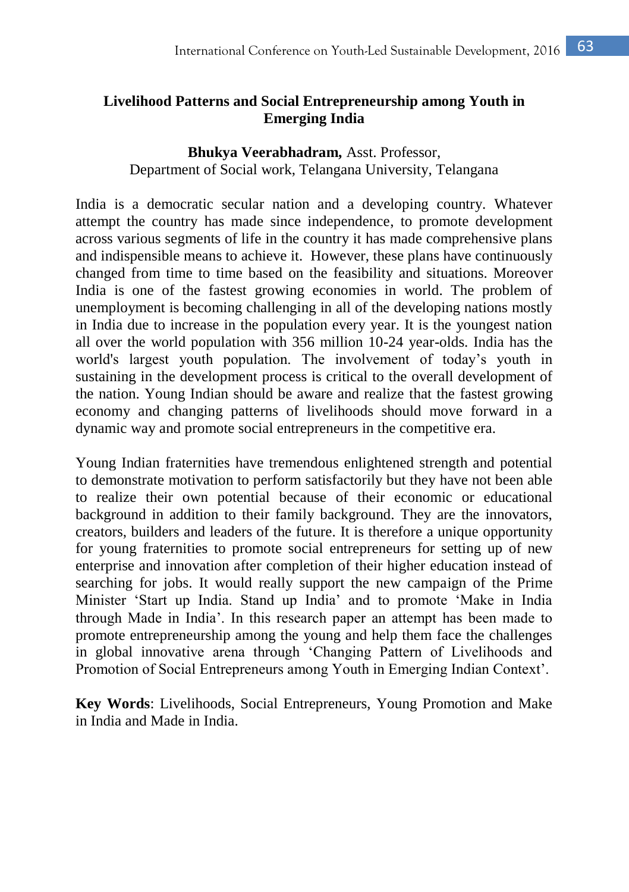## Livelihood Patterns and Social Entrepreneurship among Youth in Emerging India

**Bhukya Veerabhadram,** Asst. Professor,
Department of Social work, Telangana University, Telangana

India is a democratic secular nation and a developing country. Whatever attempt the country has made since independence, to promote development across various segments of life in the country it has made comprehensive plans and indispensible means to achieve it. However, these plans have continuously changed from time to time based on the feasibility and situations. Moreover India is one of the fastest growing economies in world. The problem of unemployment is becoming challenging in all of the developing nations mostly in India due to increase in the population every year. It is the youngest nation all over the world population with 356 million 10-24 year-olds. India has the world's largest youth population. The involvement of today's youth in sustaining in the development process is critical to the overall development of the nation. Young Indian should be aware and realize that the fastest growing economy and changing patterns of livelihoods should move forward in a dynamic way and promote social entrepreneurs in the competitive era.

Young Indian fraternities have tremendous enlightened strength and potential to demonstrate motivation to perform satisfactorily but they have not been able to realize their own potential because of their economic or educational background in addition to their family background. They are the innovators, creators, builders and leaders of the future. It is therefore a unique opportunity for young fraternities to promote social entrepreneurs for setting up of new enterprise and innovation after completion of their higher education instead of searching for jobs. It would really support the new campaign of the Prime Minister 'Start up India. Stand up India' and to promote 'Make in India through Made in India'. In this research paper an attempt has been made to promote entrepreneurship among the young and help them face the challenges in global innovative arena through 'Changing Pattern of Livelihoods and Promotion of Social Entrepreneurs among Youth in Emerging Indian Context'.

**Key Words**: Livelihoods, Social Entrepreneurs, Young Promotion and Make in India and Made in India.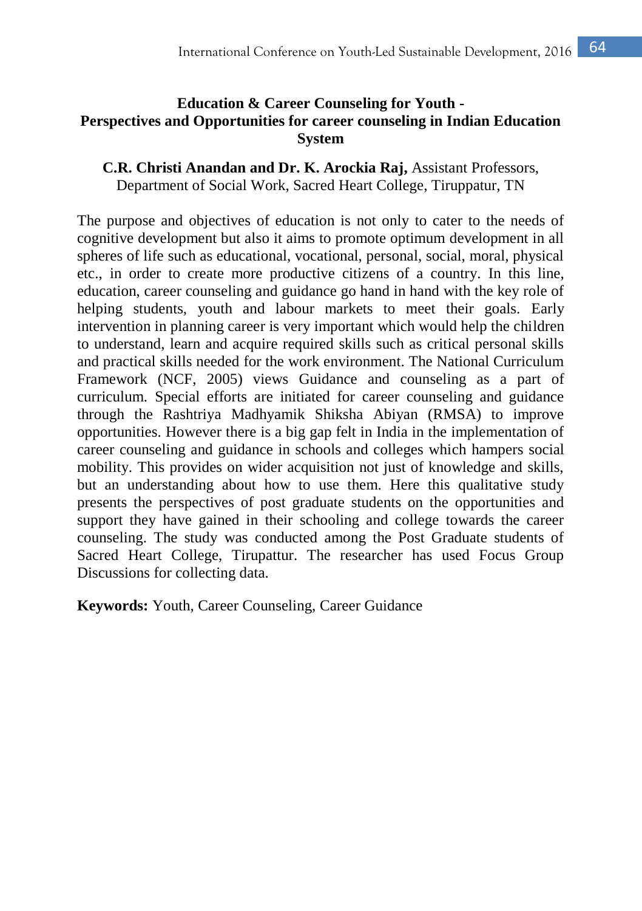# Education & Career Counseling for Youth - Perspectives and Opportunities for career counseling in Indian Education System

**C.R. Christi Anandan and Dr. K. Arockia Raj,** Assistant Professors, Department of Social Work, Sacred Heart College, Tiruppatur, TN

The purpose and objectives of education is not only to cater to the needs of cognitive development but also it aims to promote optimum development in all spheres of life such as educational, vocational, personal, social, moral, physical etc., in order to create more productive citizens of a country. In this line, education, career counseling and guidance go hand in hand with the key role of helping students, youth and labour markets to meet their goals. Early intervention in planning career is very important which would help the children to understand, learn and acquire required skills such as critical personal skills and practical skills needed for the work environment. The National Curriculum Framework (NCF, 2005) views Guidance and counseling as a part of curriculum. Special efforts are initiated for career counseling and guidance through the Rashtriya Madhyamik Shiksha Abiyan (RMSA) to improve opportunities. However there is a big gap felt in India in the implementation of career counseling and guidance in schools and colleges which hampers social mobility. This provides on wider acquisition not just of knowledge and skills, but an understanding about how to use them. Here this qualitative study presents the perspectives of post graduate students on the opportunities and support they have gained in their schooling and college towards the career counseling. The study was conducted among the Post Graduate students of Sacred Heart College, Tirupattur. The researcher has used Focus Group Discussions for collecting data.

**Keywords:** Youth, Career Counseling, Career Guidance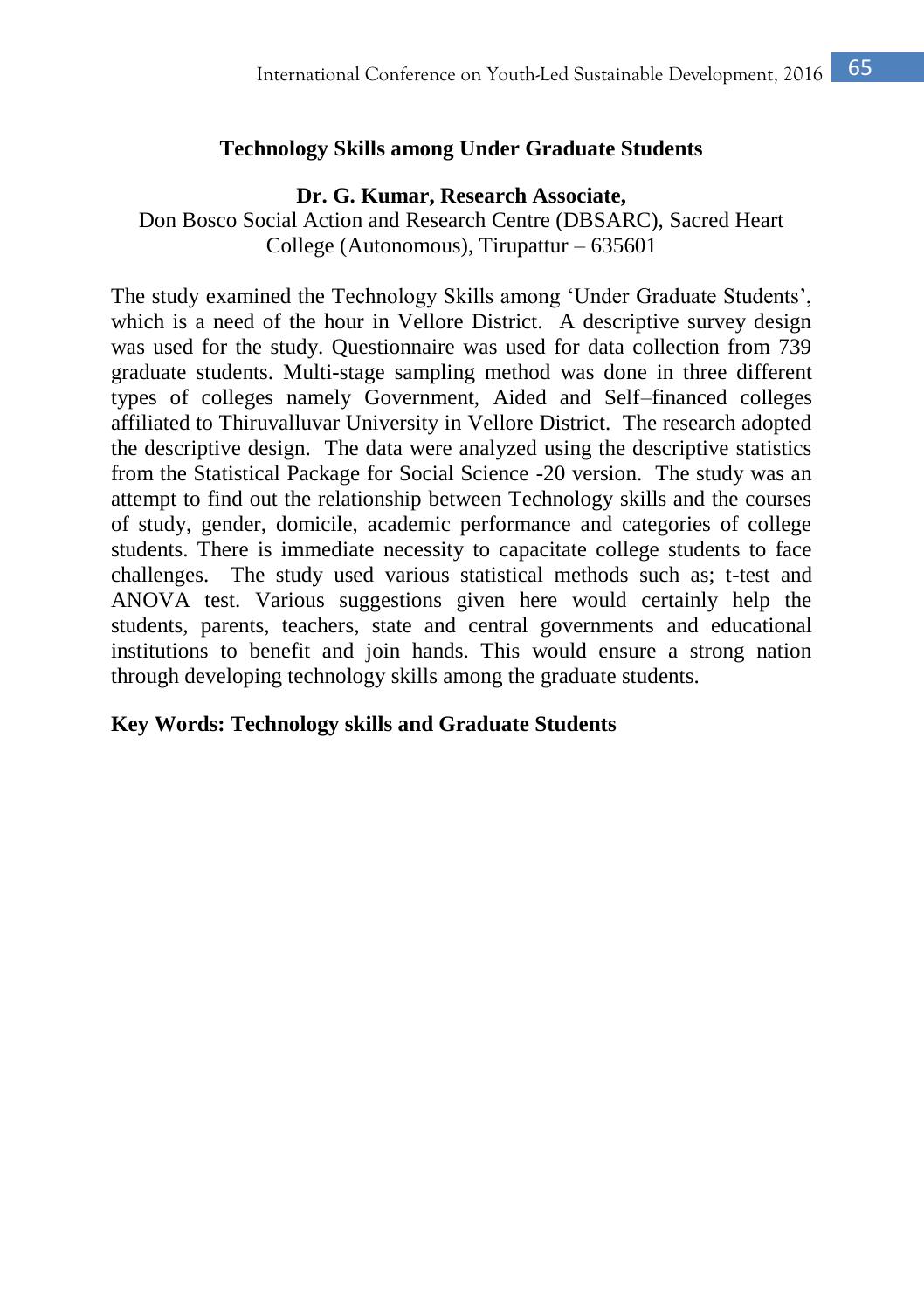## Technology Skills among Under Graduate Students

**Dr. G. Kumar, Research Associate,**
Don Bosco Social Action and Research Centre (DBSARC), Sacred Heart College (Autonomous), Tirupattur – 635601

The study examined the Technology Skills among 'Under Graduate Students', which is a need of the hour in Vellore District. A descriptive survey design was used for the study. Questionnaire was used for data collection from 739 graduate students. Multi-stage sampling method was done in three different types of colleges namely Government, Aided and Self–financed colleges affiliated to Thiruvalluvar University in Vellore District. The research adopted the descriptive design. The data were analyzed using the descriptive statistics from the Statistical Package for Social Science -20 version. The study was an attempt to find out the relationship between Technology skills and the courses of study, gender, domicile, academic performance and categories of college students. There is immediate necessity to capacitate college students to face challenges. The study used various statistical methods such as; t-test and ANOVA test. Various suggestions given here would certainly help the students, parents, teachers, state and central governments and educational institutions to benefit and join hands. This would ensure a strong nation through developing technology skills among the graduate students.

**Key Words: Technology skills and Graduate Students**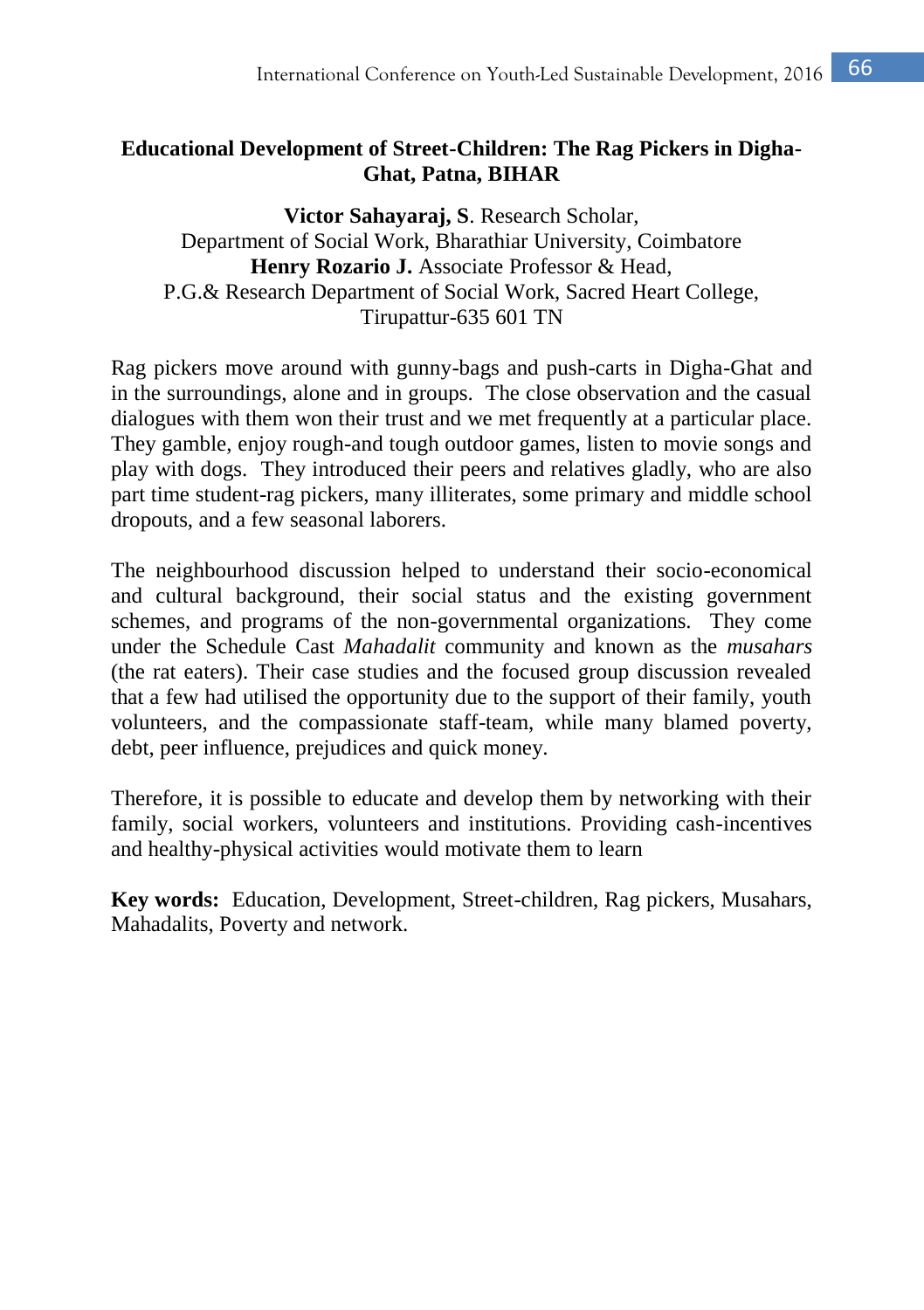## Educational Development of Street-Children: The Rag Pickers in Digha-Ghat, Patna, BIHAR

**Victor Sahayaraj, S**. Research Scholar,
Department of Social Work, Bharathiar University, Coimbatore
**Henry Rozario J.** Associate Professor & Head,
P.G.& Research Department of Social Work, Sacred Heart College,
Tirupattur-635 601 TN

Rag pickers move around with gunny-bags and push-carts in Digha-Ghat and in the surroundings, alone and in groups. The close observation and the casual dialogues with them won their trust and we met frequently at a particular place. They gamble, enjoy rough-and tough outdoor games, listen to movie songs and play with dogs. They introduced their peers and relatives gladly, who are also part time student-rag pickers, many illiterates, some primary and middle school dropouts, and a few seasonal laborers.

The neighbourhood discussion helped to understand their socio-economical and cultural background, their social status and the existing government schemes, and programs of the non-governmental organizations. They come under the Schedule Cast *Mahadalit* community and known as the *musahars* (the rat eaters). Their case studies and the focused group discussion revealed that a few had utilised the opportunity due to the support of their family, youth volunteers, and the compassionate staff-team, while many blamed poverty, debt, peer influence, prejudices and quick money.

Therefore, it is possible to educate and develop them by networking with their family, social workers, volunteers and institutions. Providing cash-incentives and healthy-physical activities would motivate them to learn

**Key words:** Education, Development, Street-children, Rag pickers, Musahars, Mahadalits, Poverty and network.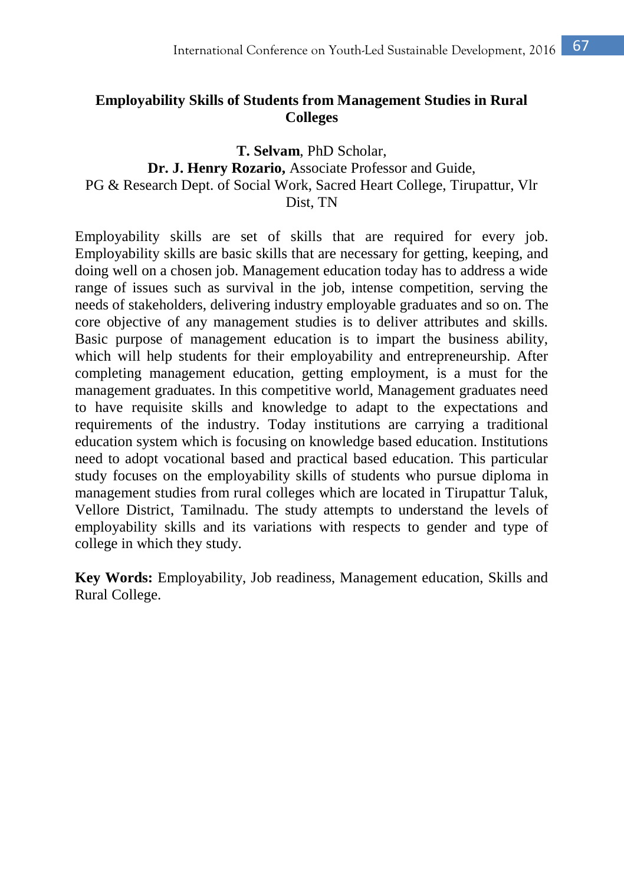## Employability Skills of Students from Management Studies in Rural Colleges

**T. Selvam**, PhD Scholar,
**Dr. J. Henry Rozario,** Associate Professor and Guide,
PG & Research Dept. of Social Work, Sacred Heart College, Tirupattur, Vlr Dist, TN

Employability skills are set of skills that are required for every job. Employability skills are basic skills that are necessary for getting, keeping, and doing well on a chosen job. Management education today has to address a wide range of issues such as survival in the job, intense competition, serving the needs of stakeholders, delivering industry employable graduates and so on. The core objective of any management studies is to deliver attributes and skills. Basic purpose of management education is to impart the business ability, which will help students for their employability and entrepreneurship. After completing management education, getting employment, is a must for the management graduates. In this competitive world, Management graduates need to have requisite skills and knowledge to adapt to the expectations and requirements of the industry. Today institutions are carrying a traditional education system which is focusing on knowledge based education. Institutions need to adopt vocational based and practical based education. This particular study focuses on the employability skills of students who pursue diploma in management studies from rural colleges which are located in Tirupattur Taluk, Vellore District, Tamilnadu. The study attempts to understand the levels of employability skills and its variations with respects to gender and type of college in which they study.

**Key Words:** Employability, Job readiness, Management education, Skills and Rural College.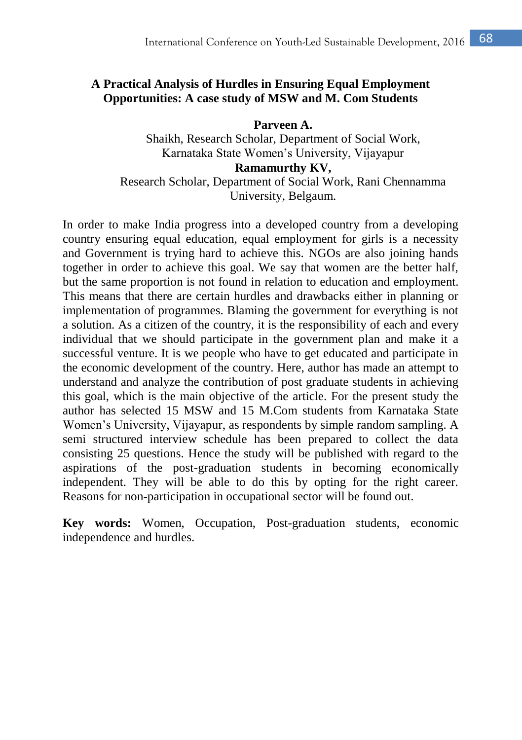## A Practical Analysis of Hurdles in Ensuring Equal Employment Opportunities: A case study of MSW and M. Com Students

**Parveen A.**

Shaikh, Research Scholar, Department of Social Work, Karnataka State Women's University, Vijayapur

**Ramamurthy KV,**

Research Scholar, Department of Social Work, Rani Chennamma University, Belgaum.

In order to make India progress into a developed country from a developing country ensuring equal education, equal employment for girls is a necessity and Government is trying hard to achieve this. NGOs are also joining hands together in order to achieve this goal. We say that women are the better half, but the same proportion is not found in relation to education and employment. This means that there are certain hurdles and drawbacks either in planning or implementation of programmes. Blaming the government for everything is not a solution. As a citizen of the country, it is the responsibility of each and every individual that we should participate in the government plan and make it a successful venture. It is we people who have to get educated and participate in the economic development of the country. Here, author has made an attempt to understand and analyze the contribution of post graduate students in achieving this goal, which is the main objective of the article. For the present study the author has selected 15 MSW and 15 M.Com students from Karnataka State Women's University, Vijayapur, as respondents by simple random sampling. A semi structured interview schedule has been prepared to collect the data consisting 25 questions. Hence the study will be published with regard to the aspirations of the post-graduation students in becoming economically independent. They will be able to do this by opting for the right career. Reasons for non-participation in occupational sector will be found out.

**Key words:** Women, Occupation, Post-graduation students, economic independence and hurdles.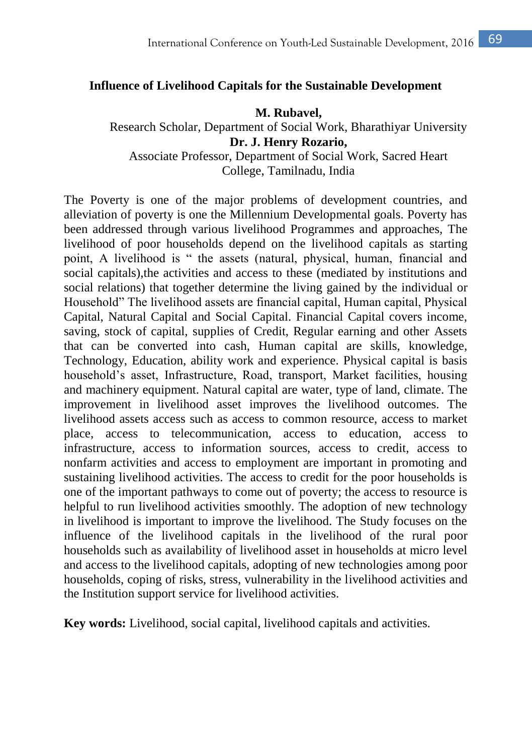## Influence of Livelihood Capitals for the Sustainable Development

**M. Rubavel,**
Research Scholar, Department of Social Work, Bharathiyar University
**Dr. J. Henry Rozario,**
Associate Professor, Department of Social Work, Sacred Heart College, Tamilnadu, India

The Poverty is one of the major problems of development countries, and alleviation of poverty is one the Millennium Developmental goals. Poverty has been addressed through various livelihood Programmes and approaches, The livelihood of poor households depend on the livelihood capitals as starting point, A livelihood is " the assets (natural, physical, human, financial and social capitals),the activities and access to these (mediated by institutions and social relations) that together determine the living gained by the individual or Household" The livelihood assets are financial capital, Human capital, Physical Capital, Natural Capital and Social Capital. Financial Capital covers income, saving, stock of capital, supplies of Credit, Regular earning and other Assets that can be converted into cash, Human capital are skills, knowledge, Technology, Education, ability work and experience. Physical capital is basis household's asset, Infrastructure, Road, transport, Market facilities, housing and machinery equipment. Natural capital are water, type of land, climate. The improvement in livelihood asset improves the livelihood outcomes. The livelihood assets access such as access to common resource, access to market place, access to telecommunication, access to education, access to infrastructure, access to information sources, access to credit, access to nonfarm activities and access to employment are important in promoting and sustaining livelihood activities. The access to credit for the poor households is one of the important pathways to come out of poverty; the access to resource is helpful to run livelihood activities smoothly. The adoption of new technology in livelihood is important to improve the livelihood. The Study focuses on the influence of the livelihood capitals in the livelihood of the rural poor households such as availability of livelihood asset in households at micro level and access to the livelihood capitals, adopting of new technologies among poor households, coping of risks, stress, vulnerability in the livelihood activities and the Institution support service for livelihood activities.

**Key words:** Livelihood, social capital, livelihood capitals and activities.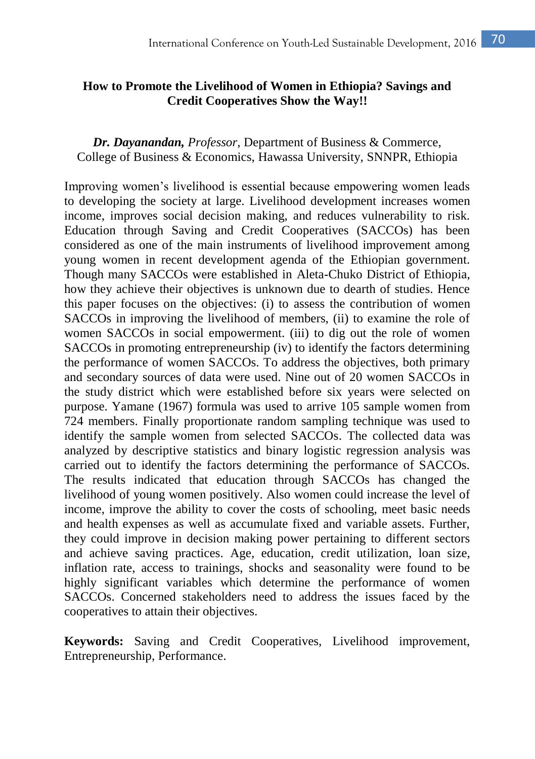## How to Promote the Livelihood of Women in Ethiopia? Savings and Credit Cooperatives Show the Way!!

***Dr. Dayanandan,*** *Professor,* Department of Business & Commerce, College of Business & Economics, Hawassa University, SNNPR, Ethiopia

Improving women's livelihood is essential because empowering women leads to developing the society at large. Livelihood development increases women income, improves social decision making, and reduces vulnerability to risk. Education through Saving and Credit Cooperatives (SACCOs) has been considered as one of the main instruments of livelihood improvement among young women in recent development agenda of the Ethiopian government. Though many SACCOs were established in Aleta-Chuko District of Ethiopia, how they achieve their objectives is unknown due to dearth of studies. Hence this paper focuses on the objectives: (i) to assess the contribution of women SACCOs in improving the livelihood of members, (ii) to examine the role of women SACCOs in social empowerment. (iii) to dig out the role of women SACCOs in promoting entrepreneurship (iv) to identify the factors determining the performance of women SACCOs. To address the objectives, both primary and secondary sources of data were used. Nine out of 20 women SACCOs in the study district which were established before six years were selected on purpose. Yamane (1967) formula was used to arrive 105 sample women from 724 members. Finally proportionate random sampling technique was used to identify the sample women from selected SACCOs. The collected data was analyzed by descriptive statistics and binary logistic regression analysis was carried out to identify the factors determining the performance of SACCOs. The results indicated that education through SACCOs has changed the livelihood of young women positively. Also women could increase the level of income, improve the ability to cover the costs of schooling, meet basic needs and health expenses as well as accumulate fixed and variable assets. Further, they could improve in decision making power pertaining to different sectors and achieve saving practices. Age, education, credit utilization, loan size, inflation rate, access to trainings, shocks and seasonality were found to be highly significant variables which determine the performance of women SACCOs. Concerned stakeholders need to address the issues faced by the cooperatives to attain their objectives.

**Keywords:** Saving and Credit Cooperatives, Livelihood improvement, Entrepreneurship, Performance.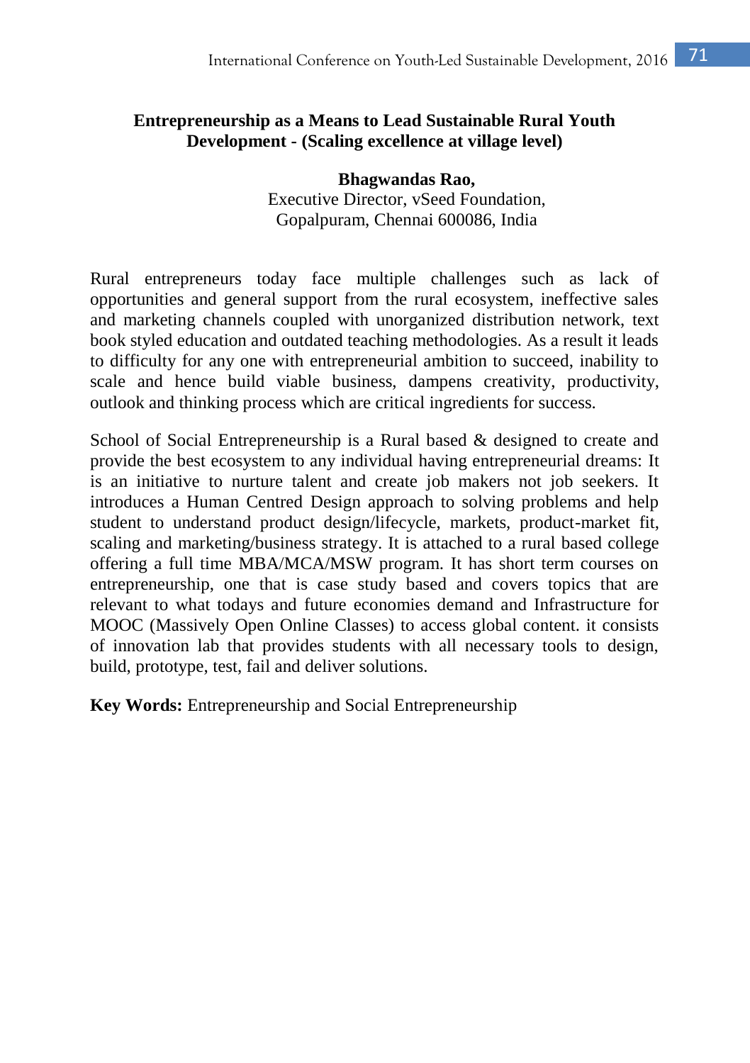## Entrepreneurship as a Means to Lead Sustainable Rural Youth Development - (Scaling excellence at village level)

**Bhagwandas Rao,**
Executive Director, vSeed Foundation,
Gopalpuram, Chennai 600086, India

Rural entrepreneurs today face multiple challenges such as lack of opportunities and general support from the rural ecosystem, ineffective sales and marketing channels coupled with unorganized distribution network, text book styled education and outdated teaching methodologies. As a result it leads to difficulty for any one with entrepreneurial ambition to succeed, inability to scale and hence build viable business, dampens creativity, productivity, outlook and thinking process which are critical ingredients for success.

School of Social Entrepreneurship is a Rural based & designed to create and provide the best ecosystem to any individual having entrepreneurial dreams: It is an initiative to nurture talent and create job makers not job seekers. It introduces a Human Centred Design approach to solving problems and help student to understand product design/lifecycle, markets, product-market fit, scaling and marketing/business strategy. It is attached to a rural based college offering a full time MBA/MCA/MSW program. It has short term courses on entrepreneurship, one that is case study based and covers topics that are relevant to what todays and future economies demand and Infrastructure for MOOC (Massively Open Online Classes) to access global content. it consists of innovation lab that provides students with all necessary tools to design, build, prototype, test, fail and deliver solutions.

**Key Words:** Entrepreneurship and Social Entrepreneurship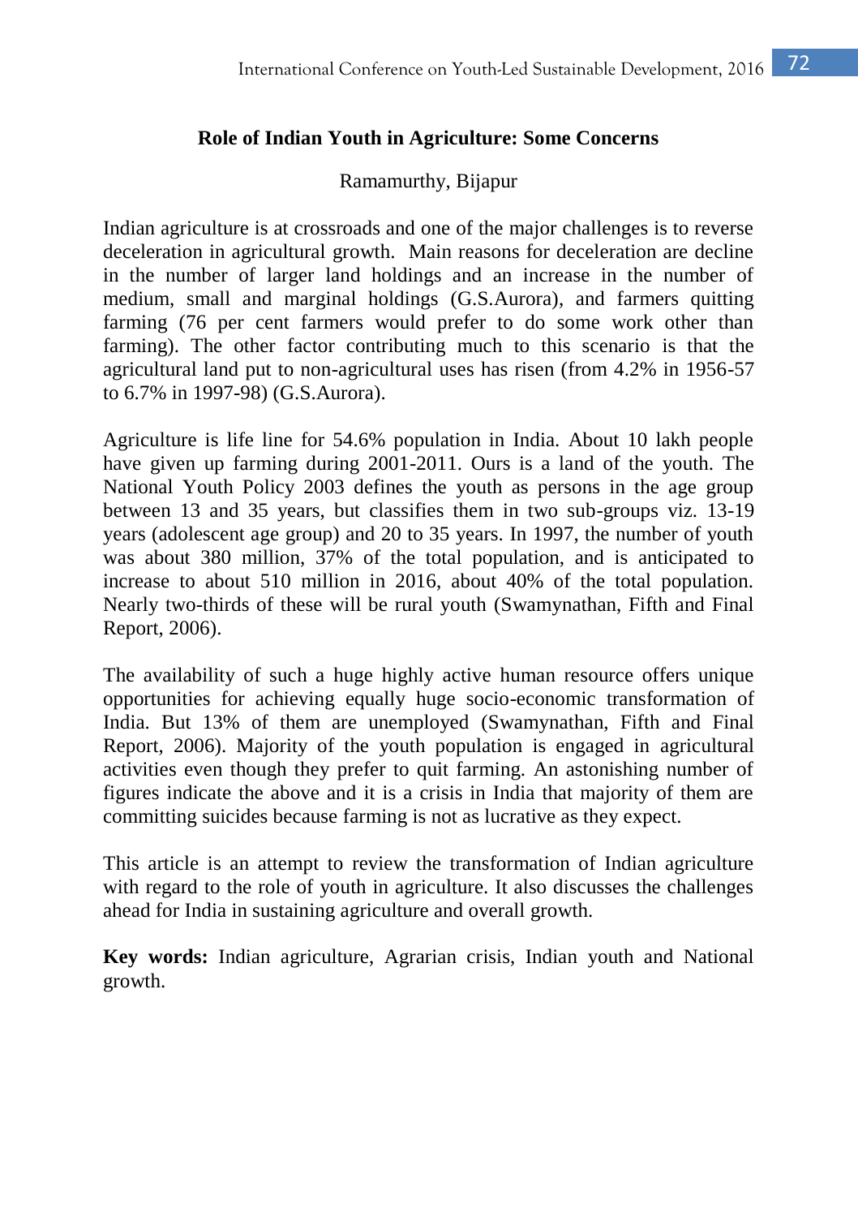## Role of Indian Youth in Agriculture: Some Concerns

Ramamurthy, Bijapur

Indian agriculture is at crossroads and one of the major challenges is to reverse deceleration in agricultural growth. Main reasons for deceleration are decline in the number of larger land holdings and an increase in the number of medium, small and marginal holdings (G.S.Aurora), and farmers quitting farming (76 per cent farmers would prefer to do some work other than farming). The other factor contributing much to this scenario is that the agricultural land put to non-agricultural uses has risen (from 4.2% in 1956-57 to 6.7% in 1997-98) (G.S.Aurora).

Agriculture is life line for 54.6% population in India. About 10 lakh people have given up farming during 2001-2011. Ours is a land of the youth. The National Youth Policy 2003 defines the youth as persons in the age group between 13 and 35 years, but classifies them in two sub-groups viz. 13-19 years (adolescent age group) and 20 to 35 years. In 1997, the number of youth was about 380 million, 37% of the total population, and is anticipated to increase to about 510 million in 2016, about 40% of the total population. Nearly two-thirds of these will be rural youth (Swamynathan, Fifth and Final Report, 2006).

The availability of such a huge highly active human resource offers unique opportunities for achieving equally huge socio-economic transformation of India. But 13% of them are unemployed (Swamynathan, Fifth and Final Report, 2006). Majority of the youth population is engaged in agricultural activities even though they prefer to quit farming. An astonishing number of figures indicate the above and it is a crisis in India that majority of them are committing suicides because farming is not as lucrative as they expect.

This article is an attempt to review the transformation of Indian agriculture with regard to the role of youth in agriculture. It also discusses the challenges ahead for India in sustaining agriculture and overall growth.

**Key words:** Indian agriculture, Agrarian crisis, Indian youth and National growth.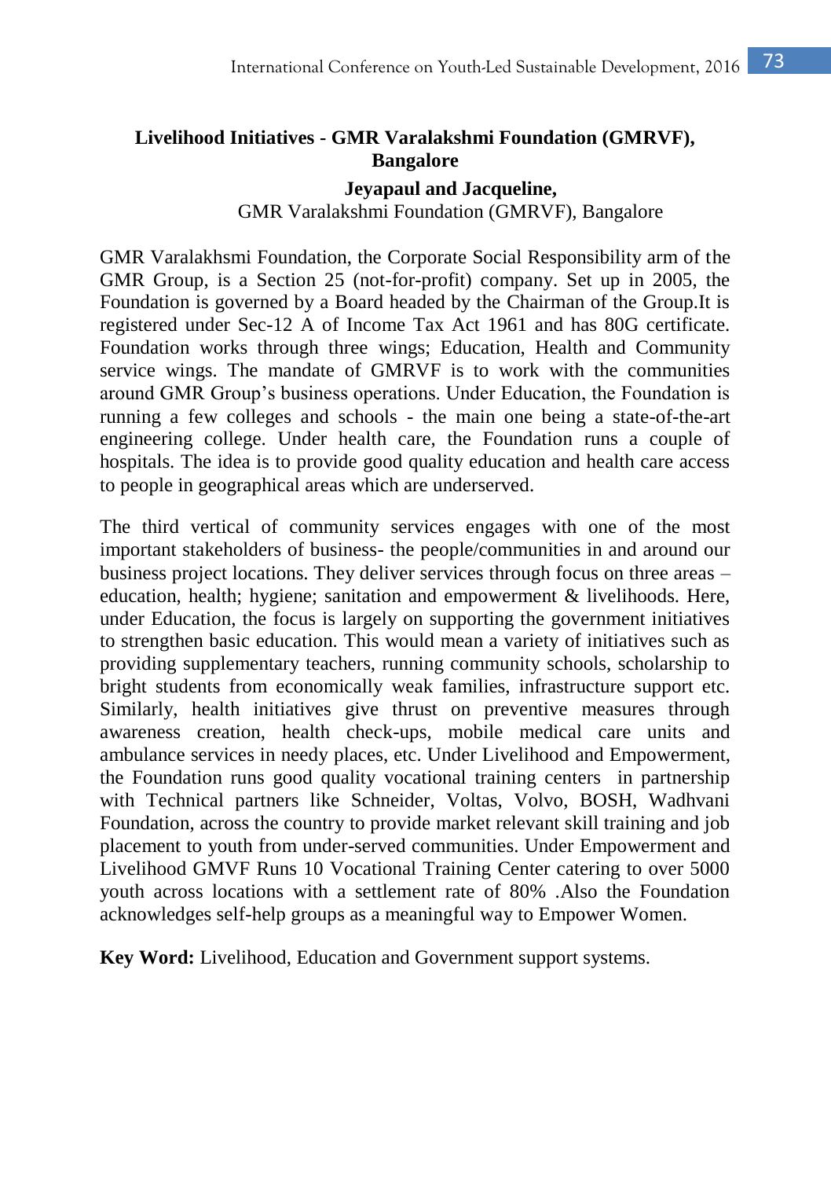## Livelihood Initiatives - GMR Varalakshmi Foundation (GMRVF), Bangalore

**Jeyapaul and Jacqueline,**
GMR Varalakshmi Foundation (GMRVF), Bangalore

GMR Varalakhsmi Foundation, the Corporate Social Responsibility arm of the GMR Group, is a Section 25 (not-for-profit) company. Set up in 2005, the Foundation is governed by a Board headed by the Chairman of the Group.It is registered under Sec-12 A of Income Tax Act 1961 and has 80G certificate. Foundation works through three wings; Education, Health and Community service wings. The mandate of GMRVF is to work with the communities around GMR Group's business operations. Under Education, the Foundation is running a few colleges and schools - the main one being a state-of-the-art engineering college. Under health care, the Foundation runs a couple of hospitals. The idea is to provide good quality education and health care access to people in geographical areas which are underserved.

The third vertical of community services engages with one of the most important stakeholders of business- the people/communities in and around our business project locations. They deliver services through focus on three areas – education, health; hygiene; sanitation and empowerment & livelihoods. Here, under Education, the focus is largely on supporting the government initiatives to strengthen basic education. This would mean a variety of initiatives such as providing supplementary teachers, running community schools, scholarship to bright students from economically weak families, infrastructure support etc. Similarly, health initiatives give thrust on preventive measures through awareness creation, health check-ups, mobile medical care units and ambulance services in needy places, etc. Under Livelihood and Empowerment, the Foundation runs good quality vocational training centers in partnership with Technical partners like Schneider, Voltas, Volvo, BOSH, Wadhvani Foundation, across the country to provide market relevant skill training and job placement to youth from under-served communities. Under Empowerment and Livelihood GMVF Runs 10 Vocational Training Center catering to over 5000 youth across locations with a settlement rate of 80% .Also the Foundation acknowledges self-help groups as a meaningful way to Empower Women.

**Key Word:** Livelihood, Education and Government support systems.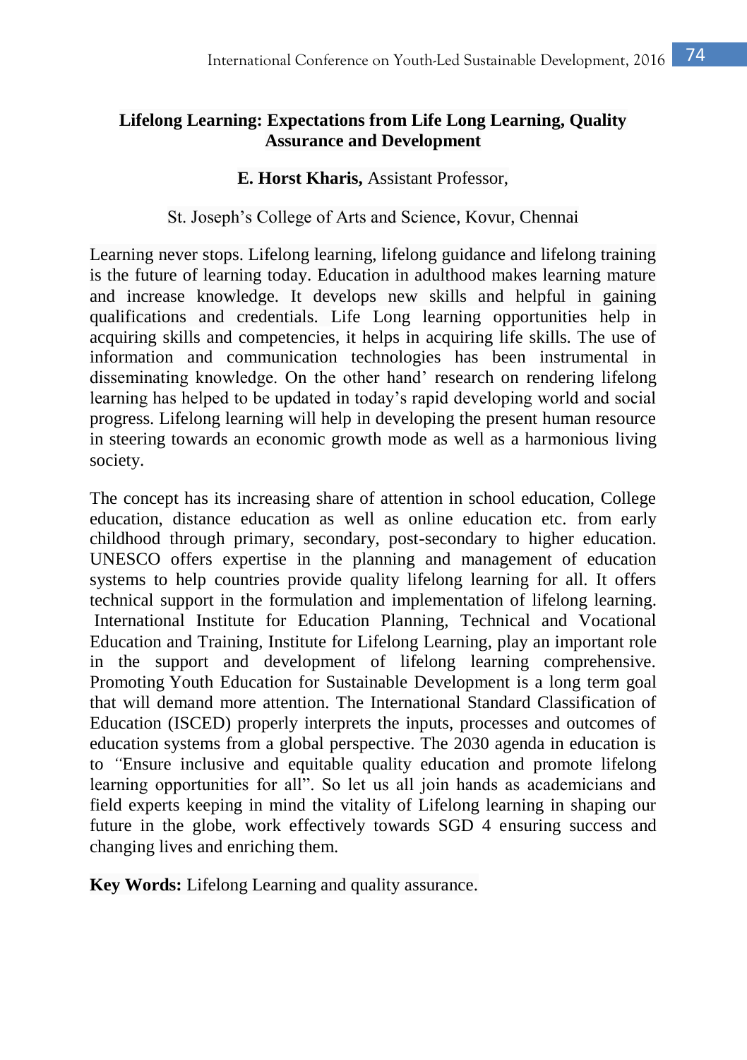# Lifelong Learning: Expectations from Life Long Learning, Quality Assurance and Development

**E. Horst Kharis,** Assistant Professor,

St. Joseph's College of Arts and Science, Kovur, Chennai

Learning never stops. Lifelong learning, lifelong guidance and lifelong training is the future of learning today. Education in adulthood makes learning mature and increase knowledge. It develops new skills and helpful in gaining qualifications and credentials. Life Long learning opportunities help in acquiring skills and competencies, it helps in acquiring life skills. The use of information and communication technologies has been instrumental in disseminating knowledge. On the other hand' research on rendering lifelong learning has helped to be updated in today's rapid developing world and social progress. Lifelong learning will help in developing the present human resource in steering towards an economic growth mode as well as a harmonious living society.

The concept has its increasing share of attention in school education, College education, distance education as well as online education etc. from early childhood through primary, secondary, post-secondary to higher education. UNESCO offers expertise in the planning and management of education systems to help countries provide quality lifelong learning for all. It offers technical support in the formulation and implementation of lifelong learning. International Institute for Education Planning, Technical and Vocational Education and Training, Institute for Lifelong Learning, play an important role in the support and development of lifelong learning comprehensive. Promoting Youth Education for Sustainable Development is a long term goal that will demand more attention. The International Standard Classification of Education (ISCED) properly interprets the inputs, processes and outcomes of education systems from a global perspective. The 2030 agenda in education is to "Ensure inclusive and equitable quality education and promote lifelong learning opportunities for all". So let us all join hands as academicians and field experts keeping in mind the vitality of Lifelong learning in shaping our future in the globe, work effectively towards SGD 4 ensuring success and changing lives and enriching them.

**Key Words:** Lifelong Learning and quality assurance.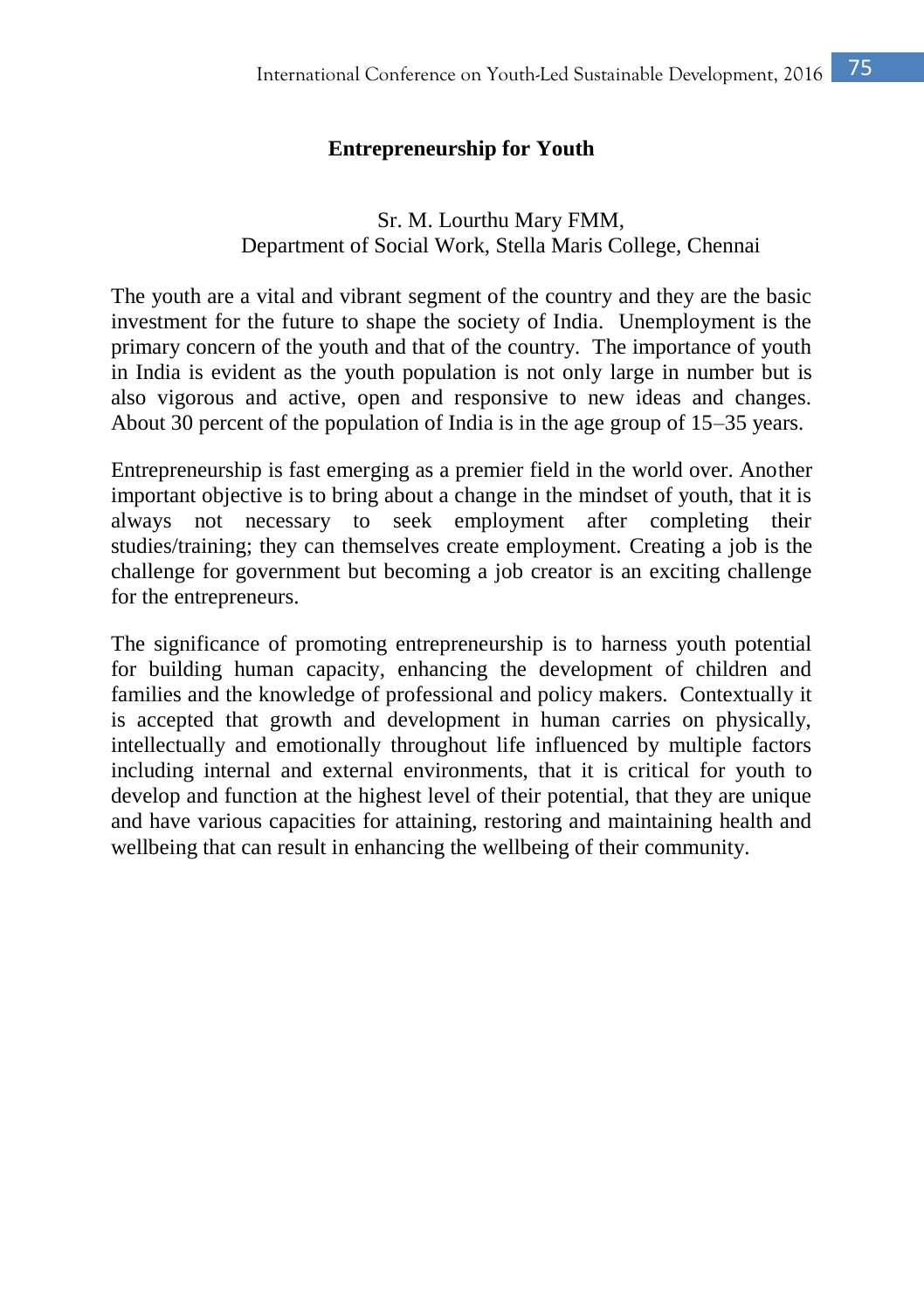# Entrepreneurship for Youth

Sr. M. Lourthu Mary FMM,
Department of Social Work, Stella Maris College, Chennai

The youth are a vital and vibrant segment of the country and they are the basic investment for the future to shape the society of India. Unemployment is the primary concern of the youth and that of the country. The importance of youth in India is evident as the youth population is not only large in number but is also vigorous and active, open and responsive to new ideas and changes. About 30 percent of the population of India is in the age group of 15–35 years.

Entrepreneurship is fast emerging as a premier field in the world over. Another important objective is to bring about a change in the mindset of youth, that it is always not necessary to seek employment after completing their studies/training; they can themselves create employment. Creating a job is the challenge for government but becoming a job creator is an exciting challenge for the entrepreneurs.

The significance of promoting entrepreneurship is to harness youth potential for building human capacity, enhancing the development of children and families and the knowledge of professional and policy makers. Contextually it is accepted that growth and development in human carries on physically, intellectually and emotionally throughout life influenced by multiple factors including internal and external environments, that it is critical for youth to develop and function at the highest level of their potential, that they are unique and have various capacities for attaining, restoring and maintaining health and wellbeing that can result in enhancing the wellbeing of their community.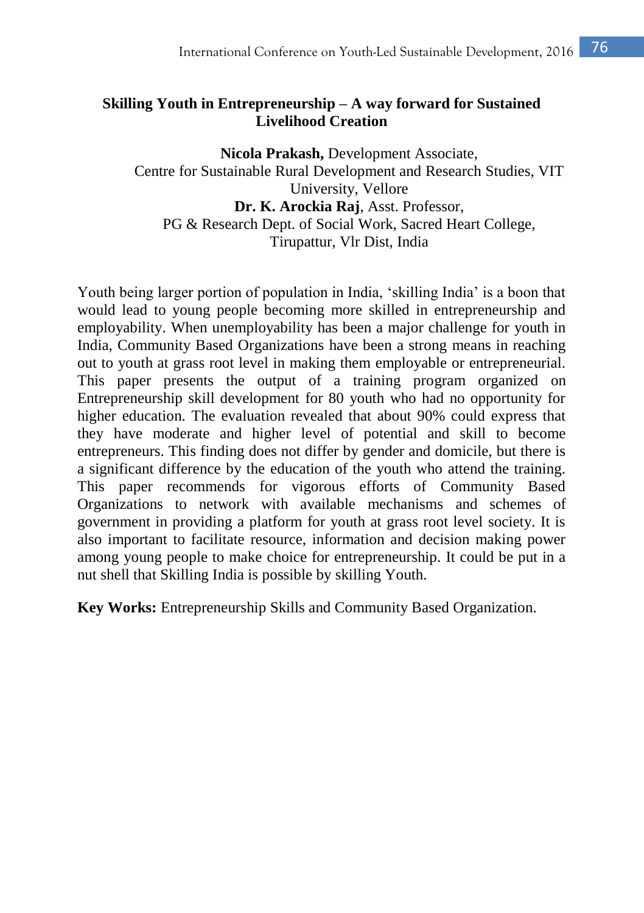## Skilling Youth in Entrepreneurship – A way forward for Sustained Livelihood Creation

**Nicola Prakash,** Development Associate,
Centre for Sustainable Rural Development and Research Studies, VIT University, Vellore

**Dr. K. Arockia Raj**, Asst. Professor,
PG & Research Dept. of Social Work, Sacred Heart College, Tirupattur, Vlr Dist, India

Youth being larger portion of population in India, 'skilling India' is a boon that would lead to young people becoming more skilled in entrepreneurship and employability. When unemployability has been a major challenge for youth in India, Community Based Organizations have been a strong means in reaching out to youth at grass root level in making them employable or entrepreneurial. This paper presents the output of a training program organized on Entrepreneurship skill development for 80 youth who had no opportunity for higher education. The evaluation revealed that about 90% could express that they have moderate and higher level of potential and skill to become entrepreneurs. This finding does not differ by gender and domicile, but there is a significant difference by the education of the youth who attend the training. This paper recommends for vigorous efforts of Community Based Organizations to network with available mechanisms and schemes of government in providing a platform for youth at grass root level society. It is also important to facilitate resource, information and decision making power among young people to make choice for entrepreneurship. It could be put in a nut shell that Skilling India is possible by skilling Youth.

**Key Works:** Entrepreneurship Skills and Community Based Organization.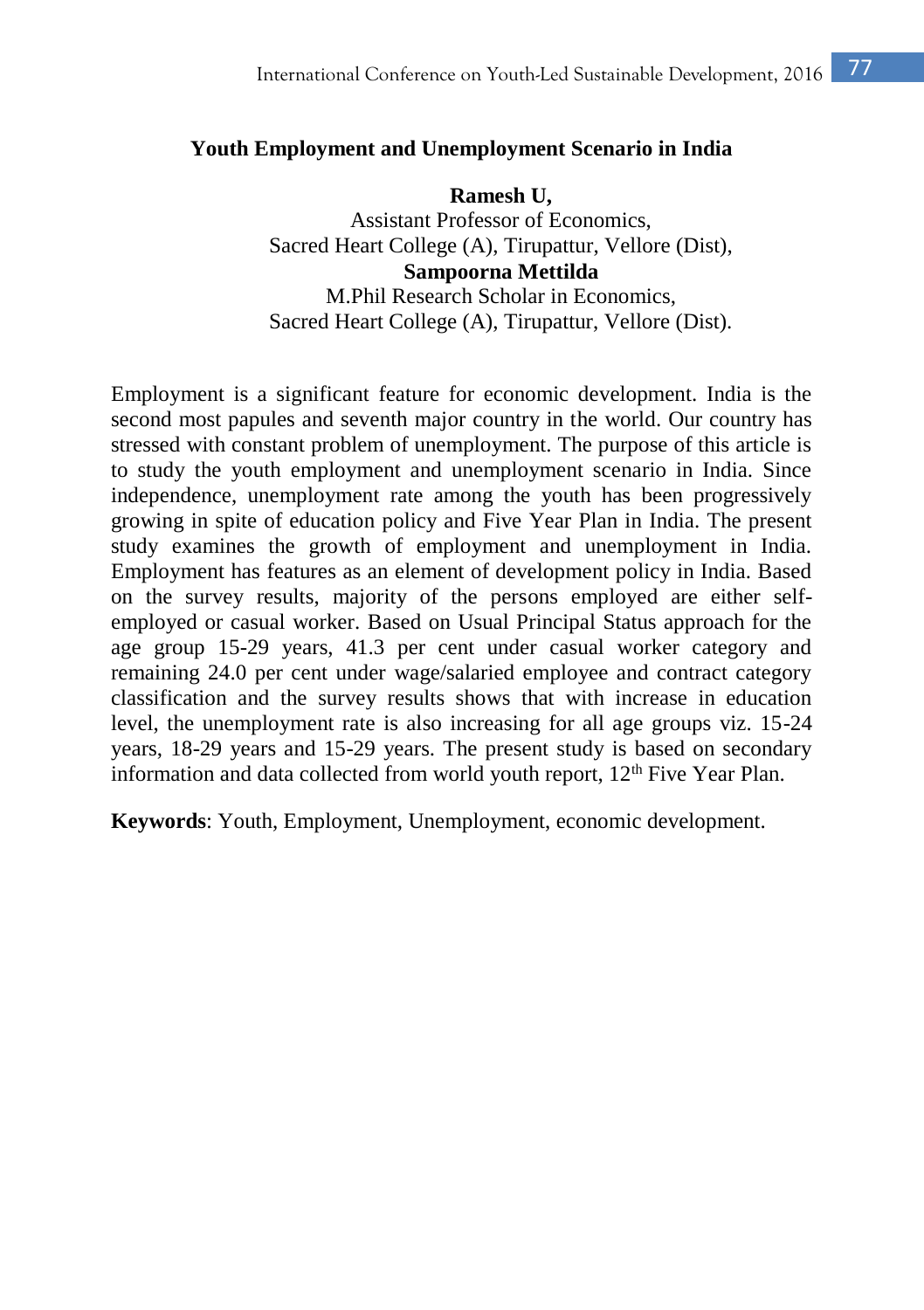## Youth Employment and Unemployment Scenario in India

**Ramesh U,**
Assistant Professor of Economics,
Sacred Heart College (A), Tirupattur, Vellore (Dist),
**Sampoorna Mettilda**
M.Phil Research Scholar in Economics,
Sacred Heart College (A), Tirupattur, Vellore (Dist).

Employment is a significant feature for economic development. India is the second most papules and seventh major country in the world. Our country has stressed with constant problem of unemployment. The purpose of this article is to study the youth employment and unemployment scenario in India. Since independence, unemployment rate among the youth has been progressively growing in spite of education policy and Five Year Plan in India. The present study examines the growth of employment and unemployment in India. Employment has features as an element of development policy in India. Based on the survey results, majority of the persons employed are either self-employed or casual worker. Based on Usual Principal Status approach for the age group 15-29 years, 41.3 per cent under casual worker category and remaining 24.0 per cent under wage/salaried employee and contract category classification and the survey results shows that with increase in education level, the unemployment rate is also increasing for all age groups viz. 15-24 years, 18-29 years and 15-29 years. The present study is based on secondary information and data collected from world youth report, 12th Five Year Plan.

**Keywords**: Youth, Employment, Unemployment, economic development.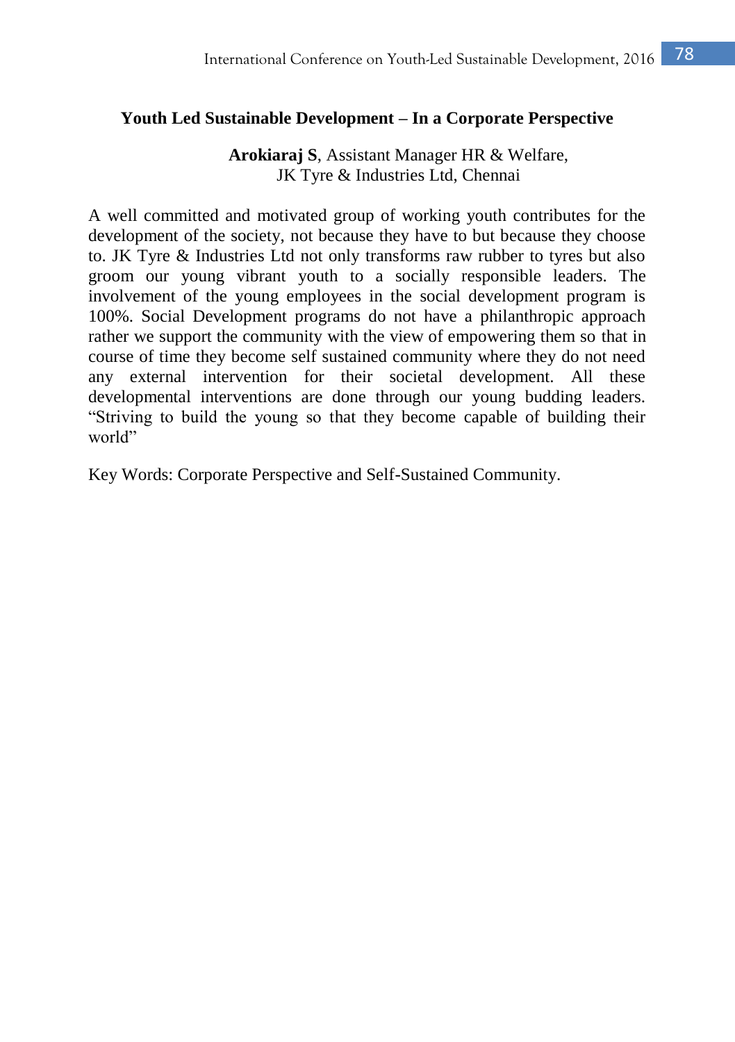## Youth Led Sustainable Development – In a Corporate Perspective

**Arokiaraj S**, Assistant Manager HR & Welfare,
JK Tyre & Industries Ltd, Chennai

A well committed and motivated group of working youth contributes for the development of the society, not because they have to but because they choose to. JK Tyre & Industries Ltd not only transforms raw rubber to tyres but also groom our young vibrant youth to a socially responsible leaders. The involvement of the young employees in the social development program is 100%. Social Development programs do not have a philanthropic approach rather we support the community with the view of empowering them so that in course of time they become self sustained community where they do not need any external intervention for their societal development. All these developmental interventions are done through our young budding leaders. "Striving to build the young so that they become capable of building their world"

Key Words: Corporate Perspective and Self-Sustained Community.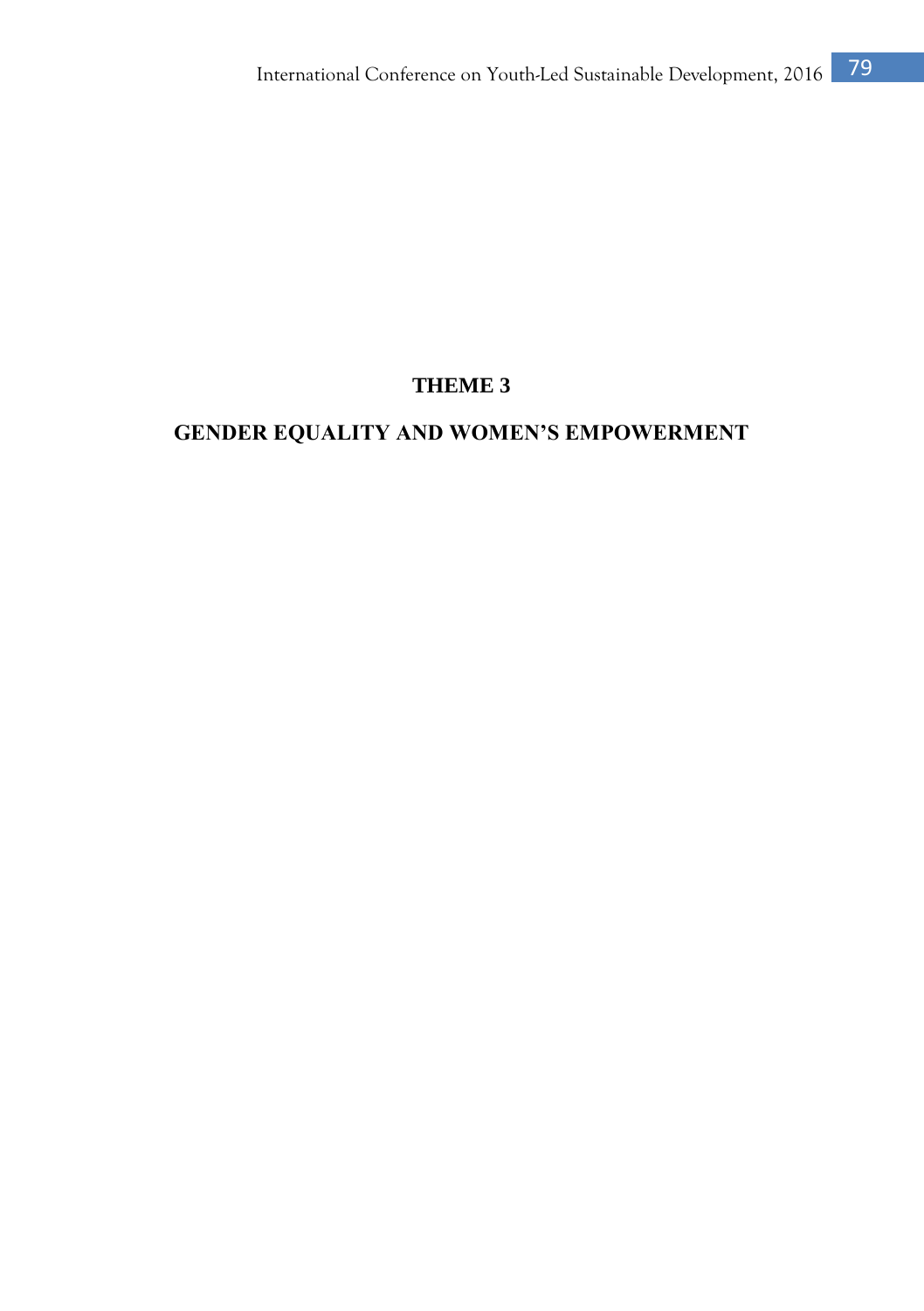# THEME 3

# GENDER EQUALITY AND WOMEN'S EMPOWERMENT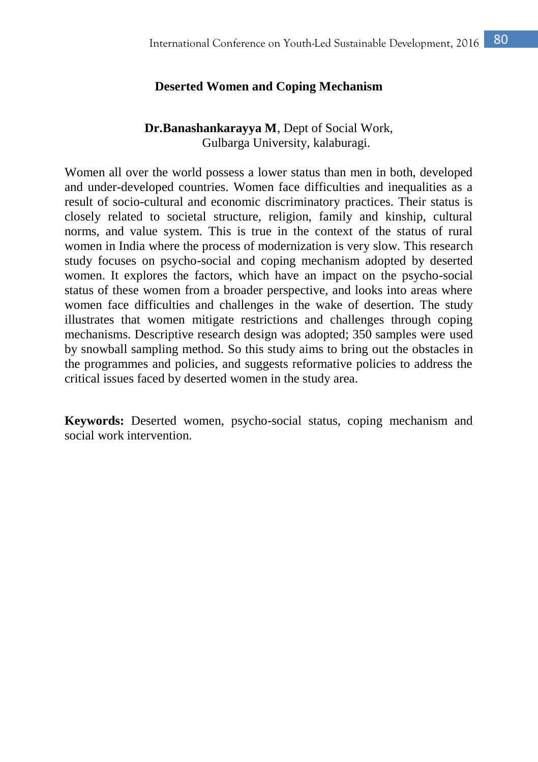# Deserted Women and Coping Mechanism

**Dr.Banashankarayya M**, Dept of Social Work,
Gulbarga University, kalaburagi.

Women all over the world possess a lower status than men in both, developed and under-developed countries. Women face difficulties and inequalities as a result of socio-cultural and economic discriminatory practices. Their status is closely related to societal structure, religion, family and kinship, cultural norms, and value system. This is true in the context of the status of rural women in India where the process of modernization is very slow. This research study focuses on psycho-social and coping mechanism adopted by deserted women. It explores the factors, which have an impact on the psycho-social status of these women from a broader perspective, and looks into areas where women face difficulties and challenges in the wake of desertion. The study illustrates that women mitigate restrictions and challenges through coping mechanisms. Descriptive research design was adopted; 350 samples were used by snowball sampling method. So this study aims to bring out the obstacles in the programmes and policies, and suggests reformative policies to address the critical issues faced by deserted women in the study area.

**Keywords:** Deserted women, psycho-social status, coping mechanism and social work intervention.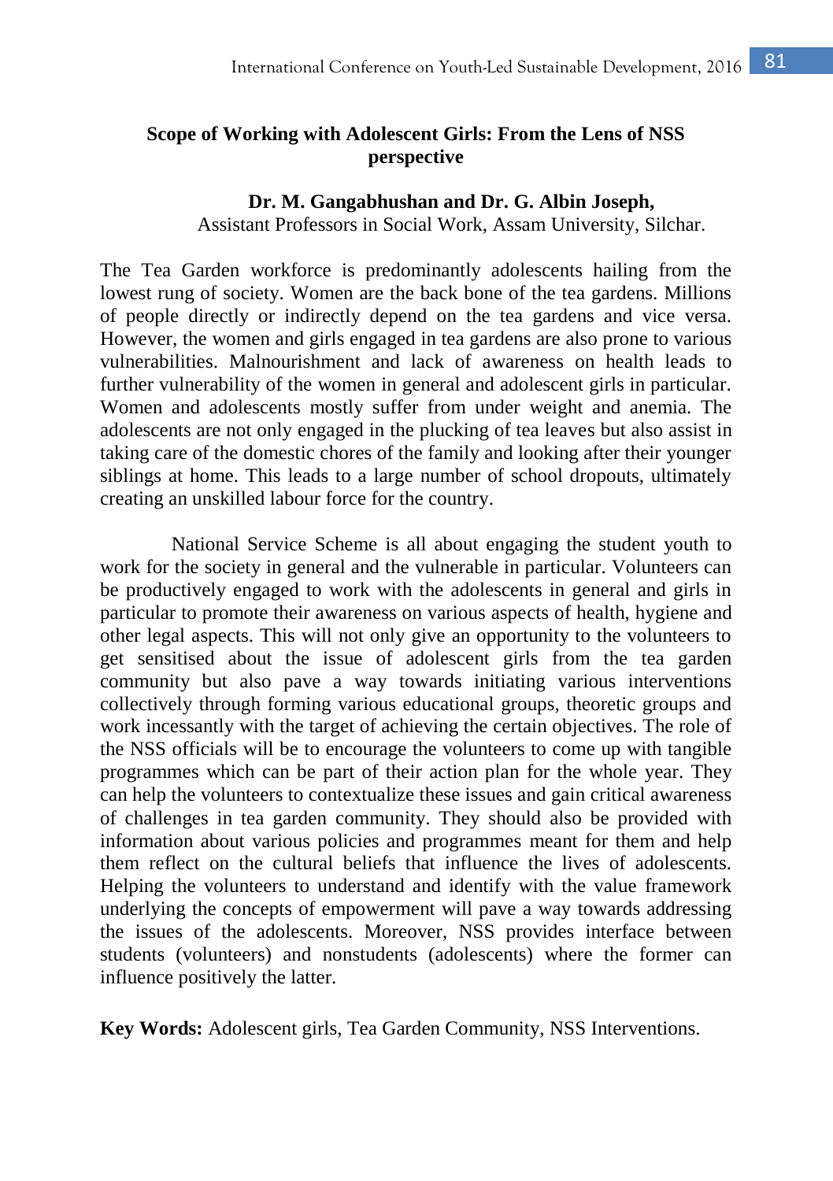## Scope of Working with Adolescent Girls: From the Lens of NSS perspective

**Dr. M. Gangabhushan and Dr. G. Albin Joseph,**
Assistant Professors in Social Work, Assam University, Silchar.

The Tea Garden workforce is predominantly adolescents hailing from the lowest rung of society. Women are the back bone of the tea gardens. Millions of people directly or indirectly depend on the tea gardens and vice versa. However, the women and girls engaged in tea gardens are also prone to various vulnerabilities. Malnourishment and lack of awareness on health leads to further vulnerability of the women in general and adolescent girls in particular. Women and adolescents mostly suffer from under weight and anemia. The adolescents are not only engaged in the plucking of tea leaves but also assist in taking care of the domestic chores of the family and looking after their younger siblings at home. This leads to a large number of school dropouts, ultimately creating an unskilled labour force for the country.

National Service Scheme is all about engaging the student youth to work for the society in general and the vulnerable in particular. Volunteers can be productively engaged to work with the adolescents in general and girls in particular to promote their awareness on various aspects of health, hygiene and other legal aspects. This will not only give an opportunity to the volunteers to get sensitised about the issue of adolescent girls from the tea garden community but also pave a way towards initiating various interventions collectively through forming various educational groups, theoretic groups and work incessantly with the target of achieving the certain objectives. The role of the NSS officials will be to encourage the volunteers to come up with tangible programmes which can be part of their action plan for the whole year. They can help the volunteers to contextualize these issues and gain critical awareness of challenges in tea garden community. They should also be provided with information about various policies and programmes meant for them and help them reflect on the cultural beliefs that influence the lives of adolescents. Helping the volunteers to understand and identify with the value framework underlying the concepts of empowerment will pave a way towards addressing the issues of the adolescents. Moreover, NSS provides interface between students (volunteers) and nonstudents (adolescents) where the former can influence positively the latter.

**Key Words:** Adolescent girls, Tea Garden Community, NSS Interventions.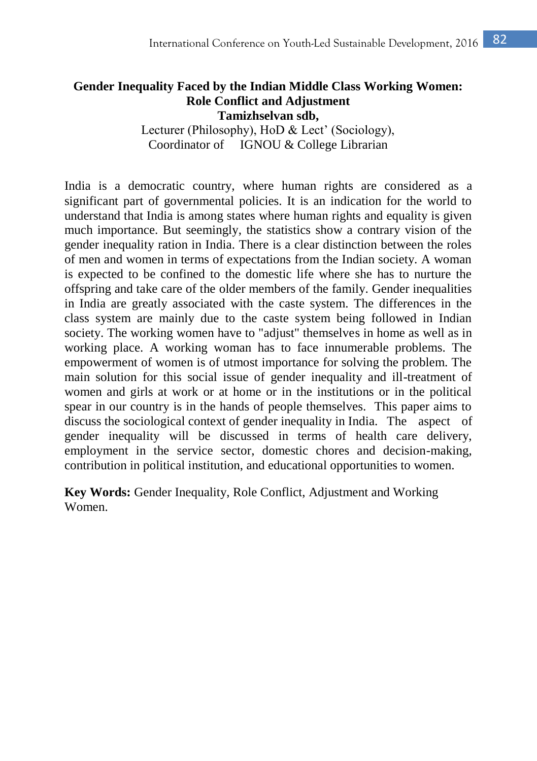# Gender Inequality Faced by the Indian Middle Class Working Women: Role Conflict and Adjustment

**Tamizhselvan sdb,**

Lecturer (Philosophy), HoD & Lect' (Sociology),
Coordinator of IGNOU & College Librarian

India is a democratic country, where human rights are considered as a significant part of governmental policies. It is an indication for the world to understand that India is among states where human rights and equality is given much importance. But seemingly, the statistics show a contrary vision of the gender inequality ration in India. There is a clear distinction between the roles of men and women in terms of expectations from the Indian society. A woman is expected to be confined to the domestic life where she has to nurture the offspring and take care of the older members of the family. Gender inequalities in India are greatly associated with the caste system. The differences in the class system are mainly due to the caste system being followed in Indian society. The working women have to "adjust" themselves in home as well as in working place. A working woman has to face innumerable problems. The empowerment of women is of utmost importance for solving the problem. The main solution for this social issue of gender inequality and ill-treatment of women and girls at work or at home or in the institutions or in the political spear in our country is in the hands of people themselves. This paper aims to discuss the sociological context of gender inequality in India. The aspect of gender inequality will be discussed in terms of health care delivery, employment in the service sector, domestic chores and decision-making, contribution in political institution, and educational opportunities to women.

**Key Words:** Gender Inequality, Role Conflict, Adjustment and Working Women.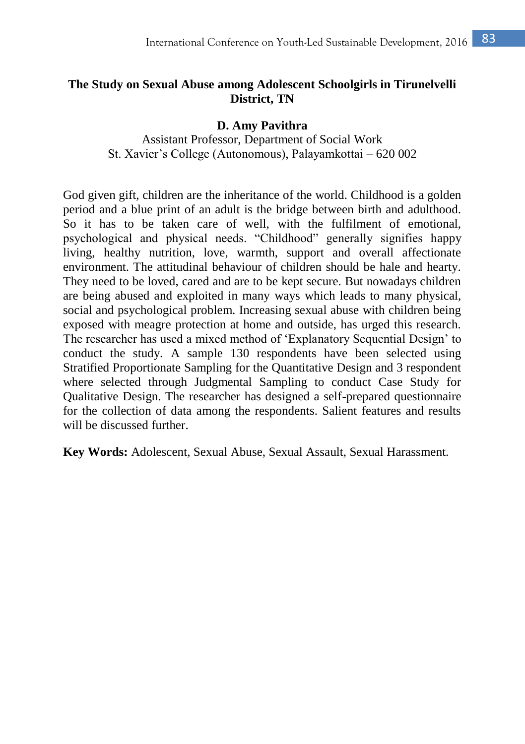**The Study on Sexual Abuse among Adolescent Schoolgirls in Tirunelvelli District, TN**

**D. Amy Pavithra**

Assistant Professor, Department of Social Work
St. Xavier's College (Autonomous), Palayamkottai – 620 002

God given gift, children are the inheritance of the world. Childhood is a golden period and a blue print of an adult is the bridge between birth and adulthood. So it has to be taken care of well, with the fulfilment of emotional, psychological and physical needs. "Childhood" generally signifies happy living, healthy nutrition, love, warmth, support and overall affectionate environment. The attitudinal behaviour of children should be hale and hearty. They need to be loved, cared and are to be kept secure. But nowadays children are being abused and exploited in many ways which leads to many physical, social and psychological problem. Increasing sexual abuse with children being exposed with meagre protection at home and outside, has urged this research. The researcher has used a mixed method of 'Explanatory Sequential Design' to conduct the study. A sample 130 respondents have been selected using Stratified Proportionate Sampling for the Quantitative Design and 3 respondent where selected through Judgmental Sampling to conduct Case Study for Qualitative Design. The researcher has designed a self-prepared questionnaire for the collection of data among the respondents. Salient features and results will be discussed further.

**Key Words:** Adolescent, Sexual Abuse, Sexual Assault, Sexual Harassment.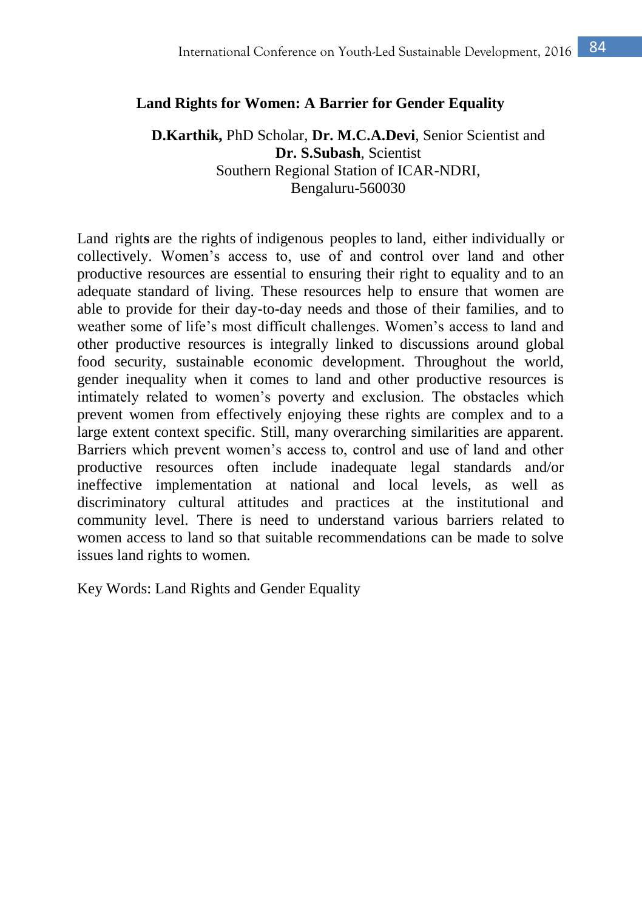# Land Rights for Women: A Barrier for Gender Equality

**D.Karthik,** PhD Scholar, **Dr. M.C.A.Devi**, Senior Scientist and **Dr. S.Subash**, Scientist
Southern Regional Station of ICAR-NDRI,
Bengaluru-560030

Land rights are the rights of indigenous peoples to land, either individually or collectively. Women's access to, use of and control over land and other productive resources are essential to ensuring their right to equality and to an adequate standard of living. These resources help to ensure that women are able to provide for their day-to-day needs and those of their families, and to weather some of life's most difficult challenges. Women's access to land and other productive resources is integrally linked to discussions around global food security, sustainable economic development. Throughout the world, gender inequality when it comes to land and other productive resources is intimately related to women's poverty and exclusion. The obstacles which prevent women from effectively enjoying these rights are complex and to a large extent context specific. Still, many overarching similarities are apparent. Barriers which prevent women's access to, control and use of land and other productive resources often include inadequate legal standards and/or ineffective implementation at national and local levels, as well as discriminatory cultural attitudes and practices at the institutional and community level. There is need to understand various barriers related to women access to land so that suitable recommendations can be made to solve issues land rights to women.

Key Words: Land Rights and Gender Equality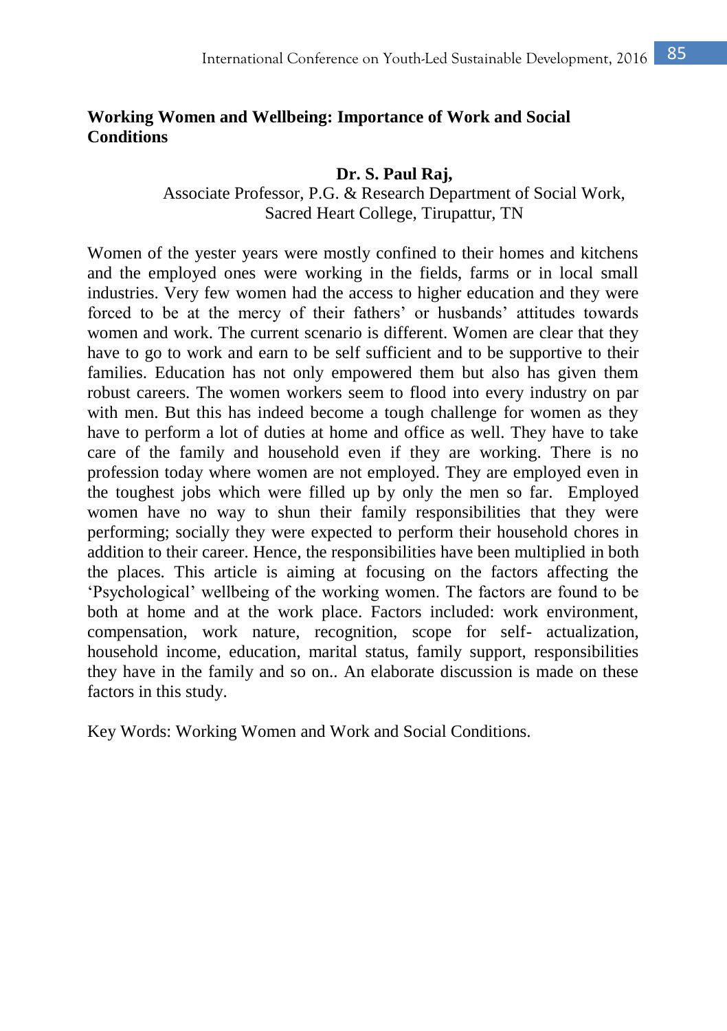## Working Women and Wellbeing: Importance of Work and Social Conditions

**Dr. S. Paul Raj,**
Associate Professor, P.G. & Research Department of Social Work,
Sacred Heart College, Tirupattur, TN

Women of the yester years were mostly confined to their homes and kitchens and the employed ones were working in the fields, farms or in local small industries. Very few women had the access to higher education and they were forced to be at the mercy of their fathers' or husbands' attitudes towards women and work. The current scenario is different. Women are clear that they have to go to work and earn to be self sufficient and to be supportive to their families. Education has not only empowered them but also has given them robust careers. The women workers seem to flood into every industry on par with men. But this has indeed become a tough challenge for women as they have to perform a lot of duties at home and office as well. They have to take care of the family and household even if they are working. There is no profession today where women are not employed. They are employed even in the toughest jobs which were filled up by only the men so far. Employed women have no way to shun their family responsibilities that they were performing; socially they were expected to perform their household chores in addition to their career. Hence, the responsibilities have been multiplied in both the places. This article is aiming at focusing on the factors affecting the 'Psychological' wellbeing of the working women. The factors are found to be both at home and at the work place. Factors included: work environment, compensation, work nature, recognition, scope for self- actualization, household income, education, marital status, family support, responsibilities they have in the family and so on.. An elaborate discussion is made on these factors in this study.

Key Words: Working Women and Work and Social Conditions.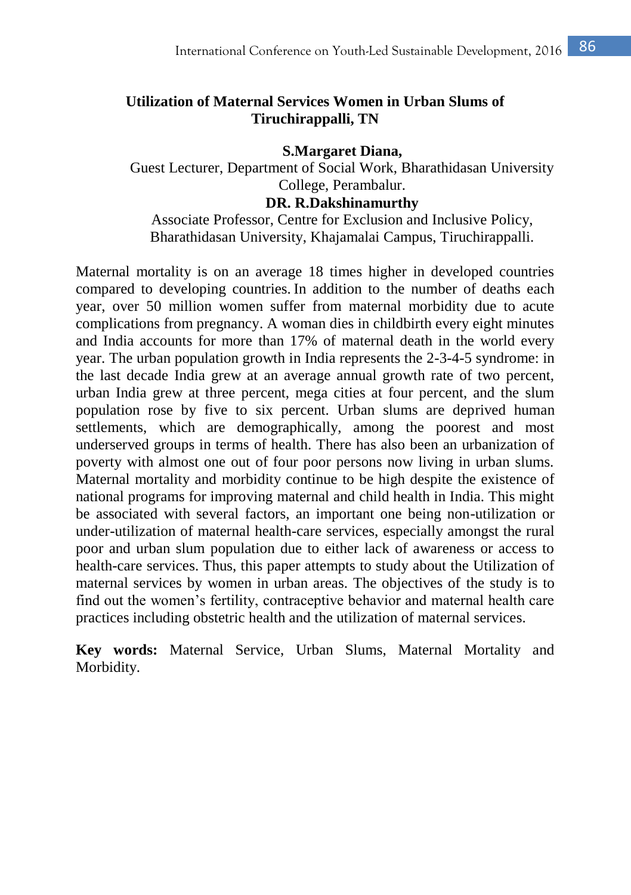## Utilization of Maternal Services Women in Urban Slums of Tiruchirappalli, TN

**S.Margaret Diana,**

Guest Lecturer, Department of Social Work, Bharathidasan University College, Perambalur.

**DR. R.Dakshinamurthy**

Associate Professor, Centre for Exclusion and Inclusive Policy, Bharathidasan University, Khajamalai Campus, Tiruchirappalli.

Maternal mortality is on an average 18 times higher in developed countries compared to developing countries. In addition to the number of deaths each year, over 50 million women suffer from maternal morbidity due to acute complications from pregnancy. A woman dies in childbirth every eight minutes and India accounts for more than 17% of maternal death in the world every year. The urban population growth in India represents the 2-3-4-5 syndrome: in the last decade India grew at an average annual growth rate of two percent, urban India grew at three percent, mega cities at four percent, and the slum population rose by five to six percent. Urban slums are deprived human settlements, which are demographically, among the poorest and most underserved groups in terms of health. There has also been an urbanization of poverty with almost one out of four poor persons now living in urban slums. Maternal mortality and morbidity continue to be high despite the existence of national programs for improving maternal and child health in India. This might be associated with several factors, an important one being non-utilization or under-utilization of maternal health-care services, especially amongst the rural poor and urban slum population due to either lack of awareness or access to health-care services. Thus, this paper attempts to study about the Utilization of maternal services by women in urban areas. The objectives of the study is to find out the women's fertility, contraceptive behavior and maternal health care practices including obstetric health and the utilization of maternal services.

**Key words:** Maternal Service, Urban Slums, Maternal Mortality and Morbidity.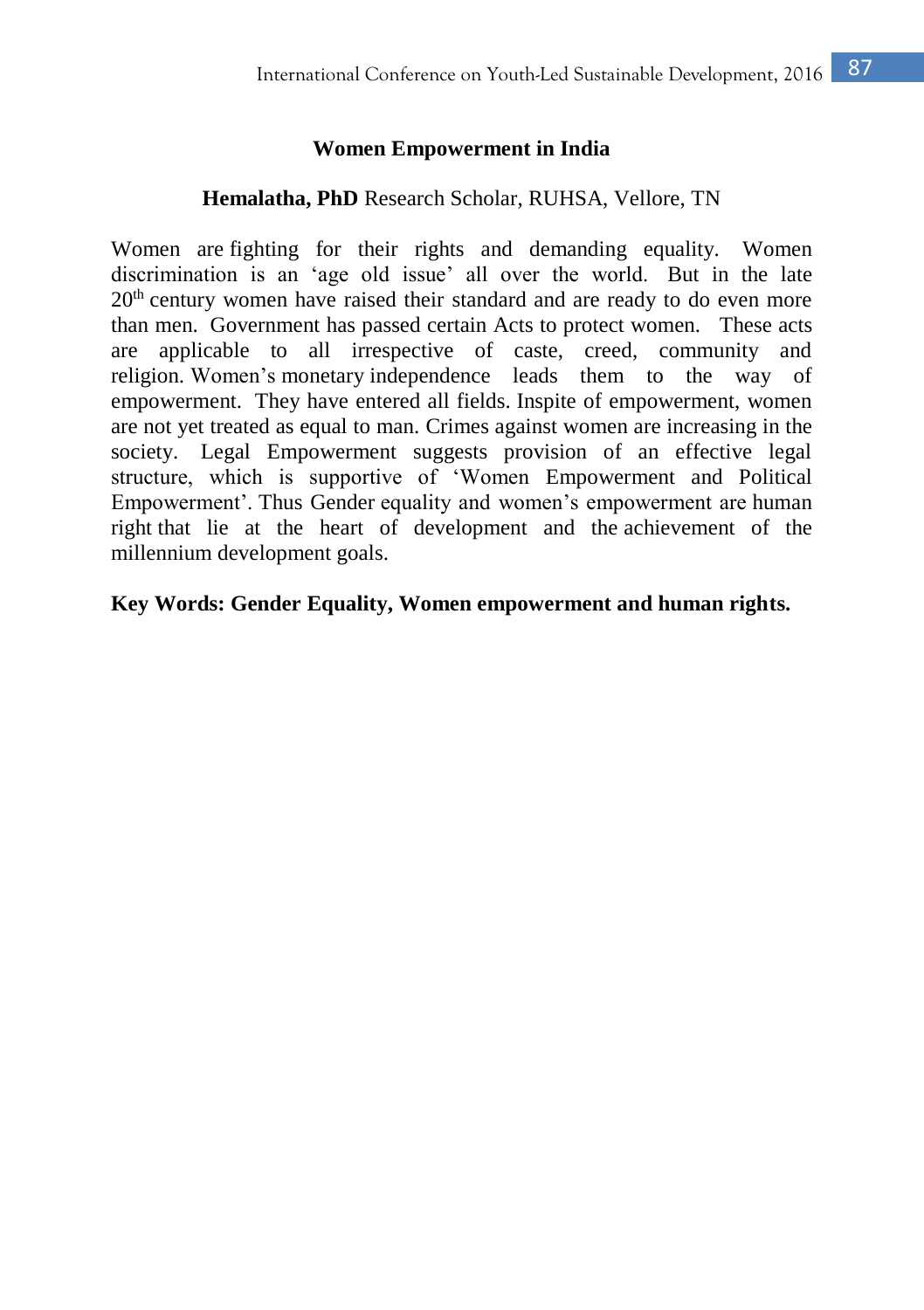# Women Empowerment in India

**Hemalatha, PhD** Research Scholar, RUHSA, Vellore, TN

Women are fighting for their rights and demanding equality. Women discrimination is an 'age old issue' all over the world. But in the late 20th century women have raised their standard and are ready to do even more than men. Government has passed certain Acts to protect women. These acts are applicable to all irrespective of caste, creed, community and religion. Women's monetary independence leads them to the way of empowerment. They have entered all fields. Inspite of empowerment, women are not yet treated as equal to man. Crimes against women are increasing in the society. Legal Empowerment suggests provision of an effective legal structure, which is supportive of 'Women Empowerment and Political Empowerment'. Thus Gender equality and women's empowerment are human right that lie at the heart of development and the achievement of the millennium development goals.

**Key Words: Gender Equality, Women empowerment and human rights.**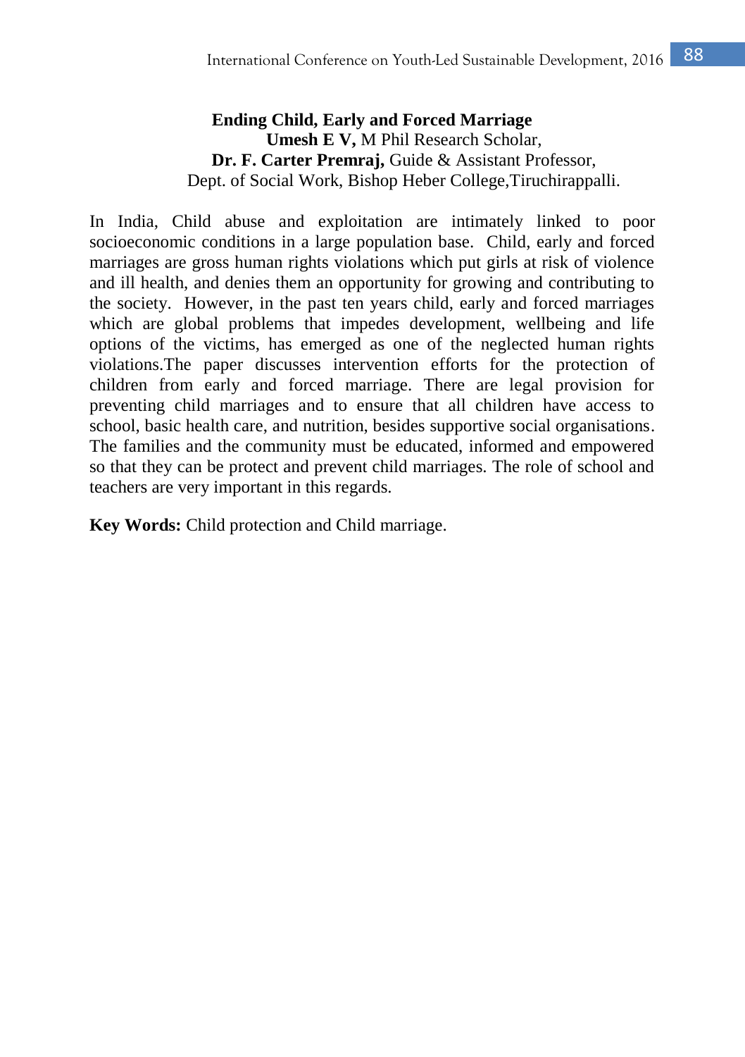## Ending Child, Early and Forced Marriage

**Umesh E V,** M Phil Research Scholar,
**Dr. F. Carter Premraj,** Guide & Assistant Professor,
Dept. of Social Work, Bishop Heber College,Tiruchirappalli.

In India, Child abuse and exploitation are intimately linked to poor socioeconomic conditions in a large population base. Child, early and forced marriages are gross human rights violations which put girls at risk of violence and ill health, and denies them an opportunity for growing and contributing to the society. However, in the past ten years child, early and forced marriages which are global problems that impedes development, wellbeing and life options of the victims, has emerged as one of the neglected human rights violations.The paper discusses intervention efforts for the protection of children from early and forced marriage. There are legal provision for preventing child marriages and to ensure that all children have access to school, basic health care, and nutrition, besides supportive social organisations. The families and the community must be educated, informed and empowered so that they can be protect and prevent child marriages. The role of school and teachers are very important in this regards.

**Key Words:** Child protection and Child marriage.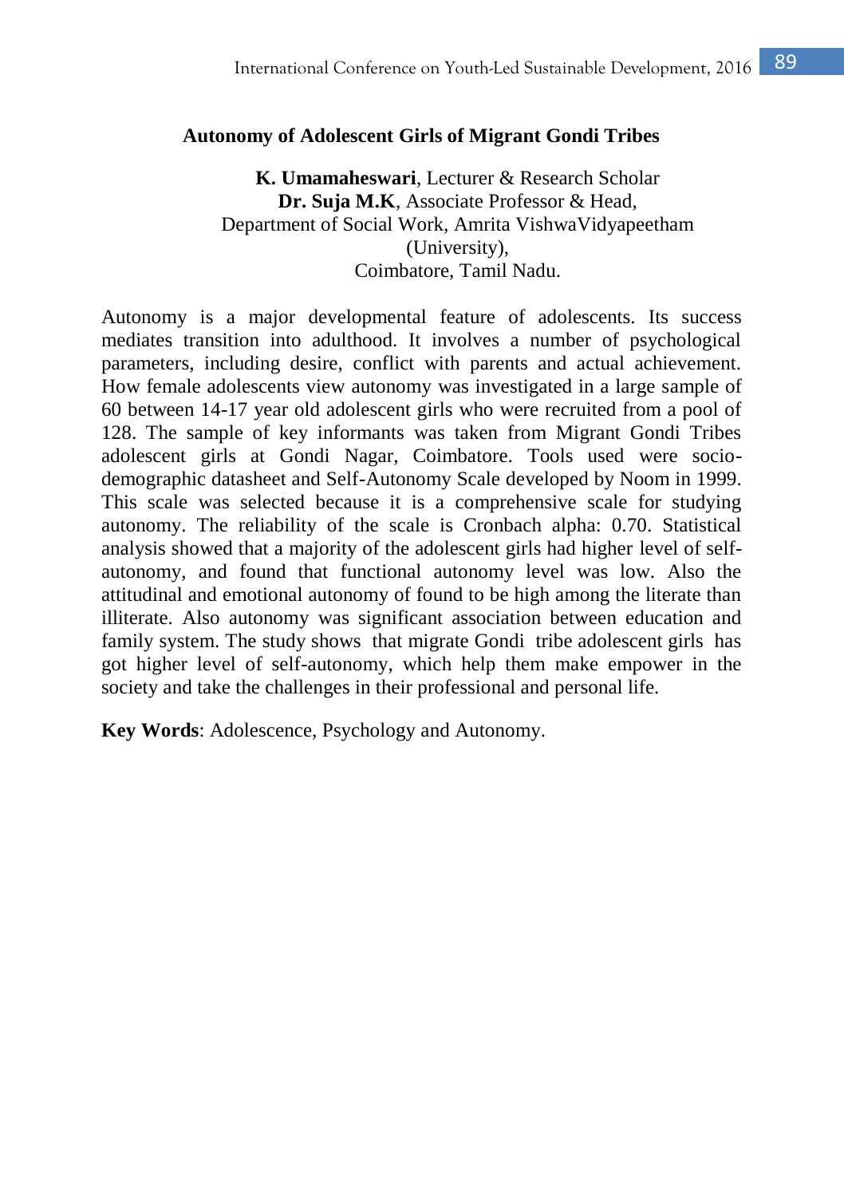## Autonomy of Adolescent Girls of Migrant Gondi Tribes

**K. Umamaheswari**, Lecturer & Research Scholar
**Dr. Suja M.K**, Associate Professor & Head,
Department of Social Work, Amrita VishwaVidyapeetham (University),
Coimbatore, Tamil Nadu.

Autonomy is a major developmental feature of adolescents. Its success mediates transition into adulthood. It involves a number of psychological parameters, including desire, conflict with parents and actual achievement. How female adolescents view autonomy was investigated in a large sample of 60 between 14-17 year old adolescent girls who were recruited from a pool of 128. The sample of key informants was taken from Migrant Gondi Tribes adolescent girls at Gondi Nagar, Coimbatore. Tools used were socio-demographic datasheet and Self-Autonomy Scale developed by Noom in 1999. This scale was selected because it is a comprehensive scale for studying autonomy. The reliability of the scale is Cronbach alpha: 0.70. Statistical analysis showed that a majority of the adolescent girls had higher level of self-autonomy, and found that functional autonomy level was low. Also the attitudinal and emotional autonomy of found to be high among the literate than illiterate. Also autonomy was significant association between education and family system. The study shows that migrate Gondi tribe adolescent girls has got higher level of self-autonomy, which help them make empower in the society and take the challenges in their professional and personal life.

**Key Words**: Adolescence, Psychology and Autonomy.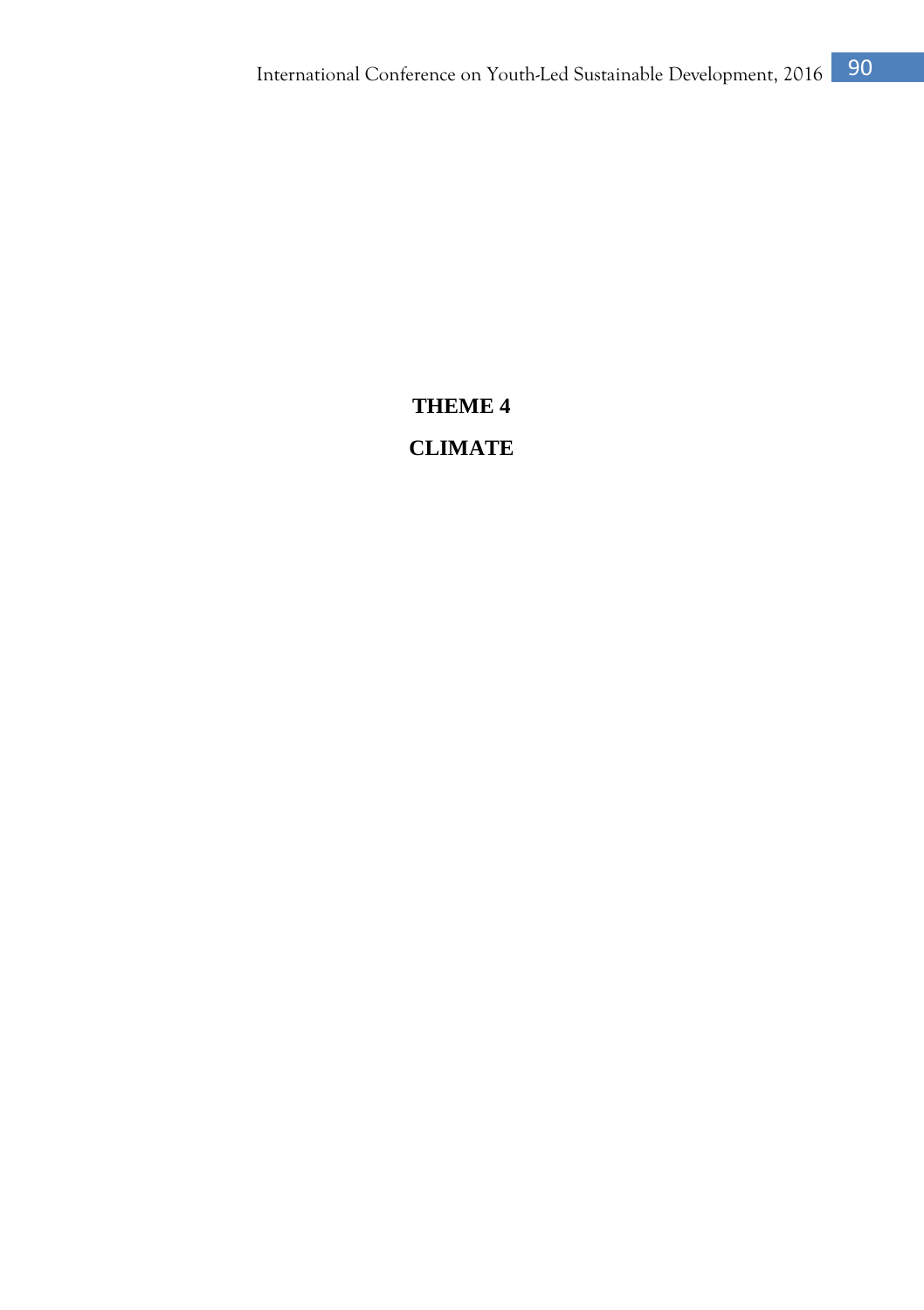# THEME 4

# CLIMATE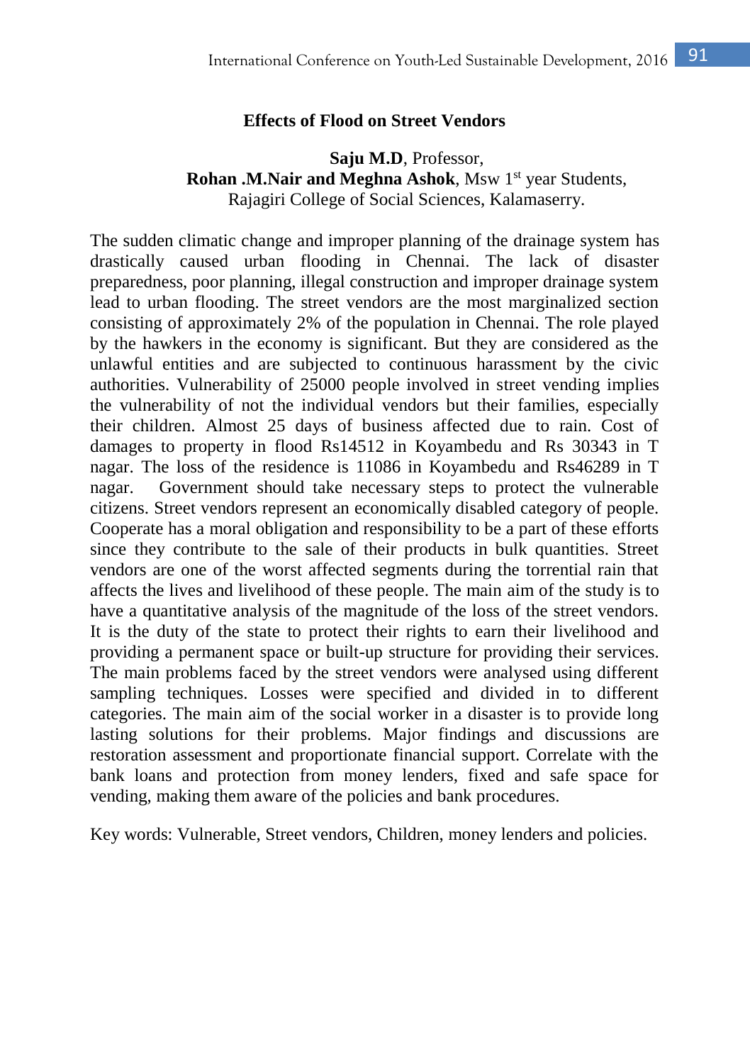## Effects of Flood on Street Vendors

**Saju M.D**, Professor,
**Rohan .M.Nair and Meghna Ashok**, Msw 1st year Students,
Rajagiri College of Social Sciences, Kalamaserry.

The sudden climatic change and improper planning of the drainage system has drastically caused urban flooding in Chennai. The lack of disaster preparedness, poor planning, illegal construction and improper drainage system lead to urban flooding. The street vendors are the most marginalized section consisting of approximately 2% of the population in Chennai. The role played by the hawkers in the economy is significant. But they are considered as the unlawful entities and are subjected to continuous harassment by the civic authorities. Vulnerability of 25000 people involved in street vending implies the vulnerability of not the individual vendors but their families, especially their children. Almost 25 days of business affected due to rain. Cost of damages to property in flood Rs14512 in Koyambedu and Rs 30343 in T nagar. The loss of the residence is 11086 in Koyambedu and Rs46289 in T nagar. Government should take necessary steps to protect the vulnerable citizens. Street vendors represent an economically disabled category of people. Cooperate has a moral obligation and responsibility to be a part of these efforts since they contribute to the sale of their products in bulk quantities. Street vendors are one of the worst affected segments during the torrential rain that affects the lives and livelihood of these people. The main aim of the study is to have a quantitative analysis of the magnitude of the loss of the street vendors. It is the duty of the state to protect their rights to earn their livelihood and providing a permanent space or built-up structure for providing their services. The main problems faced by the street vendors were analysed using different sampling techniques. Losses were specified and divided in to different categories. The main aim of the social worker in a disaster is to provide long lasting solutions for their problems. Major findings and discussions are restoration assessment and proportionate financial support. Correlate with the bank loans and protection from money lenders, fixed and safe space for vending, making them aware of the policies and bank procedures.

Key words: Vulnerable, Street vendors, Children, money lenders and policies.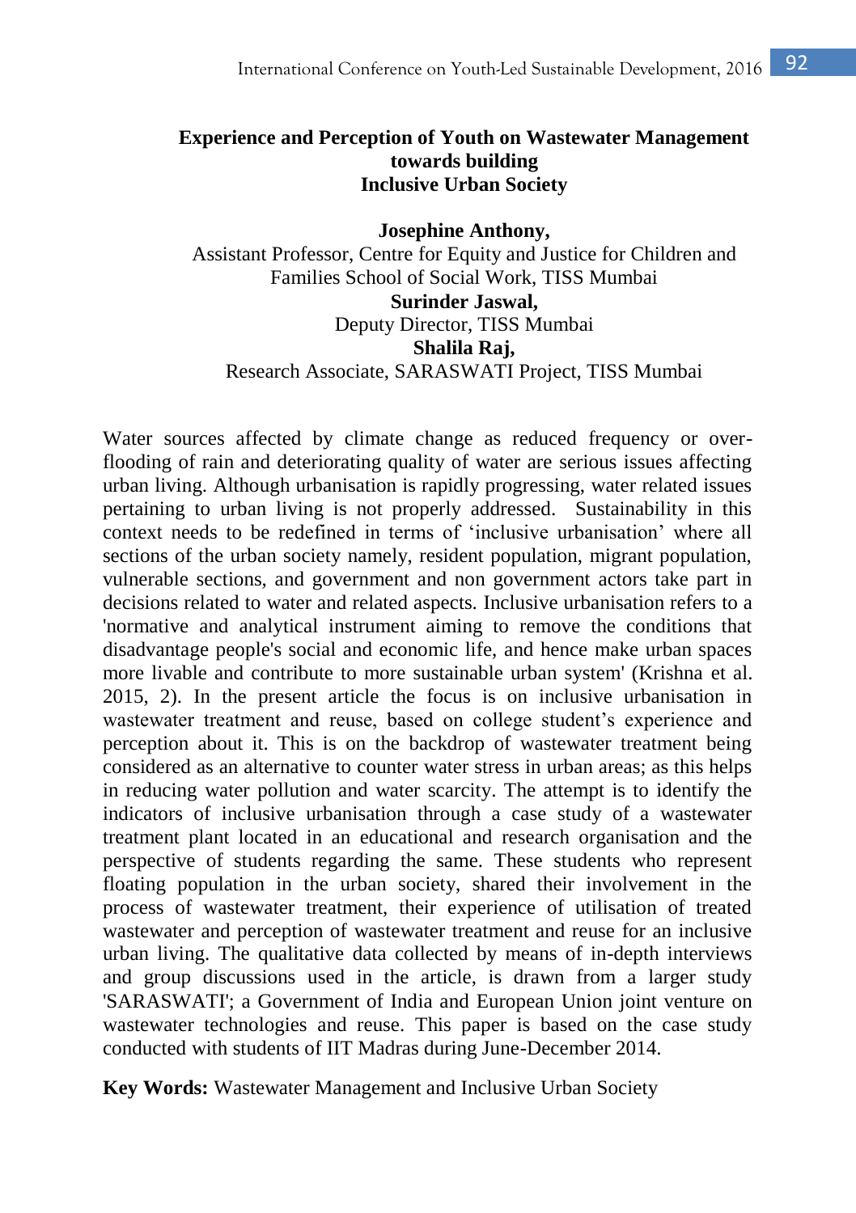**Experience and Perception of Youth on Wastewater Management towards building Inclusive Urban Society**

**Josephine Anthony,**
Assistant Professor, Centre for Equity and Justice for Children and Families School of Social Work, TISS Mumbai
**Surinder Jaswal,**
Deputy Director, TISS Mumbai
**Shalila Raj,**
Research Associate, SARASWATI Project, TISS Mumbai

Water sources affected by climate change as reduced frequency or over-flooding of rain and deteriorating quality of water are serious issues affecting urban living. Although urbanisation is rapidly progressing, water related issues pertaining to urban living is not properly addressed. Sustainability in this context needs to be redefined in terms of 'inclusive urbanisation' where all sections of the urban society namely, resident population, migrant population, vulnerable sections, and government and non government actors take part in decisions related to water and related aspects. Inclusive urbanisation refers to a 'normative and analytical instrument aiming to remove the conditions that disadvantage people's social and economic life, and hence make urban spaces more livable and contribute to more sustainable urban system' (Krishna et al. 2015, 2). In the present article the focus is on inclusive urbanisation in wastewater treatment and reuse, based on college student's experience and perception about it. This is on the backdrop of wastewater treatment being considered as an alternative to counter water stress in urban areas; as this helps in reducing water pollution and water scarcity. The attempt is to identify the indicators of inclusive urbanisation through a case study of a wastewater treatment plant located in an educational and research organisation and the perspective of students regarding the same. These students who represent floating population in the urban society, shared their involvement in the process of wastewater treatment, their experience of utilisation of treated wastewater and perception of wastewater treatment and reuse for an inclusive urban living. The qualitative data collected by means of in-depth interviews and group discussions used in the article, is drawn from a larger study 'SARASWATI'; a Government of India and European Union joint venture on wastewater technologies and reuse. This paper is based on the case study conducted with students of IIT Madras during June-December 2014.

**Key Words:** Wastewater Management and Inclusive Urban Society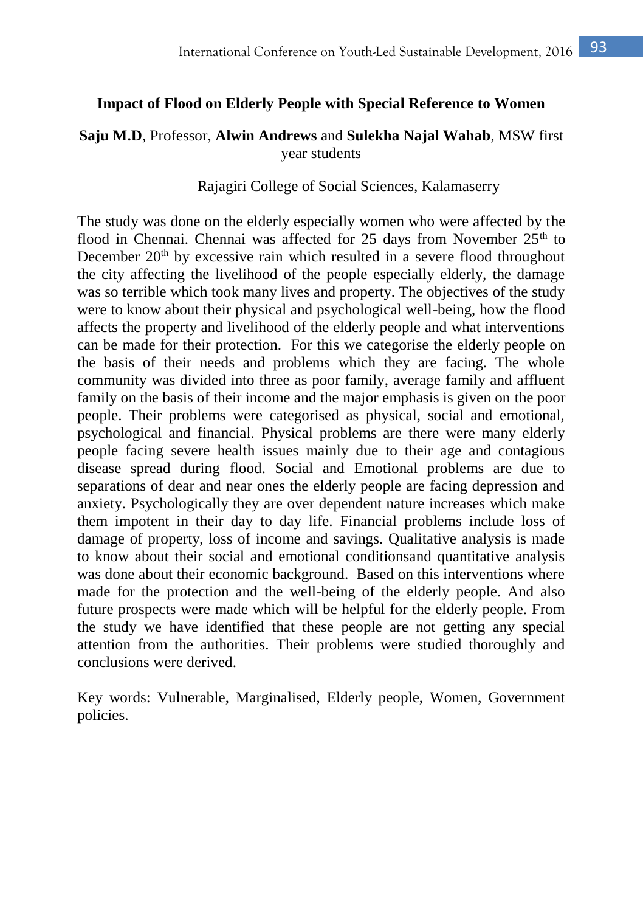# Impact of Flood on Elderly People with Special Reference to Women

**Saju M.D**, Professor, **Alwin Andrews** and **Sulekha Najal Wahab**, MSW first year students

Rajagiri College of Social Sciences, Kalamaserry

The study was done on the elderly especially women who were affected by the flood in Chennai. Chennai was affected for 25 days from November 25th to December 20th by excessive rain which resulted in a severe flood throughout the city affecting the livelihood of the people especially elderly, the damage was so terrible which took many lives and property. The objectives of the study were to know about their physical and psychological well-being, how the flood affects the property and livelihood of the elderly people and what interventions can be made for their protection. For this we categorise the elderly people on the basis of their needs and problems which they are facing. The whole community was divided into three as poor family, average family and affluent family on the basis of their income and the major emphasis is given on the poor people. Their problems were categorised as physical, social and emotional, psychological and financial. Physical problems are there were many elderly people facing severe health issues mainly due to their age and contagious disease spread during flood. Social and Emotional problems are due to separations of dear and near ones the elderly people are facing depression and anxiety. Psychologically they are over dependent nature increases which make them impotent in their day to day life. Financial problems include loss of damage of property, loss of income and savings. Qualitative analysis is made to know about their social and emotional conditionsand quantitative analysis was done about their economic background. Based on this interventions where made for the protection and the well-being of the elderly people. And also future prospects were made which will be helpful for the elderly people. From the study we have identified that these people are not getting any special attention from the authorities. Their problems were studied thoroughly and conclusions were derived.

Key words: Vulnerable, Marginalised, Elderly people, Women, Government policies.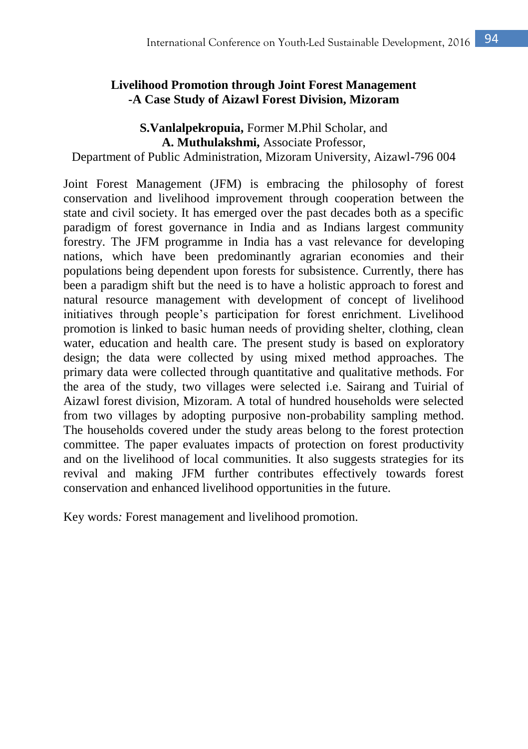# Livelihood Promotion through Joint Forest Management -A Case Study of Aizawl Forest Division, Mizoram

**S.Vanlalpekropuia,** Former M.Phil Scholar, and
**A. Muthulakshmi,** Associate Professor,
Department of Public Administration, Mizoram University, Aizawl-796 004

Joint Forest Management (JFM) is embracing the philosophy of forest conservation and livelihood improvement through cooperation between the state and civil society. It has emerged over the past decades both as a specific paradigm of forest governance in India and as Indians largest community forestry. The JFM programme in India has a vast relevance for developing nations, which have been predominantly agrarian economies and their populations being dependent upon forests for subsistence. Currently, there has been a paradigm shift but the need is to have a holistic approach to forest and natural resource management with development of concept of livelihood initiatives through people's participation for forest enrichment. Livelihood promotion is linked to basic human needs of providing shelter, clothing, clean water, education and health care. The present study is based on exploratory design; the data were collected by using mixed method approaches. The primary data were collected through quantitative and qualitative methods. For the area of the study, two villages were selected i.e. Sairang and Tuirial of Aizawl forest division, Mizoram. A total of hundred households were selected from two villages by adopting purposive non-probability sampling method. The households covered under the study areas belong to the forest protection committee. The paper evaluates impacts of protection on forest productivity and on the livelihood of local communities. It also suggests strategies for its revival and making JFM further contributes effectively towards forest conservation and enhanced livelihood opportunities in the future.

Key words*:* Forest management and livelihood promotion.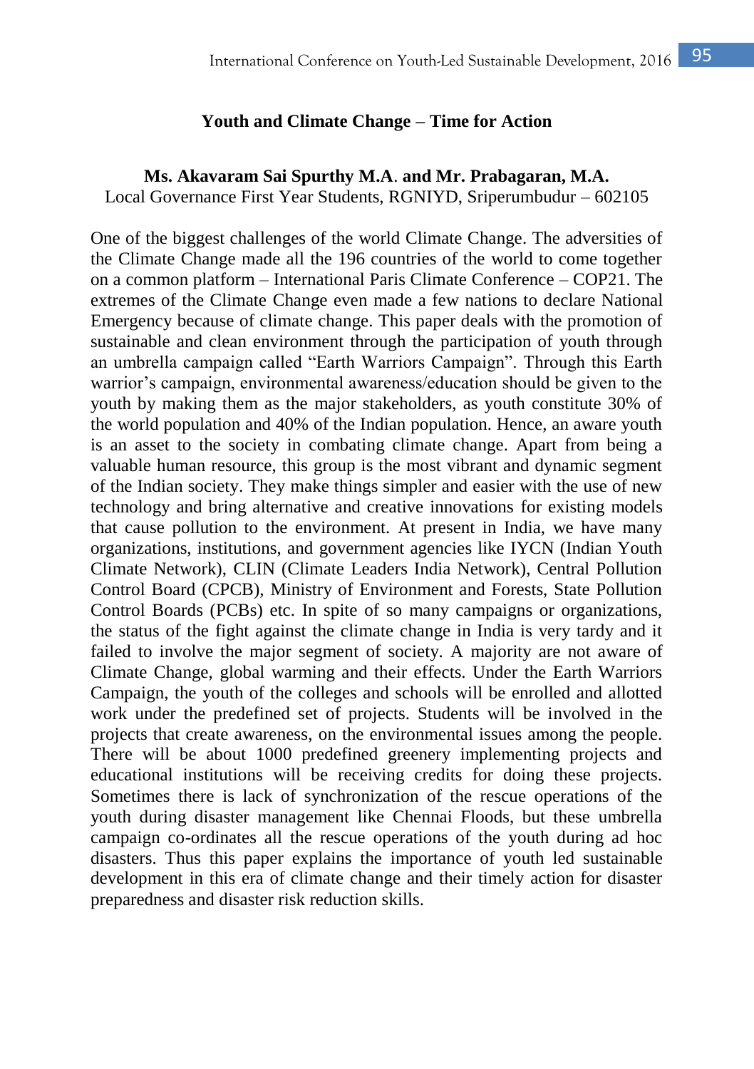## Youth and Climate Change – Time for Action

**Ms. Akavaram Sai Spurthy M.A. and Mr. Prabagaran, M.A.**
Local Governance First Year Students, RGNIYD, Sriperumbudur – 602105

One of the biggest challenges of the world Climate Change. The adversities of the Climate Change made all the 196 countries of the world to come together on a common platform – International Paris Climate Conference – COP21. The extremes of the Climate Change even made a few nations to declare National Emergency because of climate change. This paper deals with the promotion of sustainable and clean environment through the participation of youth through an umbrella campaign called "Earth Warriors Campaign". Through this Earth warrior's campaign, environmental awareness/education should be given to the youth by making them as the major stakeholders, as youth constitute 30% of the world population and 40% of the Indian population. Hence, an aware youth is an asset to the society in combating climate change. Apart from being a valuable human resource, this group is the most vibrant and dynamic segment of the Indian society. They make things simpler and easier with the use of new technology and bring alternative and creative innovations for existing models that cause pollution to the environment. At present in India, we have many organizations, institutions, and government agencies like IYCN (Indian Youth Climate Network), CLIN (Climate Leaders India Network), Central Pollution Control Board (CPCB), Ministry of Environment and Forests, State Pollution Control Boards (PCBs) etc. In spite of so many campaigns or organizations, the status of the fight against the climate change in India is very tardy and it failed to involve the major segment of society. A majority are not aware of Climate Change, global warming and their effects. Under the Earth Warriors Campaign, the youth of the colleges and schools will be enrolled and allotted work under the predefined set of projects. Students will be involved in the projects that create awareness, on the environmental issues among the people. There will be about 1000 predefined greenery implementing projects and educational institutions will be receiving credits for doing these projects. Sometimes there is lack of synchronization of the rescue operations of the youth during disaster management like Chennai Floods, but these umbrella campaign co-ordinates all the rescue operations of the youth during ad hoc disasters. Thus this paper explains the importance of youth led sustainable development in this era of climate change and their timely action for disaster preparedness and disaster risk reduction skills.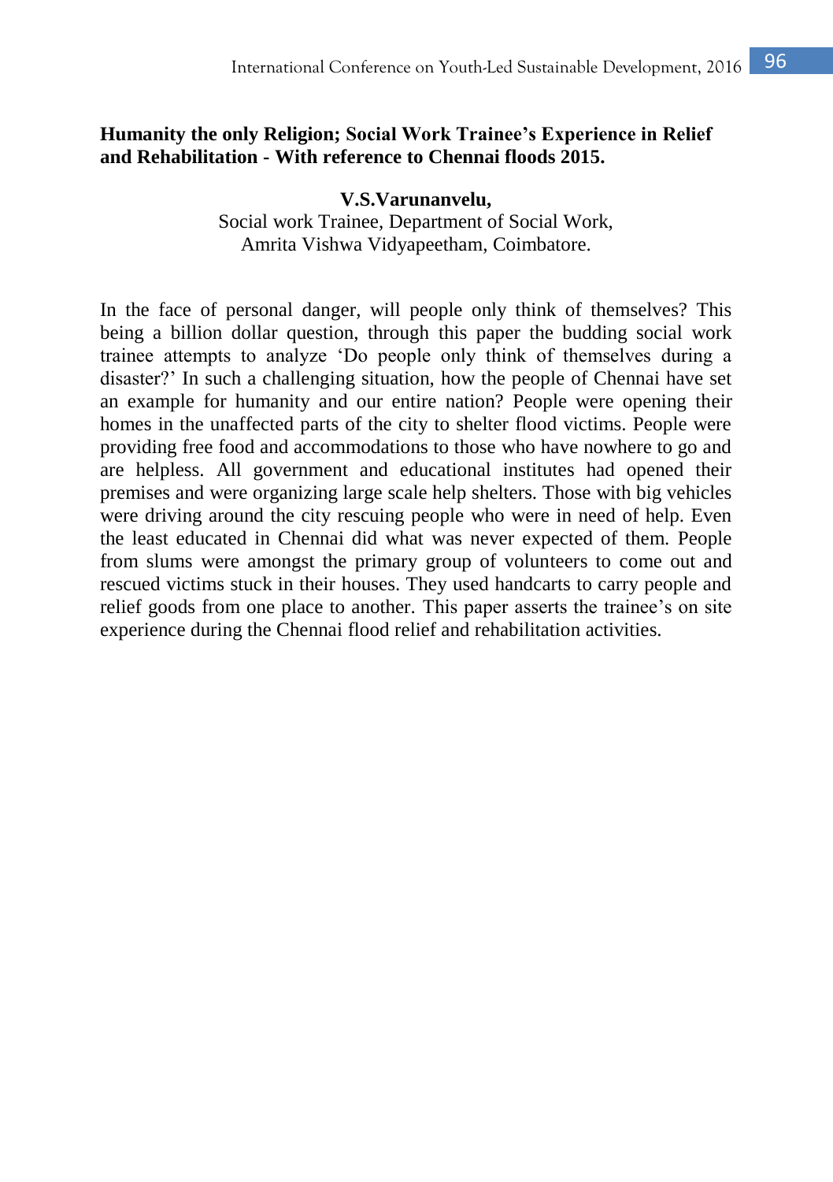## Humanity the only Religion; Social Work Trainee's Experience in Relief and Rehabilitation - With reference to Chennai floods 2015.

**V.S.Varunanvelu,**
Social work Trainee, Department of Social Work,
Amrita Vishwa Vidyapeetham, Coimbatore.

In the face of personal danger, will people only think of themselves? This being a billion dollar question, through this paper the budding social work trainee attempts to analyze 'Do people only think of themselves during a disaster?' In such a challenging situation, how the people of Chennai have set an example for humanity and our entire nation? People were opening their homes in the unaffected parts of the city to shelter flood victims. People were providing free food and accommodations to those who have nowhere to go and are helpless. All government and educational institutes had opened their premises and were organizing large scale help shelters. Those with big vehicles were driving around the city rescuing people who were in need of help. Even the least educated in Chennai did what was never expected of them. People from slums were amongst the primary group of volunteers to come out and rescued victims stuck in their houses. They used handcarts to carry people and relief goods from one place to another. This paper asserts the trainee's on site experience during the Chennai flood relief and rehabilitation activities.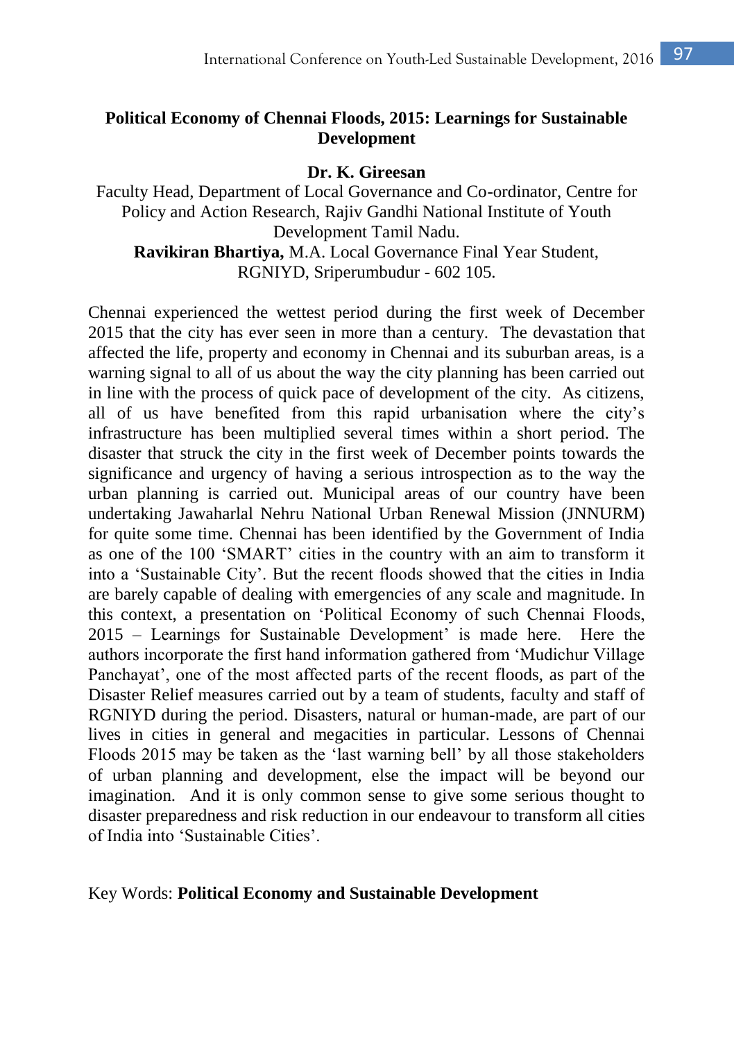## Political Economy of Chennai Floods, 2015: Learnings for Sustainable Development

**Dr. K. Gireesan**

Faculty Head, Department of Local Governance and Co-ordinator, Centre for Policy and Action Research, Rajiv Gandhi National Institute of Youth Development Tamil Nadu.

**Ravikiran Bhartiya,** M.A. Local Governance Final Year Student, RGNIYD, Sriperumbudur - 602 105.

Chennai experienced the wettest period during the first week of December 2015 that the city has ever seen in more than a century. The devastation that affected the life, property and economy in Chennai and its suburban areas, is a warning signal to all of us about the way the city planning has been carried out in line with the process of quick pace of development of the city. As citizens, all of us have benefited from this rapid urbanisation where the city's infrastructure has been multiplied several times within a short period. The disaster that struck the city in the first week of December points towards the significance and urgency of having a serious introspection as to the way the urban planning is carried out. Municipal areas of our country have been undertaking Jawaharlal Nehru National Urban Renewal Mission (JNNURM) for quite some time. Chennai has been identified by the Government of India as one of the 100 'SMART' cities in the country with an aim to transform it into a 'Sustainable City'. But the recent floods showed that the cities in India are barely capable of dealing with emergencies of any scale and magnitude. In this context, a presentation on 'Political Economy of such Chennai Floods, 2015 – Learnings for Sustainable Development' is made here. Here the authors incorporate the first hand information gathered from 'Mudichur Village Panchayat', one of the most affected parts of the recent floods, as part of the Disaster Relief measures carried out by a team of students, faculty and staff of RGNIYD during the period. Disasters, natural or human-made, are part of our lives in cities in general and megacities in particular. Lessons of Chennai Floods 2015 may be taken as the 'last warning bell' by all those stakeholders of urban planning and development, else the impact will be beyond our imagination. And it is only common sense to give some serious thought to disaster preparedness and risk reduction in our endeavour to transform all cities of India into 'Sustainable Cities'.

Key Words: **Political Economy and Sustainable Development**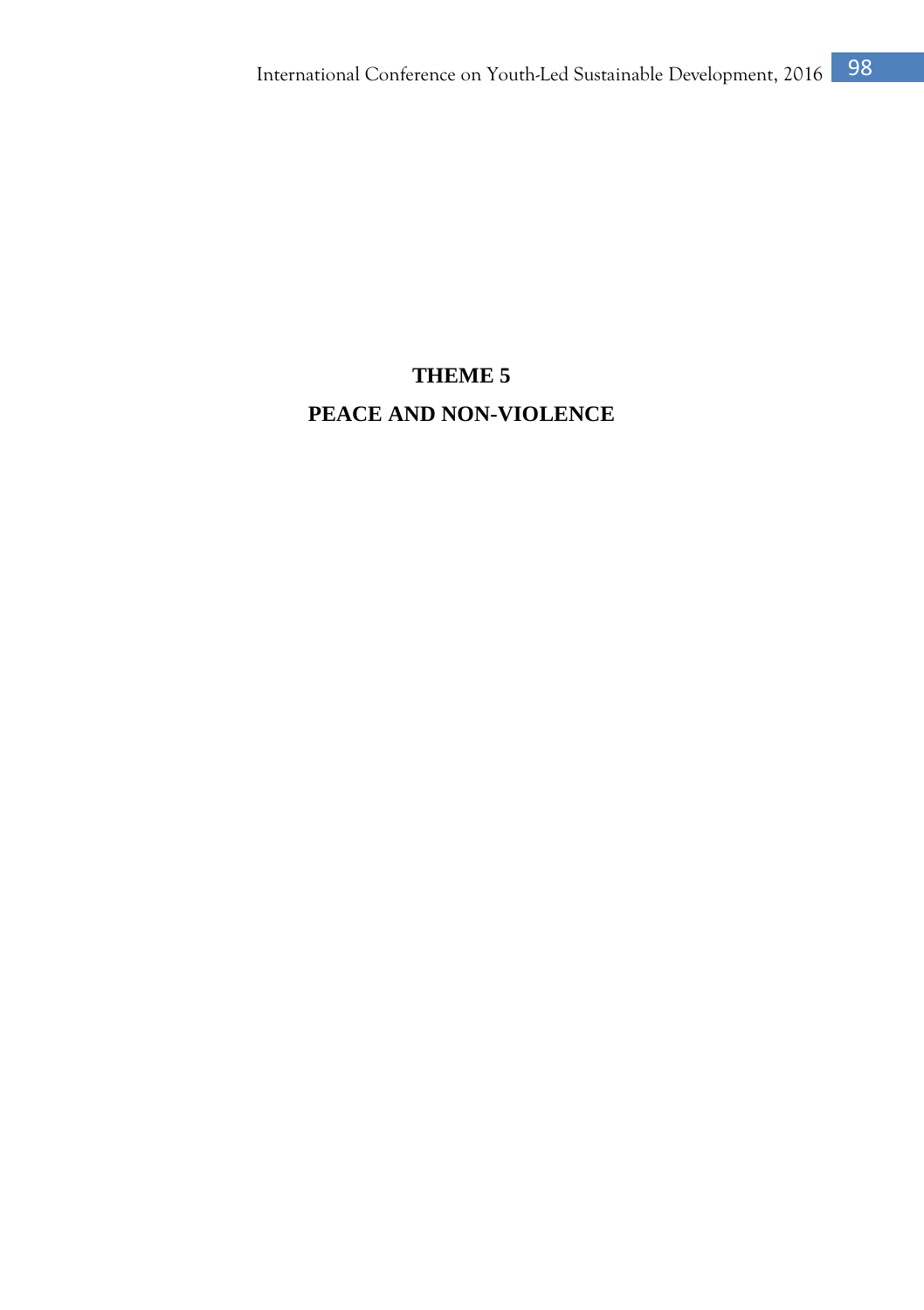# THEME 5

# PEACE AND NON-VIOLENCE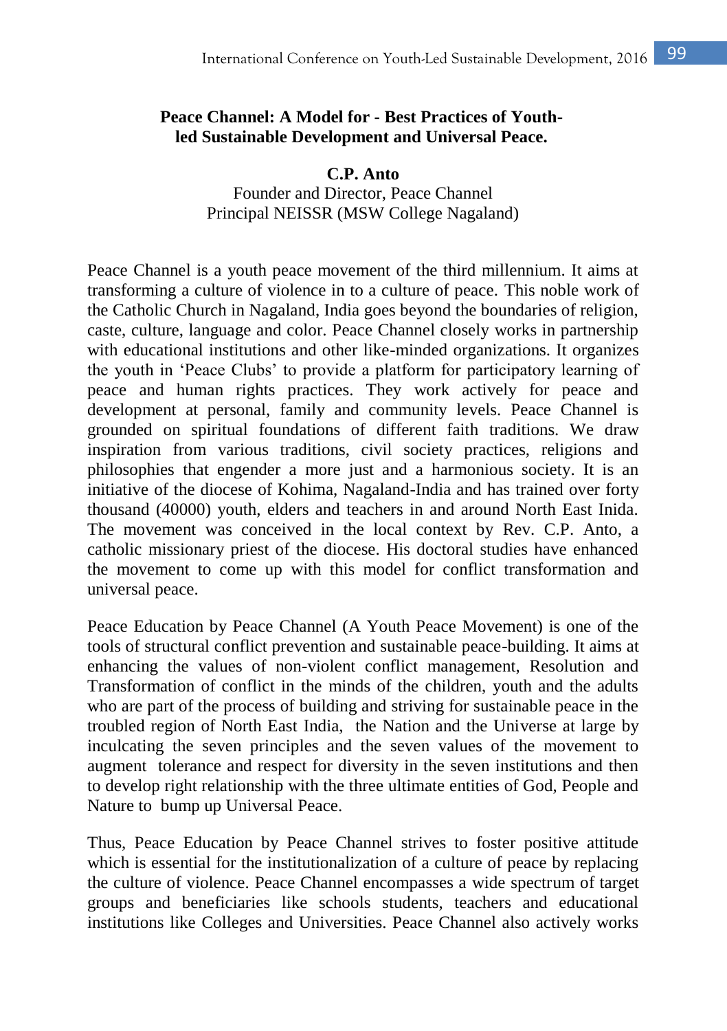## Peace Channel: A Model for - Best Practices of Youth-led Sustainable Development and Universal Peace.

**C.P. Anto**
Founder and Director, Peace Channel
Principal NEISSR (MSW College Nagaland)

Peace Channel is a youth peace movement of the third millennium. It aims at transforming a culture of violence in to a culture of peace. This noble work of the Catholic Church in Nagaland, India goes beyond the boundaries of religion, caste, culture, language and color. Peace Channel closely works in partnership with educational institutions and other like-minded organizations. It organizes the youth in 'Peace Clubs' to provide a platform for participatory learning of peace and human rights practices. They work actively for peace and development at personal, family and community levels. Peace Channel is grounded on spiritual foundations of different faith traditions. We draw inspiration from various traditions, civil society practices, religions and philosophies that engender a more just and a harmonious society. It is an initiative of the diocese of Kohima, Nagaland-India and has trained over forty thousand (40000) youth, elders and teachers in and around North East Inida. The movement was conceived in the local context by Rev. C.P. Anto, a catholic missionary priest of the diocese. His doctoral studies have enhanced the movement to come up with this model for conflict transformation and universal peace.

Peace Education by Peace Channel (A Youth Peace Movement) is one of the tools of structural conflict prevention and sustainable peace-building. It aims at enhancing the values of non-violent conflict management, Resolution and Transformation of conflict in the minds of the children, youth and the adults who are part of the process of building and striving for sustainable peace in the troubled region of North East India, the Nation and the Universe at large by inculcating the seven principles and the seven values of the movement to augment tolerance and respect for diversity in the seven institutions and then to develop right relationship with the three ultimate entities of God, People and Nature to bump up Universal Peace.

Thus, Peace Education by Peace Channel strives to foster positive attitude which is essential for the institutionalization of a culture of peace by replacing the culture of violence. Peace Channel encompasses a wide spectrum of target groups and beneficiaries like schools students, teachers and educational institutions like Colleges and Universities. Peace Channel also actively works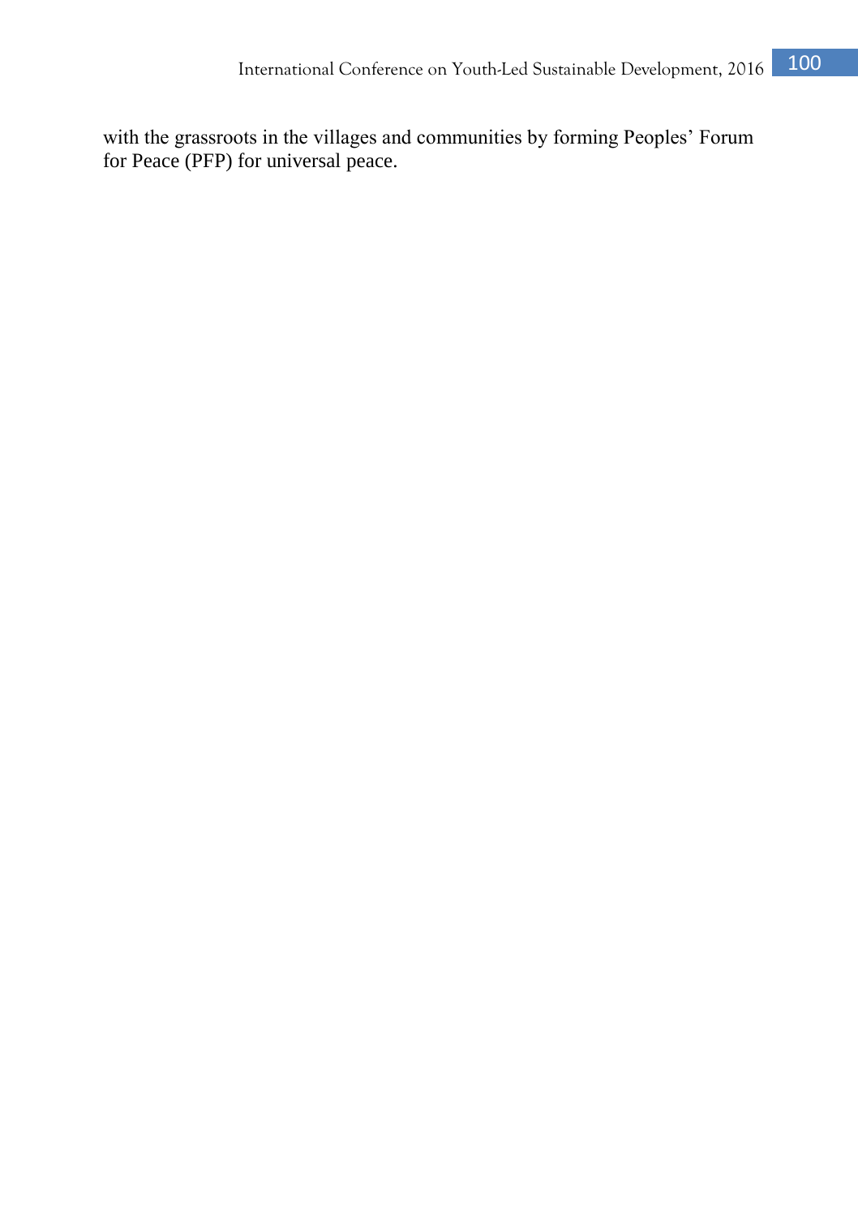with the grassroots in the villages and communities by forming Peoples' Forum for Peace (PFP) for universal peace.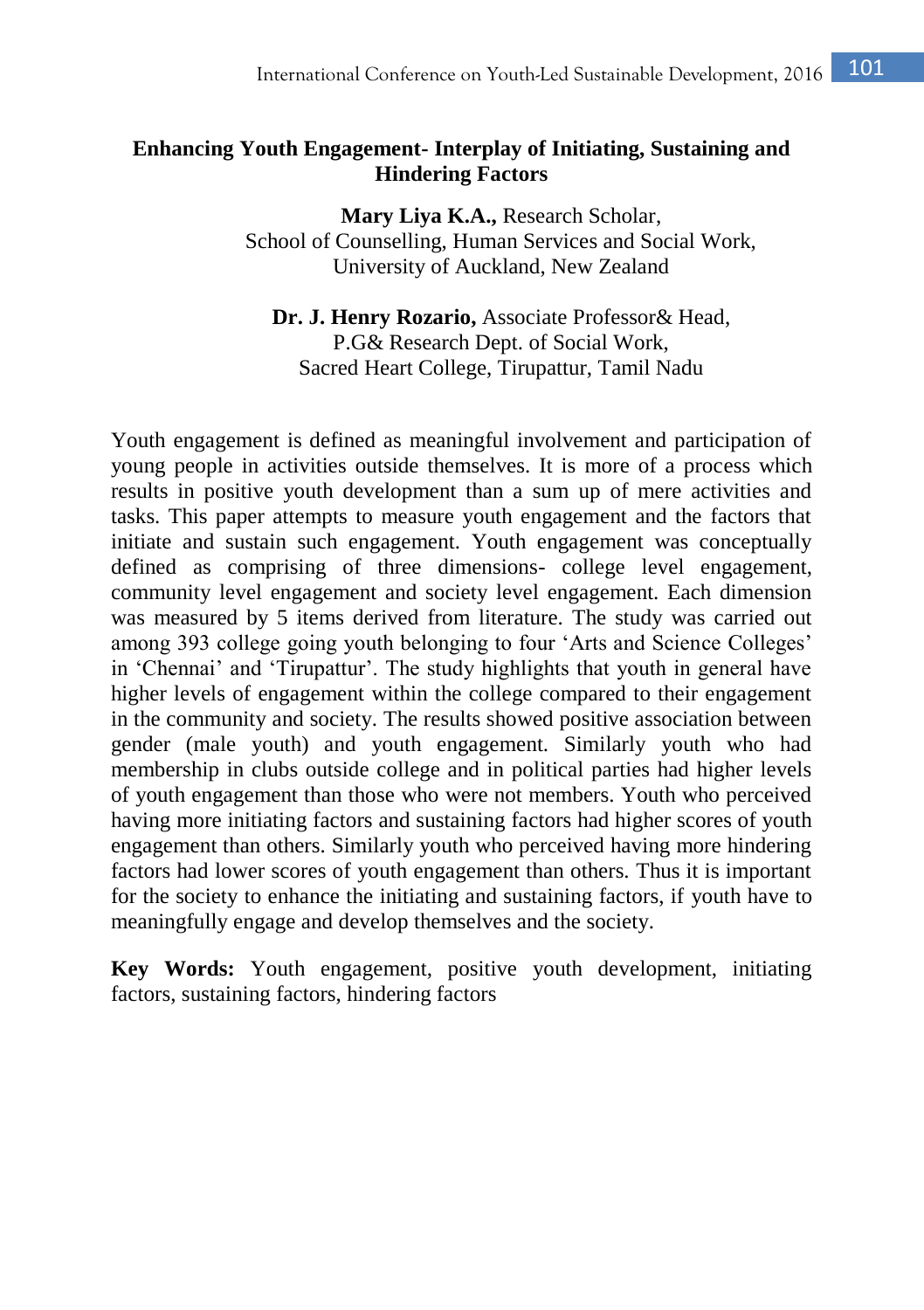# Enhancing Youth Engagement- Interplay of Initiating, Sustaining and Hindering Factors

**Mary Liya K.A.,** Research Scholar,
School of Counselling, Human Services and Social Work,
University of Auckland, New Zealand

**Dr. J. Henry Rozario,** Associate Professor& Head,
P.G& Research Dept. of Social Work,
Sacred Heart College, Tirupattur, Tamil Nadu

Youth engagement is defined as meaningful involvement and participation of young people in activities outside themselves. It is more of a process which results in positive youth development than a sum up of mere activities and tasks. This paper attempts to measure youth engagement and the factors that initiate and sustain such engagement. Youth engagement was conceptually defined as comprising of three dimensions- college level engagement, community level engagement and society level engagement. Each dimension was measured by 5 items derived from literature. The study was carried out among 393 college going youth belonging to four 'Arts and Science Colleges' in 'Chennai' and 'Tirupattur'. The study highlights that youth in general have higher levels of engagement within the college compared to their engagement in the community and society. The results showed positive association between gender (male youth) and youth engagement. Similarly youth who had membership in clubs outside college and in political parties had higher levels of youth engagement than those who were not members. Youth who perceived having more initiating factors and sustaining factors had higher scores of youth engagement than others. Similarly youth who perceived having more hindering factors had lower scores of youth engagement than others. Thus it is important for the society to enhance the initiating and sustaining factors, if youth have to meaningfully engage and develop themselves and the society.

**Key Words:** Youth engagement, positive youth development, initiating factors, sustaining factors, hindering factors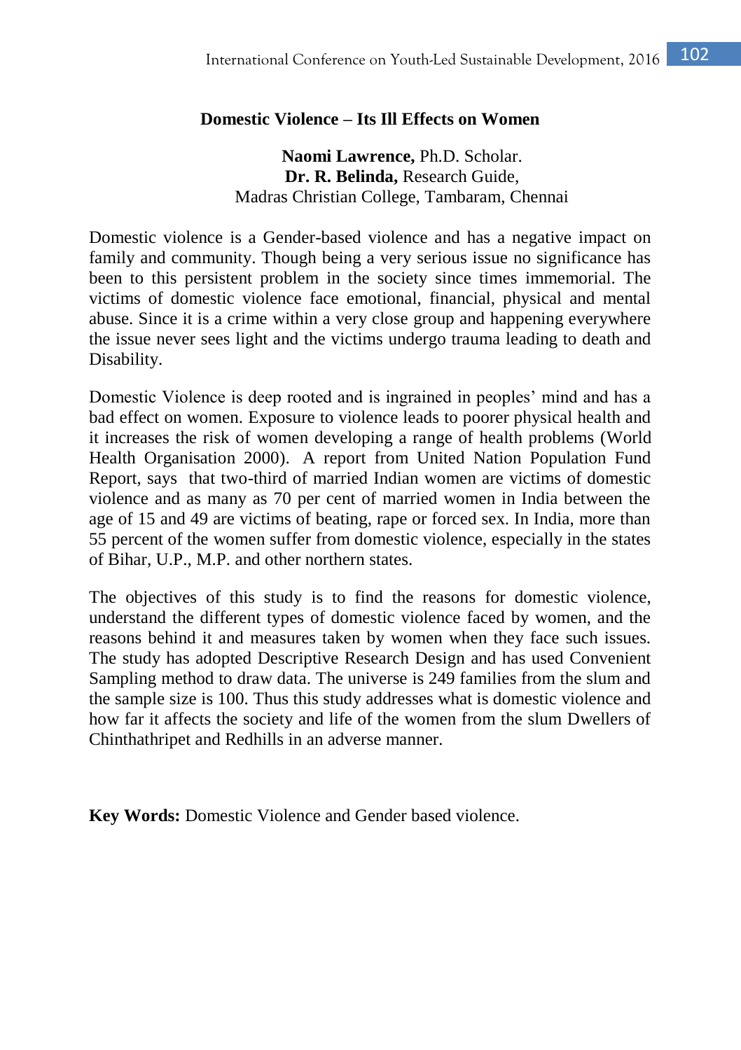# Domestic Violence – Its Ill Effects on Women

**Naomi Lawrence,** Ph.D. Scholar.
**Dr. R. Belinda,** Research Guide,
Madras Christian College, Tambaram, Chennai

Domestic violence is a Gender-based violence and has a negative impact on family and community. Though being a very serious issue no significance has been to this persistent problem in the society since times immemorial. The victims of domestic violence face emotional, financial, physical and mental abuse. Since it is a crime within a very close group and happening everywhere the issue never sees light and the victims undergo trauma leading to death and Disability.

Domestic Violence is deep rooted and is ingrained in peoples' mind and has a bad effect on women. Exposure to violence leads to poorer physical health and it increases the risk of women developing a range of health problems (World Health Organisation 2000). A report from United Nation Population Fund Report, says that two-third of married Indian women are victims of domestic violence and as many as 70 per cent of married women in India between the age of 15 and 49 are victims of beating, rape or forced sex. In India, more than 55 percent of the women suffer from domestic violence, especially in the states of Bihar, U.P., M.P. and other northern states.

The objectives of this study is to find the reasons for domestic violence, understand the different types of domestic violence faced by women, and the reasons behind it and measures taken by women when they face such issues. The study has adopted Descriptive Research Design and has used Convenient Sampling method to draw data. The universe is 249 families from the slum and the sample size is 100. Thus this study addresses what is domestic violence and how far it affects the society and life of the women from the slum Dwellers of Chinthathripet and Redhills in an adverse manner.

**Key Words:** Domestic Violence and Gender based violence.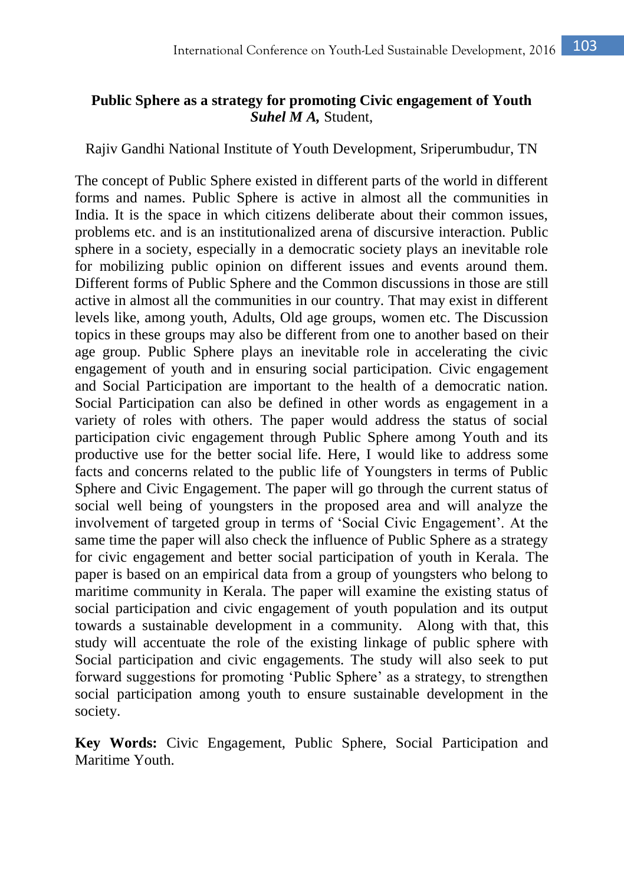**Public Sphere as a strategy for promoting Civic engagement of Youth**
***Suhel M A,*** Student,

Rajiv Gandhi National Institute of Youth Development, Sriperumbudur, TN

The concept of Public Sphere existed in different parts of the world in different forms and names. Public Sphere is active in almost all the communities in India. It is the space in which citizens deliberate about their common issues, problems etc. and is an institutionalized arena of discursive interaction. Public sphere in a society, especially in a democratic society plays an inevitable role for mobilizing public opinion on different issues and events around them. Different forms of Public Sphere and the Common discussions in those are still active in almost all the communities in our country. That may exist in different levels like, among youth, Adults, Old age groups, women etc. The Discussion topics in these groups may also be different from one to another based on their age group. Public Sphere plays an inevitable role in accelerating the civic engagement of youth and in ensuring social participation. Civic engagement and Social Participation are important to the health of a democratic nation. Social Participation can also be defined in other words as engagement in a variety of roles with others. The paper would address the status of social participation civic engagement through Public Sphere among Youth and its productive use for the better social life. Here, I would like to address some facts and concerns related to the public life of Youngsters in terms of Public Sphere and Civic Engagement. The paper will go through the current status of social well being of youngsters in the proposed area and will analyze the involvement of targeted group in terms of 'Social Civic Engagement'. At the same time the paper will also check the influence of Public Sphere as a strategy for civic engagement and better social participation of youth in Kerala. The paper is based on an empirical data from a group of youngsters who belong to maritime community in Kerala. The paper will examine the existing status of social participation and civic engagement of youth population and its output towards a sustainable development in a community. Along with that, this study will accentuate the role of the existing linkage of public sphere with Social participation and civic engagements. The study will also seek to put forward suggestions for promoting 'Public Sphere' as a strategy, to strengthen social participation among youth to ensure sustainable development in the society.

**Key Words:** Civic Engagement, Public Sphere, Social Participation and Maritime Youth.